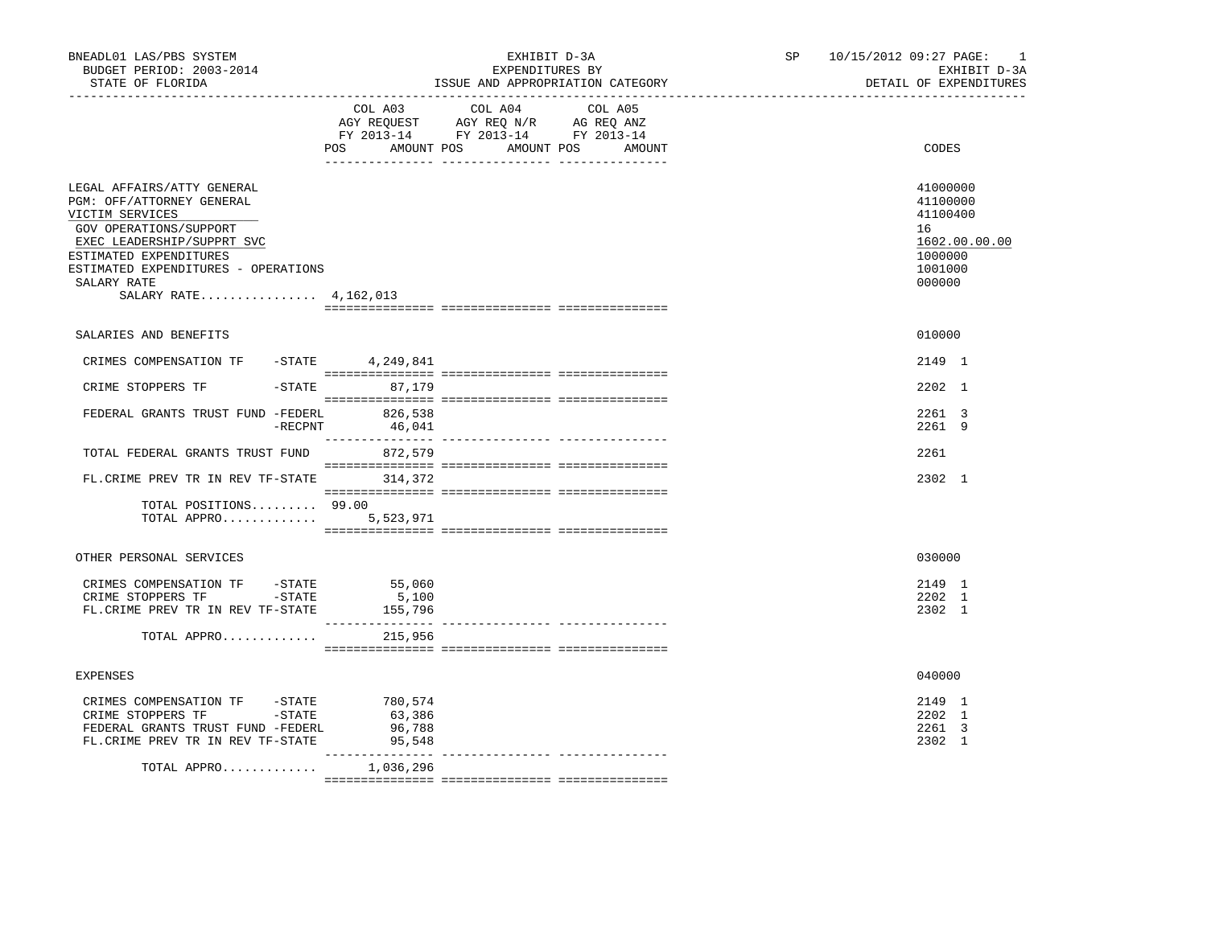BNEADL01 LAS/PBS SYSTEM — EXHIBIT D-3A — SP 10/15/2012 09:27

BUDGET PERIOD: 2003-2014 — EXPENDITURES BY — EXHIBIT D-3A

STATE OF FLORIDA — ISSUE AND APPROPRIATION CATEGORY — DETAIL OF EXPENDITURES

| | COL A03 AGY REQUEST FY 2013-14 POS AMOUNT | COL A04 AGY REQ N/R FY 2013-14 POS AMOUNT | COL A05 AG REQ ANZ FY 2013-14 POS AMOUNT | CODES |
|---|---|---|---|---|
| LEGAL AFFAIRS/ATTY GENERAL | | | | 41000000 |
| PGM: OFF/ATTORNEY GENERAL | | | | 41100000 |
| VICTIM SERVICES | | | | 41100400 |
| GOV OPERATIONS/SUPPORT | | | | 16 |
| EXEC LEADERSHIP/SUPPRT SVC | | | | 1602.00.00.00 |
| ESTIMATED EXPENDITURES | | | | 1000000 |
| ESTIMATED EXPENDITURES - OPERATIONS | | | | 1001000 |
| SALARY RATE | | | | 000000 |
| SALARY RATE................ 4,162,013 | | | | |
| SALARIES AND BENEFITS | | | | 010000 |
| CRIMES COMPENSATION TF -STATE | 4,249,841 | | | 2149 1 |
| CRIME STOPPERS TF -STATE | 87,179 | | | 2202 1 |
| FEDERAL GRANTS TRUST FUND -FEDERL | 826,538 | | | 2261 3 |
| -RECPNT | 46,041 | | | 2261 9 |
| TOTAL FEDERAL GRANTS TRUST FUND | 872,579 | | | 2261 |
| FL.CRIME PREV TR IN REV TF-STATE | 314,372 | | | 2302 1 |
| TOTAL POSITIONS......... 99.00 | | | | |
| TOTAL APPRO............. | 5,523,971 | | | |
| OTHER PERSONAL SERVICES | | | | 030000 |
| CRIMES COMPENSATION TF -STATE | 55,060 | | | 2149 1 |
| CRIME STOPPERS TF -STATE | 5,100 | | | 2202 1 |
| FL.CRIME PREV TR IN REV TF-STATE | 155,796 | | | 2302 1 |
| TOTAL APPRO............. | 215,956 | | | |
| EXPENSES | | | | 040000 |
| CRIMES COMPENSATION TF -STATE | 780,574 | | | 2149 1 |
| CRIME STOPPERS TF -STATE | 63,386 | | | 2202 1 |
| FEDERAL GRANTS TRUST FUND -FEDERL | 96,788 | | | 2261 3 |
| FL.CRIME PREV TR IN REV TF-STATE | 95,548 | | | 2302 1 |
| TOTAL APPRO............. | 1,036,296 | | | |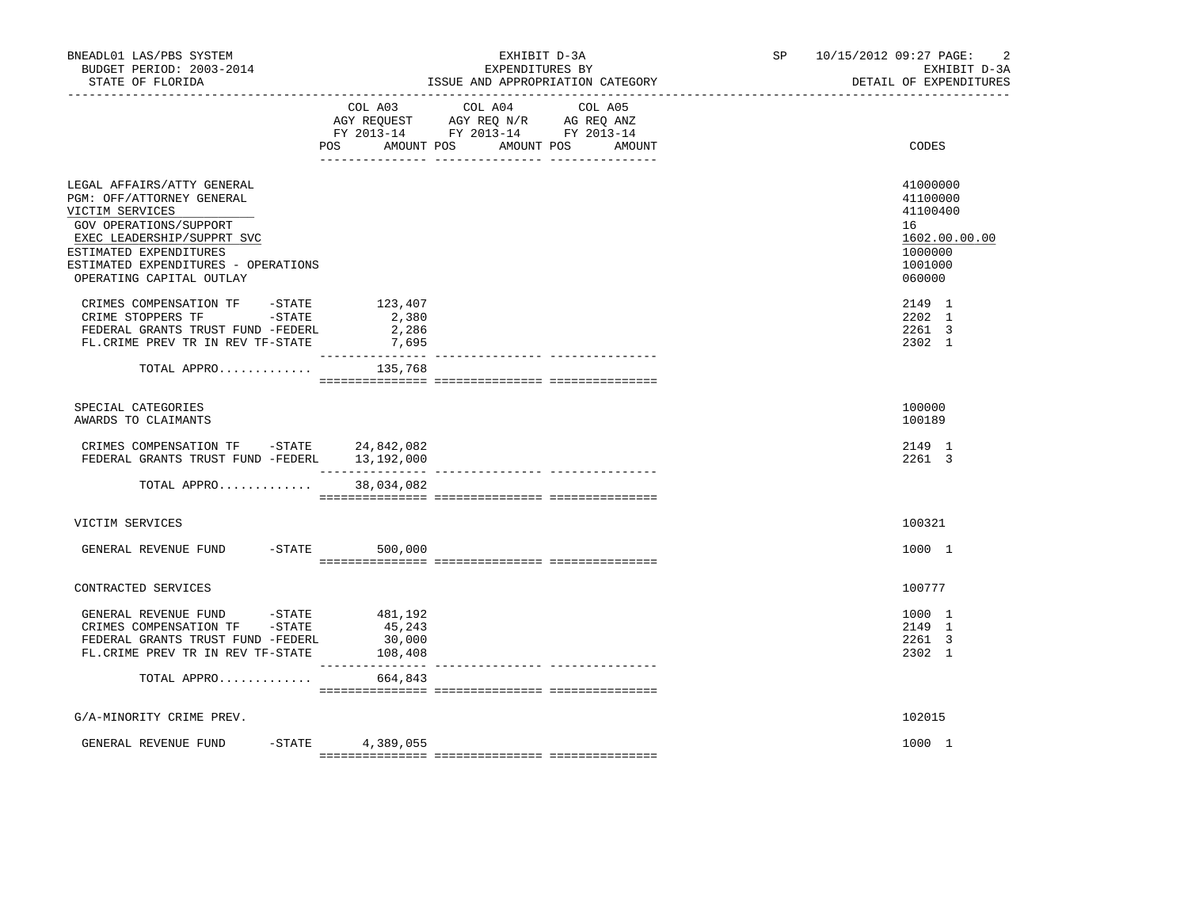BNEADL01 LAS/PBS SYSTEM — BUDGET PERIOD: 2003-2014 — STATE OF FLORIDA

EXHIBIT D-3A — EXPENDITURES BY ISSUE AND APPROPRIATION CATEGORY

SP 10/15/2012 09:27 — EXHIBIT D-3A — DETAIL OF EXPENDITURES

| | COL A03 AGY REQUEST FY 2013-14 POS | AMOUNT | COL A04 AGY REQ N/R FY 2013-14 POS | AMOUNT | COL A05 AG REQ ANZ FY 2013-14 POS | AMOUNT | CODES |
|---|---|---|---|---|---|---|---|
| LEGAL AFFAIRS/ATTY GENERAL | | | | | | | 41000000 |
| PGM: OFF/ATTORNEY GENERAL | | | | | | | 41100000 |
| VICTIM SERVICES | | | | | | | 41100400 |
| GOV OPERATIONS/SUPPORT | | | | | | | 16 |
| EXEC LEADERSHIP/SUPPRT SVC | | | | | | | 1602.00.00.00 |
| ESTIMATED EXPENDITURES | | | | | | | 1000000 |
| ESTIMATED EXPENDITURES - OPERATIONS | | | | | | | 1001000 |
| OPERATING CAPITAL OUTLAY | | | | | | | 060000 |
| CRIMES COMPENSATION TF -STATE | | 123,407 | | | | | 2149 1 |
| CRIME STOPPERS TF -STATE | | 2,380 | | | | | 2202 1 |
| FEDERAL GRANTS TRUST FUND -FEDERL | | 2,286 | | | | | 2261 3 |
| FL.CRIME PREV TR IN REV TF-STATE | | 7,695 | | | | | 2302 1 |
| TOTAL APPRO............. | | 135,768 | | | | | |
| SPECIAL CATEGORIES | | | | | | | 100000 |
| AWARDS TO CLAIMANTS | | | | | | | 100189 |
| CRIMES COMPENSATION TF -STATE | | 24,842,082 | | | | | 2149 1 |
| FEDERAL GRANTS TRUST FUND -FEDERL | | 13,192,000 | | | | | 2261 3 |
| TOTAL APPRO............. | | 38,034,082 | | | | | |
| VICTIM SERVICES | | | | | | | 100321 |
| GENERAL REVENUE FUND -STATE | | 500,000 | | | | | 1000 1 |
| CONTRACTED SERVICES | | | | | | | 100777 |
| GENERAL REVENUE FUND -STATE | | 481,192 | | | | | 1000 1 |
| CRIMES COMPENSATION TF -STATE | | 45,243 | | | | | 2149 1 |
| FEDERAL GRANTS TRUST FUND -FEDERL | | 30,000 | | | | | 2261 3 |
| FL.CRIME PREV TR IN REV TF-STATE | | 108,408 | | | | | 2302 1 |
| TOTAL APPRO............. | | 664,843 | | | | | |
| G/A-MINORITY CRIME PREV. | | | | | | | 102015 |
| GENERAL REVENUE FUND -STATE | | 4,389,055 | | | | | 1000 1 |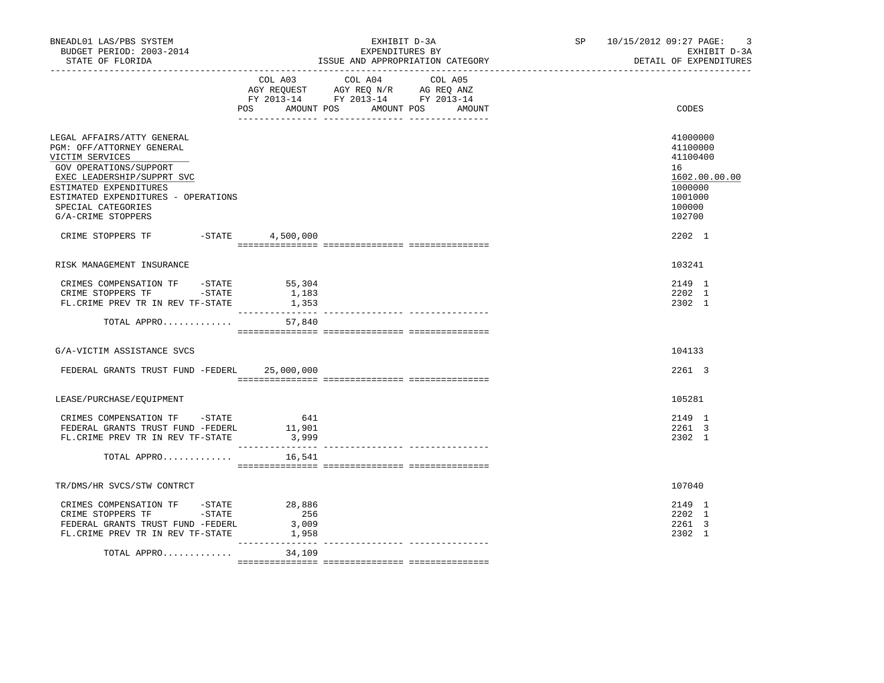BNEADL01 LAS/PBS SYSTEM
BUDGET PERIOD: 2003-2014
STATE OF FLORIDA

EXHIBIT D-3A
EXPENDITURES BY
ISSUE AND APPROPRIATION CATEGORY

SP 10/15/2012 09:27
EXHIBIT D-3A
DETAIL OF EXPENDITURES

| | COL A03 AGY REQUEST FY 2013-14 POS AMOUNT | COL A04 AGY REQ N/R FY 2013-14 POS AMOUNT | COL A05 AG REQ ANZ FY 2013-14 POS AMOUNT | CODES |
|---|---|---|---|---|
| LEGAL AFFAIRS/ATTY GENERAL | | | | 41000000 |
| PGM: OFF/ATTORNEY GENERAL | | | | 41100000 |
| VICTIM SERVICES | | | | 41100400 |
| GOV OPERATIONS/SUPPORT | | | | 16 |
| EXEC LEADERSHIP/SUPPRT SVC | | | | 1602.00.00.00 |
| ESTIMATED EXPENDITURES | | | | 1000000 |
| ESTIMATED EXPENDITURES - OPERATIONS | | | | 1001000 |
| SPECIAL CATEGORIES | | | | 100000 |
| G/A-CRIME STOPPERS | | | | 102700 |
| CRIME STOPPERS TF -STATE | 4,500,000 | | | 2202 1 |
| RISK MANAGEMENT INSURANCE | | | | 103241 |
| CRIMES COMPENSATION TF -STATE | 55,304 | | | 2149 1 |
| CRIME STOPPERS TF -STATE | 1,183 | | | 2202 1 |
| FL.CRIME PREV TR IN REV TF-STATE | 1,353 | | | 2302 1 |
| TOTAL APPRO............. | 57,840 | | | |
| G/A-VICTIM ASSISTANCE SVCS | | | | 104133 |
| FEDERAL GRANTS TRUST FUND -FEDERL | 25,000,000 | | | 2261 3 |
| LEASE/PURCHASE/EQUIPMENT | | | | 105281 |
| CRIMES COMPENSATION TF -STATE | 641 | | | 2149 1 |
| FEDERAL GRANTS TRUST FUND -FEDERL | 11,901 | | | 2261 3 |
| FL.CRIME PREV TR IN REV TF-STATE | 3,999 | | | 2302 1 |
| TOTAL APPRO............. | 16,541 | | | |
| TR/DMS/HR SVCS/STW CONTRCT | | | | 107040 |
| CRIMES COMPENSATION TF -STATE | 28,886 | | | 2149 1 |
| CRIME STOPPERS TF -STATE | 256 | | | 2202 1 |
| FEDERAL GRANTS TRUST FUND -FEDERL | 3,009 | | | 2261 3 |
| FL.CRIME PREV TR IN REV TF-STATE | 1,958 | | | 2302 1 |
| TOTAL APPRO............. | 34,109 | | | |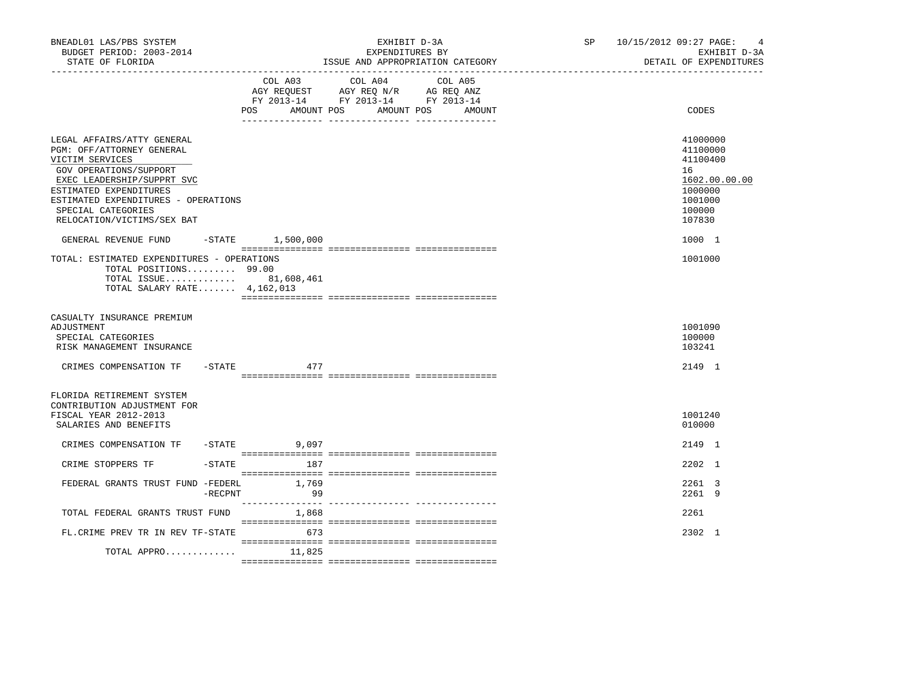BNEADL01 LAS/PBS SYSTEM
BUDGET PERIOD: 2003-2014
STATE OF FLORIDA

EXHIBIT D-3A
EXPENDITURES BY
ISSUE AND APPROPRIATION CATEGORY

SP 10/15/2012 09:27

EXHIBIT D-3A
DETAIL OF EXPENDITURES

| | COL A03 AGY REQUEST FY 2013-14 POS AMOUNT | COL A04 AGY REQ N/R FY 2013-14 POS AMOUNT | COL A05 AG REQ ANZ FY 2013-14 POS AMOUNT | CODES |
|---|---|---|---|---|
| LEGAL AFFAIRS/ATTY GENERAL | | | | 41000000 |
| PGM: OFF/ATTORNEY GENERAL | | | | 41100000 |
| VICTIM SERVICES | | | | 41100400 |
| GOV OPERATIONS/SUPPORT | | | | 16 |
| EXEC LEADERSHIP/SUPPRT SVC | | | | 1602.00.00.00 |
| ESTIMATED EXPENDITURES | | | | 1000000 |
| ESTIMATED EXPENDITURES - OPERATIONS | | | | 1001000 |
| SPECIAL CATEGORIES | | | | 100000 |
| RELOCATION/VICTIMS/SEX BAT | | | | 107830 |
| GENERAL REVENUE FUND -STATE | 1,500,000 | | | 1000 1 |
| TOTAL: ESTIMATED EXPENDITURES - OPERATIONS | | | | 1001000 |
| TOTAL POSITIONS......... 99.00 | | | | |
| TOTAL ISSUE............. | 81,608,461 | | | |
| TOTAL SALARY RATE....... 4,162,013 | | | | |
| CASUALTY INSURANCE PREMIUM ADJUSTMENT | | | | 1001090 |
| SPECIAL CATEGORIES | | | | 100000 |
| RISK MANAGEMENT INSURANCE | | | | 103241 |
| CRIMES COMPENSATION TF -STATE | 477 | | | 2149 1 |
| FLORIDA RETIREMENT SYSTEM CONTRIBUTION ADJUSTMENT FOR FISCAL YEAR 2012-2013 | | | | 1001240 |
| SALARIES AND BENEFITS | | | | 010000 |
| CRIMES COMPENSATION TF -STATE | 9,097 | | | 2149 1 |
| CRIME STOPPERS TF -STATE | 187 | | | 2202 1 |
| FEDERAL GRANTS TRUST FUND -FEDERL | 1,769 | | | 2261 3 |
| -RECPNT | 99 | | | 2261 9 |
| TOTAL FEDERAL GRANTS TRUST FUND | 1,868 | | | 2261 |
| FL.CRIME PREV TR IN REV TF-STATE | 673 | | | 2302 1 |
| TOTAL APPRO............ | 11,825 | | | |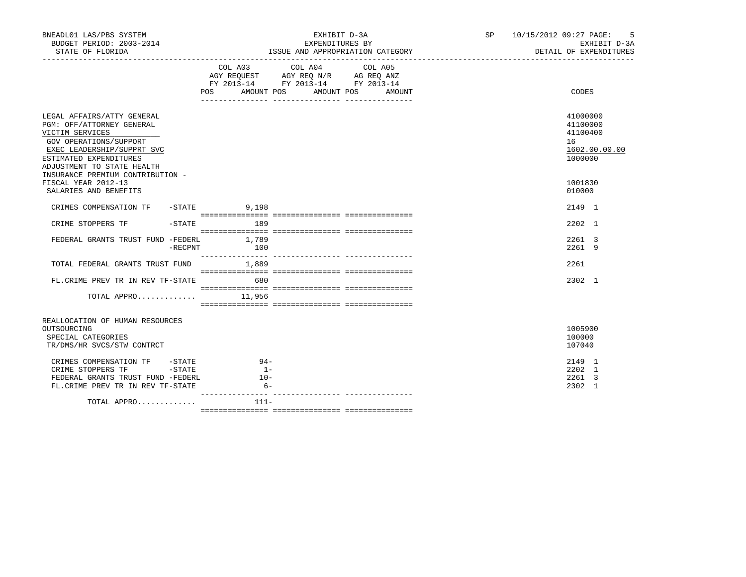BNEADL01 LAS/PBS SYSTEM — EXHIBIT D-3A — EXPENDITURES BY ISSUE AND APPROPRIATION CATEGORY
BUDGET PERIOD: 2003-2014 — STATE OF FLORIDA — SP 10/15/2012 09:27 — EXHIBIT D-3A DETAIL OF EXPENDITURES

| | COL A03 AGY REQUEST FY 2013-14 POS AMOUNT | COL A04 AGY REQ N/R FY 2013-14 POS AMOUNT | COL A05 AG REQ ANZ FY 2013-14 POS AMOUNT | CODES |
|---|---|---|---|---|
| LEGAL AFFAIRS/ATTY GENERAL | | | | 41000000 |
| PGM: OFF/ATTORNEY GENERAL | | | | 41100000 |
| VICTIM SERVICES | | | | 41100400 |
| GOV OPERATIONS/SUPPORT | | | | 16 |
| EXEC LEADERSHIP/SUPPRT SVC | | | | 1602.00.00.00 |
| ESTIMATED EXPENDITURES | | | | 1000000 |
| ADJUSTMENT TO STATE HEALTH INSURANCE PREMIUM CONTRIBUTION - FISCAL YEAR 2012-13 | | | | 1001830 |
| SALARIES AND BENEFITS | | | | 010000 |
| CRIMES COMPENSATION TF -STATE | 9,198 | | | 2149 1 |
| CRIME STOPPERS TF -STATE | 189 | | | 2202 1 |
| FEDERAL GRANTS TRUST FUND -FEDERL | 1,789 | | | 2261 3 |
| -RECPNT | 100 | | | 2261 9 |
| TOTAL FEDERAL GRANTS TRUST FUND | 1,889 | | | 2261 |
| FL.CRIME PREV TR IN REV TF-STATE | 680 | | | 2302 1 |
| TOTAL APPRO............ | 11,956 | | | |
| REALLOCATION OF HUMAN RESOURCES OUTSOURCING | | | | 1005900 |
| SPECIAL CATEGORIES | | | | 100000 |
| TR/DMS/HR SVCS/STW CONTRCT | | | | 107040 |
| CRIMES COMPENSATION TF -STATE | 94- | | | 2149 1 |
| CRIME STOPPERS TF -STATE | 1- | | | 2202 1 |
| FEDERAL GRANTS TRUST FUND -FEDERL | 10- | | | 2261 3 |
| FL.CRIME PREV TR IN REV TF-STATE | 6- | | | 2302 1 |
| TOTAL APPRO............ | 111- | | | |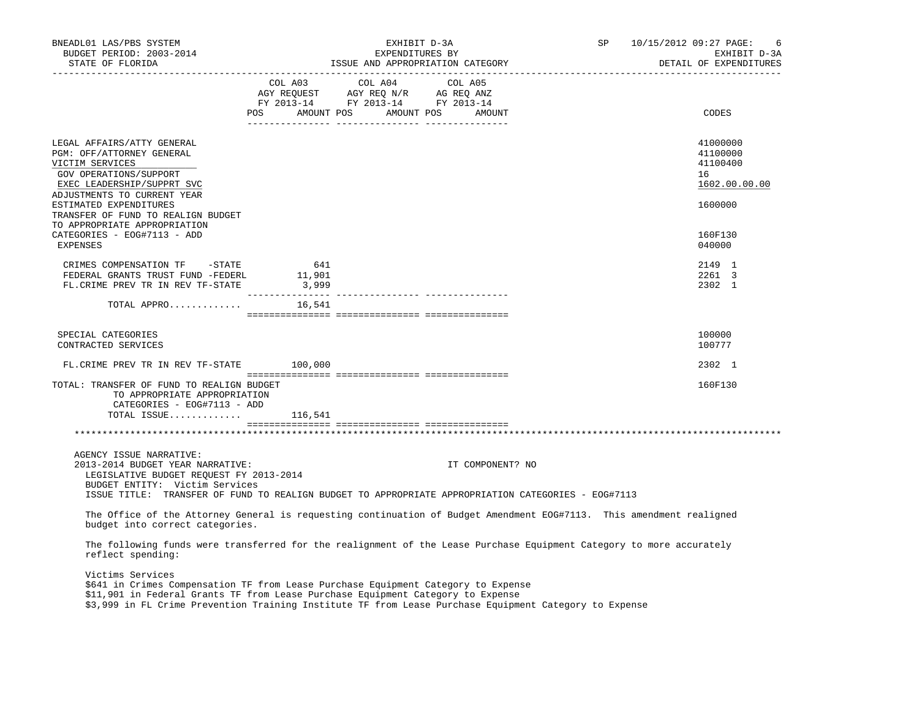BNEADL01 LAS/PBS SYSTEM — EXHIBIT D-3A — EXPENDITURES BY ISSUE AND APPROPRIATION CATEGORY — SP 10/15/2012 09:27 — EXHIBIT D-3A DETAIL OF EXPENDITURES

BUDGET PERIOD: 2003-2014
STATE OF FLORIDA

| | COL A03 AGY REQUEST FY 2013-14 POS AMOUNT | COL A04 AGY REQ N/R FY 2013-14 POS AMOUNT | COL A05 AG REQ ANZ FY 2013-14 POS AMOUNT | CODES |
|---|---|---|---|---|
| LEGAL AFFAIRS/ATTY GENERAL | | | | 41000000 |
| PGM: OFF/ATTORNEY GENERAL | | | | 41100000 |
| VICTIM SERVICES | | | | 41100400 |
| GOV OPERATIONS/SUPPORT | | | | 16 |
| EXEC LEADERSHIP/SUPPRT SVC | | | | 1602.00.00.00 |
| ADJUSTMENTS TO CURRENT YEAR ESTIMATED EXPENDITURES | | | | 1600000 |
| TRANSFER OF FUND TO REALIGN BUDGET TO APPROPRIATE APPROPRIATION CATEGORIES - EOG#7113 - ADD | | | | 160F130 |
| EXPENSES | | | | 040000 |
| CRIMES COMPENSATION TF -STATE | 641 | | | 2149 1 |
| FEDERAL GRANTS TRUST FUND -FEDERL | 11,901 | | | 2261 3 |
| FL.CRIME PREV TR IN REV TF-STATE | 3,999 | | | 2302 1 |
| TOTAL APPRO............ | 16,541 | | | |
| SPECIAL CATEGORIES | | | | 100000 |
| CONTRACTED SERVICES | | | | 100777 |
| FL.CRIME PREV TR IN REV TF-STATE | 100,000 | | | 2302 1 |
| TOTAL: TRANSFER OF FUND TO REALIGN BUDGET TO APPROPRIATE APPROPRIATION CATEGORIES - EOG#7113 - ADD | | | | 160F130 |
| TOTAL ISSUE............ | 116,541 | | | |

AGENCY ISSUE NARRATIVE:
2013-2014 BUDGET YEAR NARRATIVE: IT COMPONENT? NO
LEGISLATIVE BUDGET REQUEST FY 2013-2014
BUDGET ENTITY: Victim Services
ISSUE TITLE: TRANSFER OF FUND TO REALIGN BUDGET TO APPROPRIATE APPROPRIATION CATEGORIES - EOG#7113

The Office of the Attorney General is requesting continuation of Budget Amendment EOG#7113. This amendment realigned budget into correct categories.

The following funds were transferred for the realignment of the Lease Purchase Equipment Category to more accurately reflect spending:

Victims Services
$641 in Crimes Compensation TF from Lease Purchase Equipment Category to Expense
$11,901 in Federal Grants TF from Lease Purchase Equipment Category to Expense
$3,999 in FL Crime Prevention Training Institute TF from Lease Purchase Equipment Category to Expense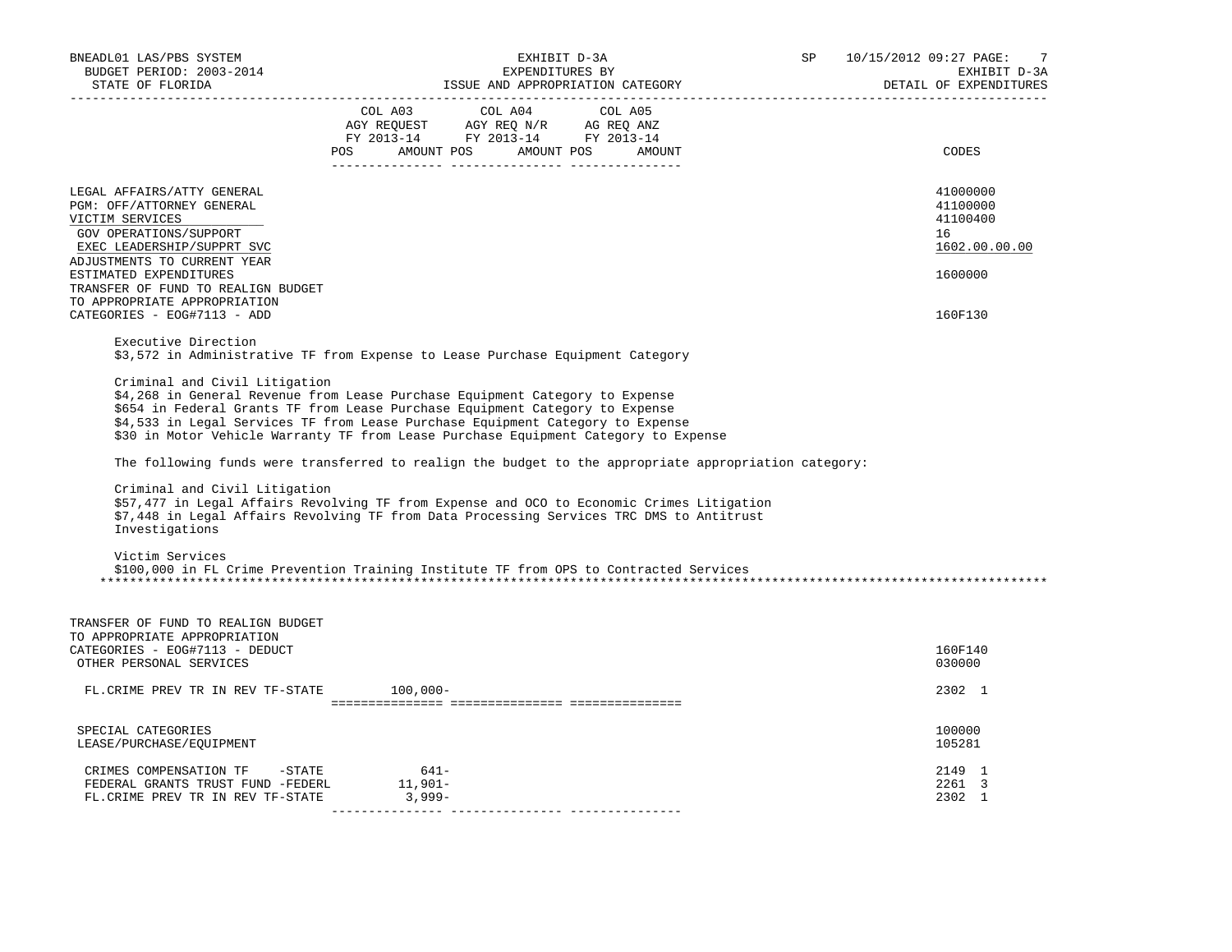BNEADL01 LAS/PBS SYSTEM — EXHIBIT D-3A — SP 10/15/2012 09:27
BUDGET PERIOD: 2003-2014 — EXPENDITURES BY — EXHIBIT D-3A
STATE OF FLORIDA — ISSUE AND APPROPRIATION CATEGORY — DETAIL OF EXPENDITURES

| | COL A03 AGY REQUEST FY 2013-14 POS AMOUNT | COL A04 AGY REQ N/R FY 2013-14 POS AMOUNT | COL A05 AG REQ ANZ FY 2013-14 POS AMOUNT | CODES |
|---|---|---|---|---|
| LEGAL AFFAIRS/ATTY GENERAL | | | | 41000000 |
| PGM: OFF/ATTORNEY GENERAL | | | | 41100000 |
| VICTIM SERVICES | | | | 41100400 |
| GOV OPERATIONS/SUPPORT | | | | 16 |
| EXEC LEADERSHIP/SUPPRT SVC | | | | 1602.00.00.00 |
| ADJUSTMENTS TO CURRENT YEAR ESTIMATED EXPENDITURES | | | | 1600000 |
| TRANSFER OF FUND TO REALIGN BUDGET TO APPROPRIATE APPROPRIATION CATEGORIES - EOG#7113 - ADD | | | | 160F130 |

Executive Direction
$3,572 in Administrative TF from Expense to Lease Purchase Equipment Category

Criminal and Civil Litigation
$4,268 in General Revenue from Lease Purchase Equipment Category to Expense
$654 in Federal Grants TF from Lease Purchase Equipment Category to Expense
$4,533 in Legal Services TF from Lease Purchase Equipment Category to Expense
$30 in Motor Vehicle Warranty TF from Lease Purchase Equipment Category to Expense

The following funds were transferred to realign the budget to the appropriate appropriation category:

Criminal and Civil Litigation
$57,477 in Legal Affairs Revolving TF from Expense and OCO to Economic Crimes Litigation
$7,448 in Legal Affairs Revolving TF from Data Processing Services TRC DMS to Antitrust Investigations

Victim Services
$100,000 in FL Crime Prevention Training Institute TF from OPS to Contracted Services

******************************************************************************************

| | COL A03 | COL A04 | COL A05 | CODES |
|---|---|---|---|---|
| TRANSFER OF FUND TO REALIGN BUDGET TO APPROPRIATE APPROPRIATION CATEGORIES - EOG#7113 - DEDUCT | | | | 160F140 |
| OTHER PERSONAL SERVICES | | | | 030000 |
| FL.CRIME PREV TR IN REV TF-STATE | 100,000- | | | 2302 1 |
| SPECIAL CATEGORIES | | | | 100000 |
| LEASE/PURCHASE/EQUIPMENT | | | | 105281 |
| CRIMES COMPENSATION TF -STATE | 641- | | | 2149 1 |
| FEDERAL GRANTS TRUST FUND -FEDERL | 11,901- | | | 2261 3 |
| FL.CRIME PREV TR IN REV TF-STATE | 3,999- | | | 2302 1 |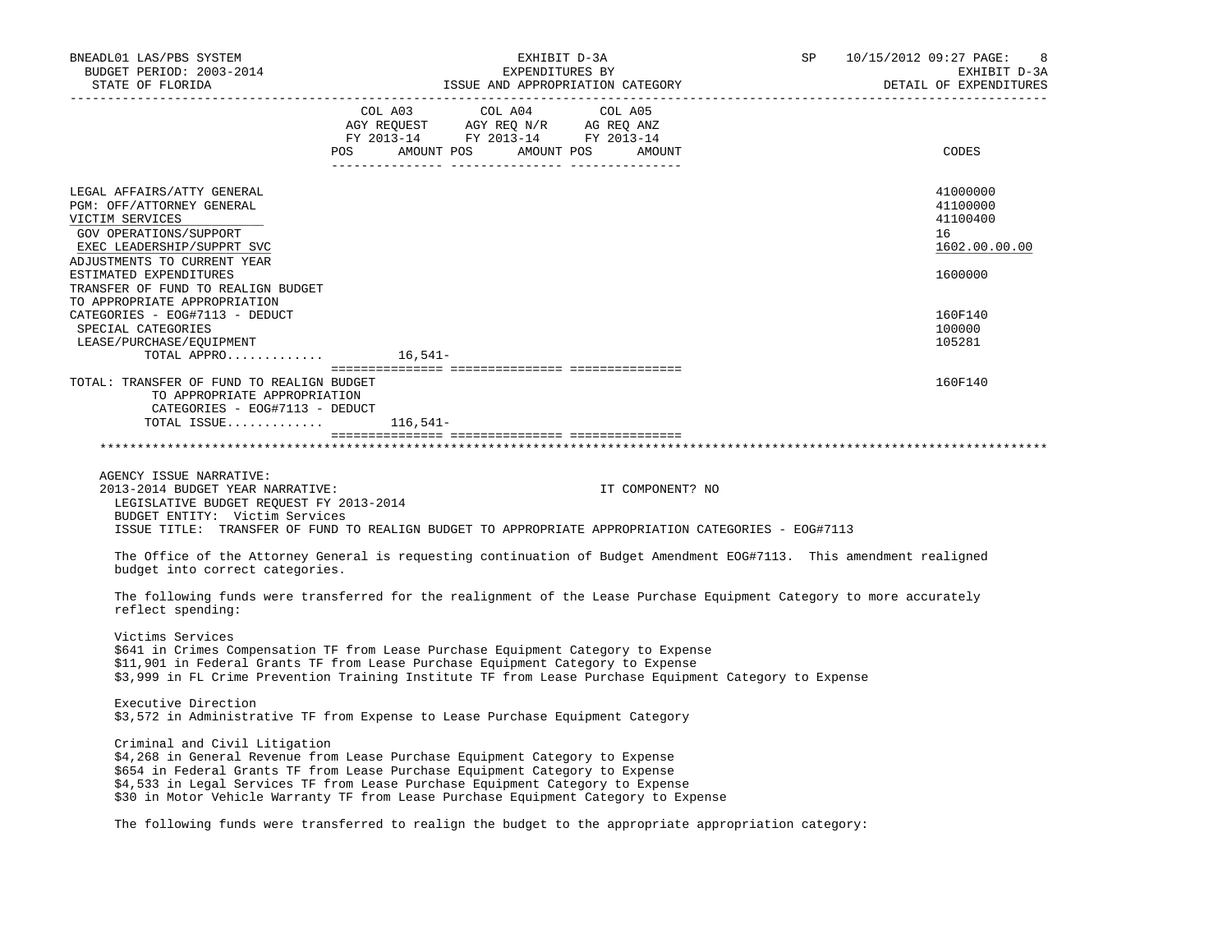BNEADL01 LAS/PBS SYSTEM — EXHIBIT D-3A — EXPENDITURES BY ISSUE AND APPROPRIATION CATEGORY — DETAIL OF EXPENDITURES
BUDGET PERIOD: 2003-2014
STATE OF FLORIDA
SP 10/15/2012 09:27

| | COL A03 AGY REQUEST FY 2013-14 POS AMOUNT | COL A04 AGY REQ N/R FY 2013-14 POS AMOUNT | COL A05 AG REQ ANZ FY 2013-14 POS AMOUNT | CODES |
|---|---|---|---|---|
| LEGAL AFFAIRS/ATTY GENERAL | | | | 41000000 |
| PGM: OFF/ATTORNEY GENERAL | | | | 41100000 |
| VICTIM SERVICES | | | | 41100400 |
| GOV OPERATIONS/SUPPORT | | | | 16 |
| EXEC LEADERSHIP/SUPPRT SVC | | | | 1602.00.00.00 |
| ADJUSTMENTS TO CURRENT YEAR ESTIMATED EXPENDITURES | | | | 1600000 |
| TRANSFER OF FUND TO REALIGN BUDGET TO APPROPRIATE APPROPRIATION CATEGORIES - EOG#7113 - DEDUCT | | | | 160F140 |
| SPECIAL CATEGORIES | | | | 100000 |
| LEASE/PURCHASE/EQUIPMENT | | | | 105281 |
| TOTAL APPRO............ | 16,541- | | | |
| TOTAL: TRANSFER OF FUND TO REALIGN BUDGET TO APPROPRIATE APPROPRIATION CATEGORIES - EOG#7113 - DEDUCT | | | | 160F140 |
| TOTAL ISSUE............ | 116,541- | | | |

AGENCY ISSUE NARRATIVE:
2013-2014 BUDGET YEAR NARRATIVE: IT COMPONENT? NO
LEGISLATIVE BUDGET REQUEST FY 2013-2014
BUDGET ENTITY: Victim Services
ISSUE TITLE: TRANSFER OF FUND TO REALIGN BUDGET TO APPROPRIATE APPROPRIATION CATEGORIES - EOG#7113

The Office of the Attorney General is requesting continuation of Budget Amendment EOG#7113. This amendment realigned budget into correct categories.

The following funds were transferred for the realignment of the Lease Purchase Equipment Category to more accurately reflect spending:

Victims Services
$641 in Crimes Compensation TF from Lease Purchase Equipment Category to Expense
$11,901 in Federal Grants TF from Lease Purchase Equipment Category to Expense
$3,999 in FL Crime Prevention Training Institute TF from Lease Purchase Equipment Category to Expense

Executive Direction
$3,572 in Administrative TF from Expense to Lease Purchase Equipment Category

Criminal and Civil Litigation
$4,268 in General Revenue from Lease Purchase Equipment Category to Expense
$654 in Federal Grants TF from Lease Purchase Equipment Category to Expense
$4,533 in Legal Services TF from Lease Purchase Equipment Category to Expense
$30 in Motor Vehicle Warranty TF from Lease Purchase Equipment Category to Expense

The following funds were transferred to realign the budget to the appropriate appropriation category: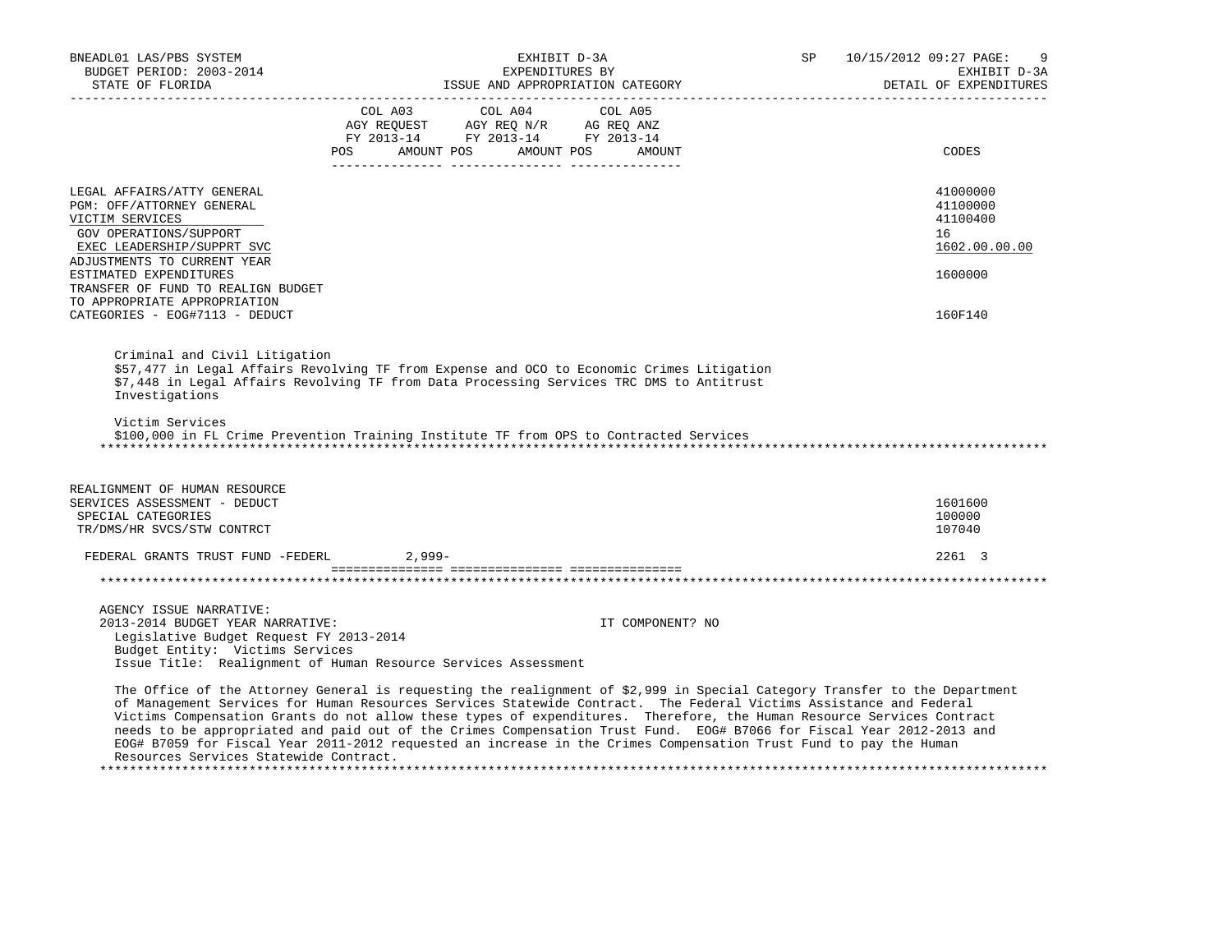| | COL A03 AGY REQUEST FY 2013-14 POS AMOUNT | COL A04 AGY REQ N/R FY 2013-14 POS AMOUNT | COL A05 AG REQ ANZ FY 2013-14 POS AMOUNT | CODES |
|---|---|---|---|---|
| LEGAL AFFAIRS/ATTY GENERAL | | | | 41000000 |
| PGM: OFF/ATTORNEY GENERAL | | | | 41100000 |
| VICTIM SERVICES | | | | 41100400 |
| GOV OPERATIONS/SUPPORT | | | | 16 |
| EXEC LEADERSHIP/SUPPRT SVC | | | | 1602.00.00.00 |
| ADJUSTMENTS TO CURRENT YEAR ESTIMATED EXPENDITURES | | | | 1600000 |
| TRANSFER OF FUND TO REALIGN BUDGET TO APPROPRIATE APPROPRIATION CATEGORIES - EOG#7113 - DEDUCT | | | | 160F140 |

Criminal and Civil Litigation
$57,477 in Legal Affairs Revolving TF from Expense and OCO to Economic Crimes Litigation
$7,448 in Legal Affairs Revolving TF from Data Processing Services TRC DMS to Antitrust Investigations

Victim Services
$100,000 in FL Crime Prevention Training Institute TF from OPS to Contracted Services

***

| | COL A03 | COL A04 | COL A05 | CODES |
|---|---|---|---|---|
| REALIGNMENT OF HUMAN RESOURCE SERVICES ASSESSMENT - DEDUCT | | | | 1601600 |
| SPECIAL CATEGORIES | | | | 100000 |
| TR/DMS/HR SVCS/STW CONTRCT | | | | 107040 |
| FEDERAL GRANTS TRUST FUND -FEDERL | 2,999- | | | 2261 3 |

***

AGENCY ISSUE NARRATIVE:
2013-2014 BUDGET YEAR NARRATIVE: IT COMPONENT? NO
Legislative Budget Request FY 2013-2014
Budget Entity: Victims Services
Issue Title: Realignment of Human Resource Services Assessment

The Office of the Attorney General is requesting the realignment of $2,999 in Special Category Transfer to the Department of Management Services for Human Resources Services Statewide Contract. The Federal Victims Assistance and Federal Victims Compensation Grants do not allow these types of expenditures. Therefore, the Human Resource Services Contract needs to be appropriated and paid out of the Crimes Compensation Trust Fund. EOG# B7066 for Fiscal Year 2012-2013 and EOG# B7059 for Fiscal Year 2011-2012 requested an increase in the Crimes Compensation Trust Fund to pay the Human Resources Services Statewide Contract.

***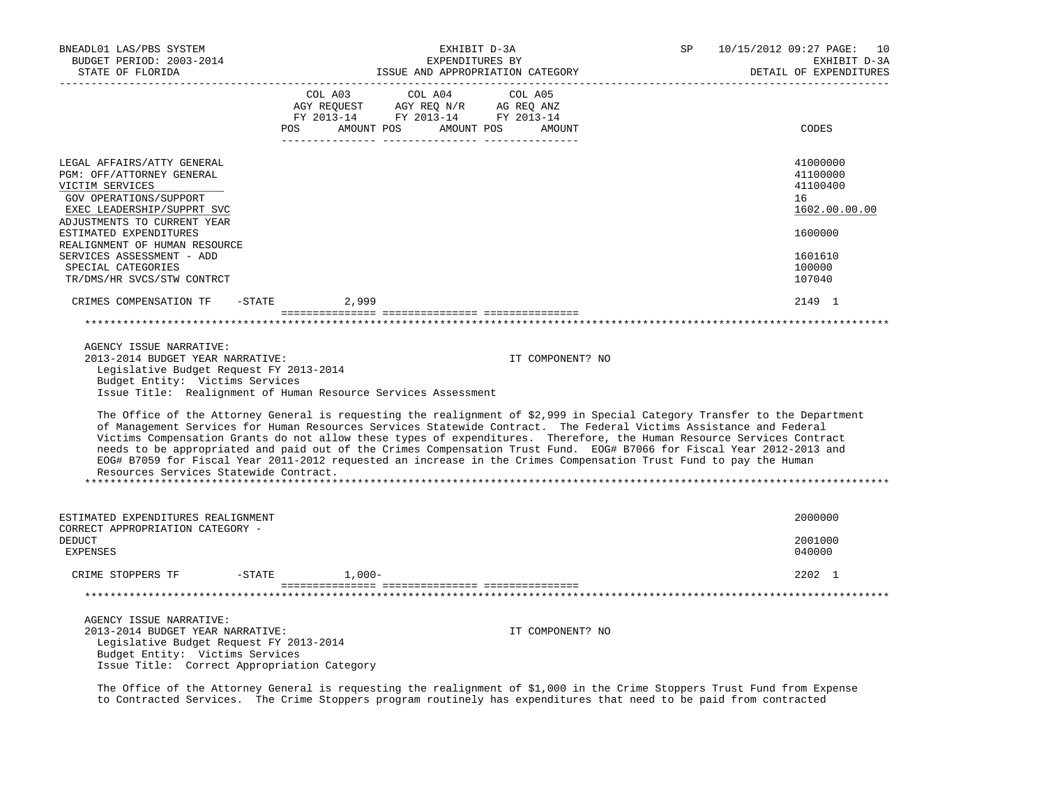| | COL A03 AGY REQUEST FY 2013-14 POS AMOUNT | COL A04 AGY REQ N/R FY 2013-14 POS AMOUNT | COL A05 AG REQ ANZ FY 2013-14 POS AMOUNT | CODES |
|---|---|---|---|---|
| LEGAL AFFAIRS/ATTY GENERAL | | | | 41000000 |
| PGM: OFF/ATTORNEY GENERAL | | | | 41100000 |
| VICTIM SERVICES | | | | 41100400 |
| GOV OPERATIONS/SUPPORT | | | | 16 |
| EXEC LEADERSHIP/SUPPRT SVC | | | | 1602.00.00.00 |
| ADJUSTMENTS TO CURRENT YEAR ESTIMATED EXPENDITURES | | | | 1600000 |
| REALIGNMENT OF HUMAN RESOURCE SERVICES ASSESSMENT - ADD | | | | 1601610 |
| SPECIAL CATEGORIES | | | | 100000 |
| TR/DMS/HR SVCS/STW CONTRCT | | | | 107040 |
| CRIMES COMPENSATION TF -STATE | 2,999 | | | 2149 1 |

AGENCY ISSUE NARRATIVE:
2013-2014 BUDGET YEAR NARRATIVE: IT COMPONENT? NO
Legislative Budget Request FY 2013-2014
Budget Entity: Victims Services
Issue Title: Realignment of Human Resource Services Assessment

The Office of the Attorney General is requesting the realignment of $2,999 in Special Category Transfer to the Department of Management Services for Human Resources Services Statewide Contract. The Federal Victims Assistance and Federal Victims Compensation Grants do not allow these types of expenditures. Therefore, the Human Resource Services Contract needs to be appropriated and paid out of the Crimes Compensation Trust Fund. EOG# B7066 for Fiscal Year 2012-2013 and EOG# B7059 for Fiscal Year 2011-2012 requested an increase in the Crimes Compensation Trust Fund to pay the Human Resources Services Statewide Contract.

| | COL A03 | COL A04 | COL A05 | CODES |
|---|---|---|---|---|
| ESTIMATED EXPENDITURES REALIGNMENT | | | | 2000000 |
| CORRECT APPROPRIATION CATEGORY - DEDUCT | | | | 2001000 |
| EXPENSES | | | | 040000 |
| CRIME STOPPERS TF -STATE | 1,000- | | | 2202 1 |

AGENCY ISSUE NARRATIVE:
2013-2014 BUDGET YEAR NARRATIVE: IT COMPONENT? NO
Legislative Budget Request FY 2013-2014
Budget Entity: Victims Services
Issue Title: Correct Appropriation Category

The Office of the Attorney General is requesting the realignment of $1,000 in the Crime Stoppers Trust Fund from Expense to Contracted Services. The Crime Stoppers program routinely has expenditures that need to be paid from contracted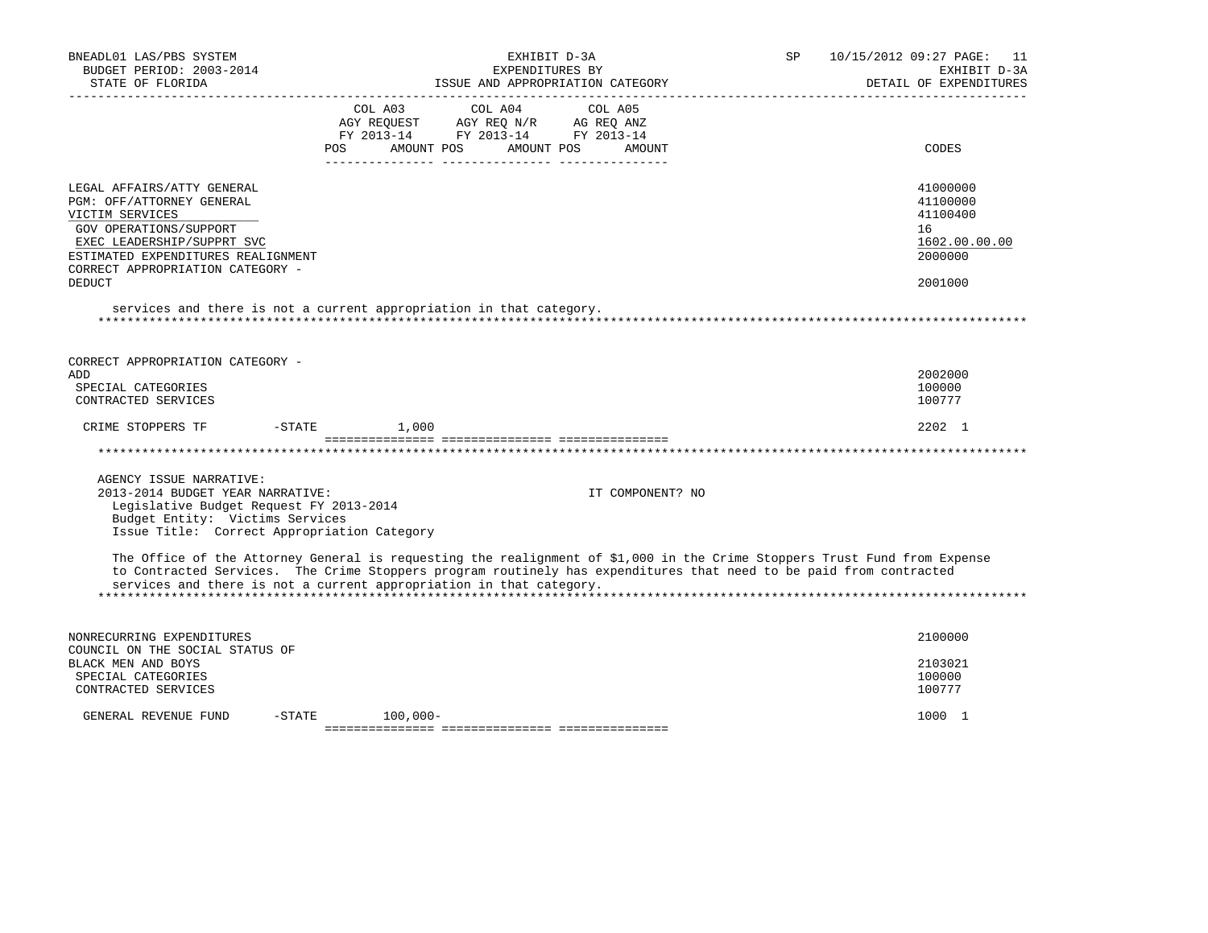| | COL A03 AGY REQUEST FY 2013-14 POS AMOUNT | COL A04 AGY REQ N/R FY 2013-14 POS AMOUNT | COL A05 AG REQ ANZ FY 2013-14 POS AMOUNT | CODES |
|---|---|---|---|---|
| LEGAL AFFAIRS/ATTY GENERAL | | | | 41000000 |
| PGM: OFF/ATTORNEY GENERAL | | | | 41100000 |
| VICTIM SERVICES | | | | 41100400 |
| GOV OPERATIONS/SUPPORT | | | | 16 |
| EXEC LEADERSHIP/SUPPRT SVC | | | | 1602.00.00.00 |
| ESTIMATED EXPENDITURES REALIGNMENT | | | | 2000000 |
| CORRECT APPROPRIATION CATEGORY - DEDUCT | | | | 2001000 |

services and there is not a current appropriation in that category.

*******************************************************************************************************************************

| | COL A03 | COL A04 | COL A05 | CODES |
|---|---|---|---|---|
| CORRECT APPROPRIATION CATEGORY - ADD | | | | 2002000 |
| SPECIAL CATEGORIES | | | | 100000 |
| CONTRACTED SERVICES | | | | 100777 |
| CRIME STOPPERS TF -STATE | 1,000 | | | 2202 1 |

*******************************************************************************************************************************

AGENCY ISSUE NARRATIVE:
2013-2014 BUDGET YEAR NARRATIVE: IT COMPONENT? NO
Legislative Budget Request FY 2013-2014
Budget Entity: Victims Services
Issue Title: Correct Appropriation Category

The Office of the Attorney General is requesting the realignment of $1,000 in the Crime Stoppers Trust Fund from Expense to Contracted Services. The Crime Stoppers program routinely has expenditures that need to be paid from contracted services and there is not a current appropriation in that category.

*******************************************************************************************************************************

| | COL A03 | COL A04 | COL A05 | CODES |
|---|---|---|---|---|
| NONRECURRING EXPENDITURES | | | | 2100000 |
| COUNCIL ON THE SOCIAL STATUS OF BLACK MEN AND BOYS | | | | 2103021 |
| SPECIAL CATEGORIES | | | | 100000 |
| CONTRACTED SERVICES | | | | 100777 |
| GENERAL REVENUE FUND -STATE | 100,000- | | | 1000 1 |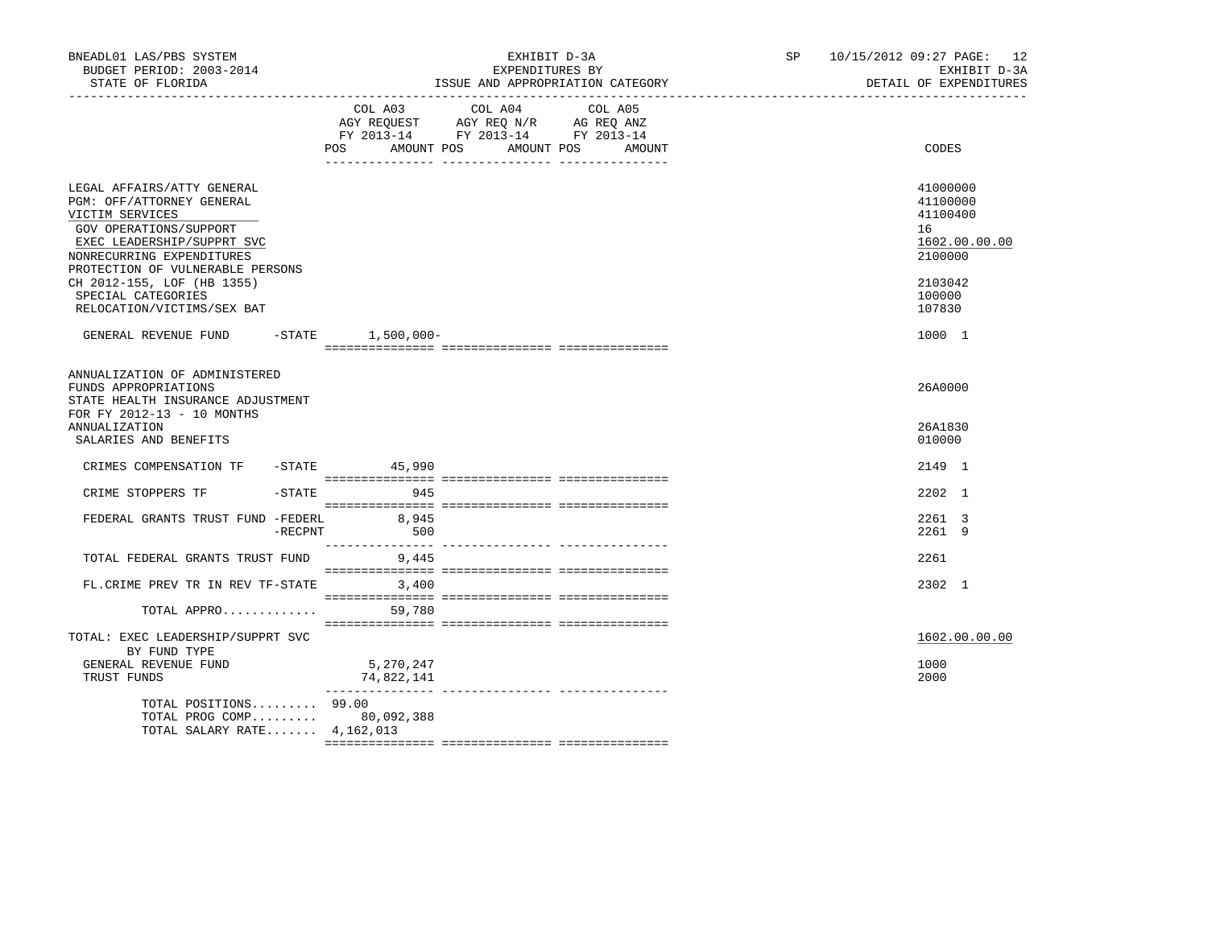| | COL A03 AGY REQUEST FY 2013-14 POS AMOUNT | COL A04 AGY REQ N/R FY 2013-14 POS AMOUNT | COL A05 AG REQ ANZ FY 2013-14 POS AMOUNT | CODES |
|---|---|---|---|---|
| LEGAL AFFAIRS/ATTY GENERAL | | | | 41000000 |
| PGM: OFF/ATTORNEY GENERAL | | | | 41100000 |
| VICTIM SERVICES | | | | 41100400 |
| GOV OPERATIONS/SUPPORT | | | | 16 |
| EXEC LEADERSHIP/SUPPRT SVC | | | | 1602.00.00.00 |
| NONRECURRING EXPENDITURES | | | | 2100000 |
| PROTECTION OF VULNERABLE PERSONS CH 2012-155, LOF (HB 1355) | | | | 2103042 |
| SPECIAL CATEGORIES | | | | 100000 |
| RELOCATION/VICTIMS/SEX BAT | | | | 107830 |
| GENERAL REVENUE FUND -STATE | 1,500,000- | | | 1000 1 |
| ANNUALIZATION OF ADMINISTERED FUNDS APPROPRIATIONS | | | | 26A0000 |
| STATE HEALTH INSURANCE ADJUSTMENT FOR FY 2012-13 - 10 MONTHS ANNUALIZATION | | | | 26A1830 |
| SALARIES AND BENEFITS | | | | 010000 |
| CRIMES COMPENSATION TF -STATE | 45,990 | | | 2149 1 |
| CRIME STOPPERS TF -STATE | 945 | | | 2202 1 |
| FEDERAL GRANTS TRUST FUND -FEDERL | 8,945 | | | 2261 3 |
| -RECPNT | 500 | | | 2261 9 |
| TOTAL FEDERAL GRANTS TRUST FUND | 9,445 | | | 2261 |
| FL.CRIME PREV TR IN REV TF-STATE | 3,400 | | | 2302 1 |
| TOTAL APPRO............ | 59,780 | | | |
| TOTAL: EXEC LEADERSHIP/SUPPRT SVC | | | | 1602.00.00.00 |
| BY FUND TYPE | | | | |
| GENERAL REVENUE FUND | 5,270,247 | | | 1000 |
| TRUST FUNDS | 74,822,141 | | | 2000 |
| TOTAL POSITIONS......... | 99.00 | | | |
| TOTAL PROG COMP......... | 80,092,388 | | | |
| TOTAL SALARY RATE....... | 4,162,013 | | | |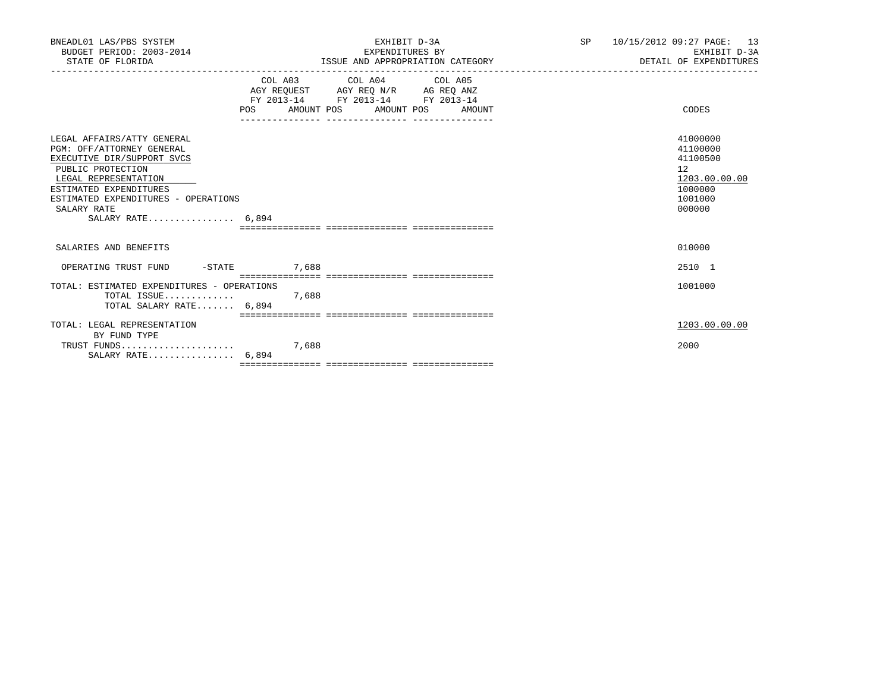BNEADL01 LAS/PBS SYSTEM — EXHIBIT D-3A — SP 10/15/2012 09:27

BUDGET PERIOD: 2003-2014 — EXPENDITURES BY — EXHIBIT D-3A

STATE OF FLORIDA — ISSUE AND APPROPRIATION CATEGORY — DETAIL OF EXPENDITURES

| | COL A03 AGY REQUEST FY 2013-14 POS | AMOUNT | COL A04 AGY REQ N/R FY 2013-14 POS | AMOUNT | COL A05 AG REQ ANZ FY 2013-14 POS | AMOUNT | CODES |
|---|---|---|---|---|---|---|---|
| LEGAL AFFAIRS/ATTY GENERAL | | | | | | | 41000000 |
| PGM: OFF/ATTORNEY GENERAL | | | | | | | 41100000 |
| EXECUTIVE DIR/SUPPORT SVCS | | | | | | | 41100500 |
| PUBLIC PROTECTION | | | | | | | 12 |
| LEGAL REPRESENTATION | | | | | | | 1203.00.00.00 |
| ESTIMATED EXPENDITURES | | | | | | | 1000000 |
| ESTIMATED EXPENDITURES - OPERATIONS | | | | | | | 1001000 |
| SALARY RATE | | | | | | | 000000 |
| SALARY RATE................ | 6,894 | | | | | | |
| SALARIES AND BENEFITS | | | | | | | 010000 |
| OPERATING TRUST FUND -STATE | | 7,688 | | | | | 2510 1 |
| TOTAL: ESTIMATED EXPENDITURES - OPERATIONS | | | | | | | 1001000 |
| TOTAL ISSUE............. | | 7,688 | | | | | |
| TOTAL SALARY RATE....... | 6,894 | | | | | | |
| TOTAL: LEGAL REPRESENTATION | | | | | | | 1203.00.00.00 |
| BY FUND TYPE | | | | | | | |
| TRUST FUNDS..................... | | 7,688 | | | | | 2000 |
| SALARY RATE................ | 6,894 | | | | | | |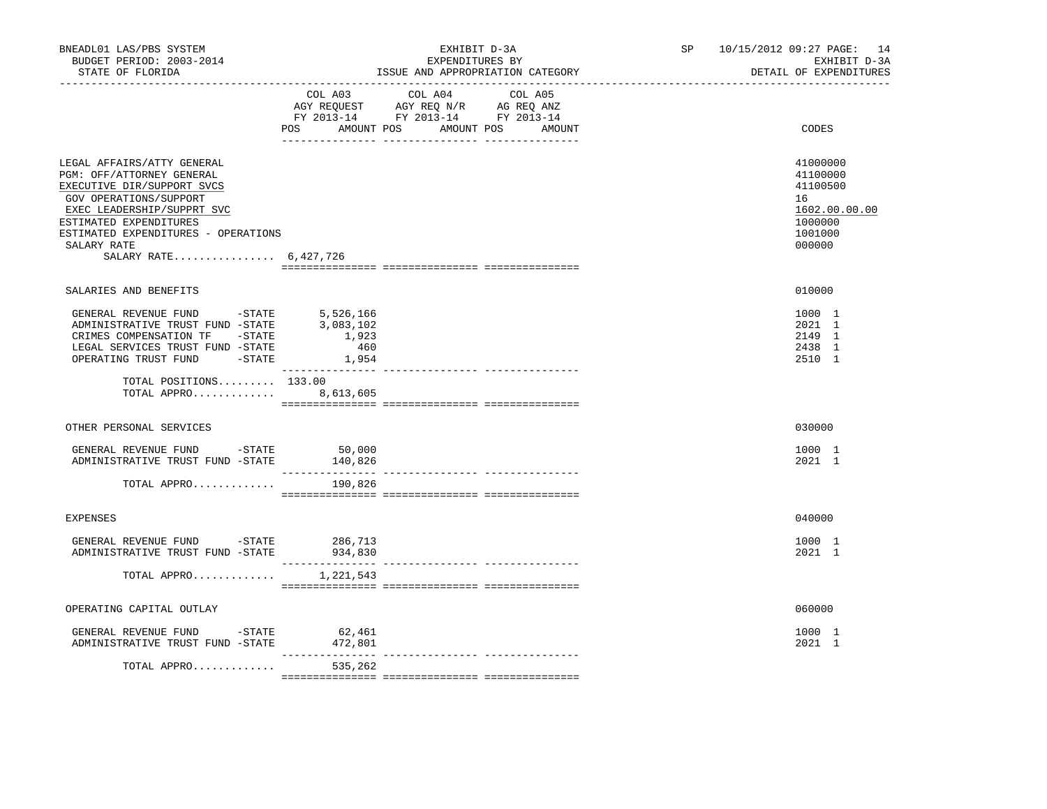BNEADL01 LAS/PBS SYSTEM
BUDGET PERIOD: 2003-2014
STATE OF FLORIDA

EXHIBIT D-3A
EXPENDITURES BY
ISSUE AND APPROPRIATION CATEGORY

SP 10/15/2012 09:27 PAGE: 14
EXHIBIT D-3A
DETAIL OF EXPENDITURES

| | COL A03 AGY REQUEST FY 2013-14 POS AMOUNT | COL A04 AGY REQ N/R FY 2013-14 POS AMOUNT | COL A05 AG REQ ANZ FY 2013-14 POS AMOUNT | CODES |
|---|---|---|---|---|
| LEGAL AFFAIRS/ATTY GENERAL | | | | 41000000 |
| PGM: OFF/ATTORNEY GENERAL | | | | 41100000 |
| EXECUTIVE DIR/SUPPORT SVCS | | | | 41100500 |
| GOV OPERATIONS/SUPPORT | | | | 16 |
| EXEC LEADERSHIP/SUPPRT SVC | | | | 1602.00.00.00 |
| ESTIMATED EXPENDITURES | | | | 1000000 |
| ESTIMATED EXPENDITURES - OPERATIONS | | | | 1001000 |
| SALARY RATE | | | | 000000 |
| SALARY RATE................ | 6,427,726 | | | |
| SALARIES AND BENEFITS | | | | 010000 |
| GENERAL REVENUE FUND -STATE | 5,526,166 | | | 1000 1 |
| ADMINISTRATIVE TRUST FUND -STATE | 3,083,102 | | | 2021 1 |
| CRIMES COMPENSATION TF -STATE | 1,923 | | | 2149 1 |
| LEGAL SERVICES TRUST FUND -STATE | 460 | | | 2438 1 |
| OPERATING TRUST FUND -STATE | 1,954 | | | 2510 1 |
| TOTAL POSITIONS......... | 133.00 | | | |
| TOTAL APPRO............. | 8,613,605 | | | |
| OTHER PERSONAL SERVICES | | | | 030000 |
| GENERAL REVENUE FUND -STATE | 50,000 | | | 1000 1 |
| ADMINISTRATIVE TRUST FUND -STATE | 140,826 | | | 2021 1 |
| TOTAL APPRO............. | 190,826 | | | |
| EXPENSES | | | | 040000 |
| GENERAL REVENUE FUND -STATE | 286,713 | | | 1000 1 |
| ADMINISTRATIVE TRUST FUND -STATE | 934,830 | | | 2021 1 |
| TOTAL APPRO............. | 1,221,543 | | | |
| OPERATING CAPITAL OUTLAY | | | | 060000 |
| GENERAL REVENUE FUND -STATE | 62,461 | | | 1000 1 |
| ADMINISTRATIVE TRUST FUND -STATE | 472,801 | | | 2021 1 |
| TOTAL APPRO............. | 535,262 | | | |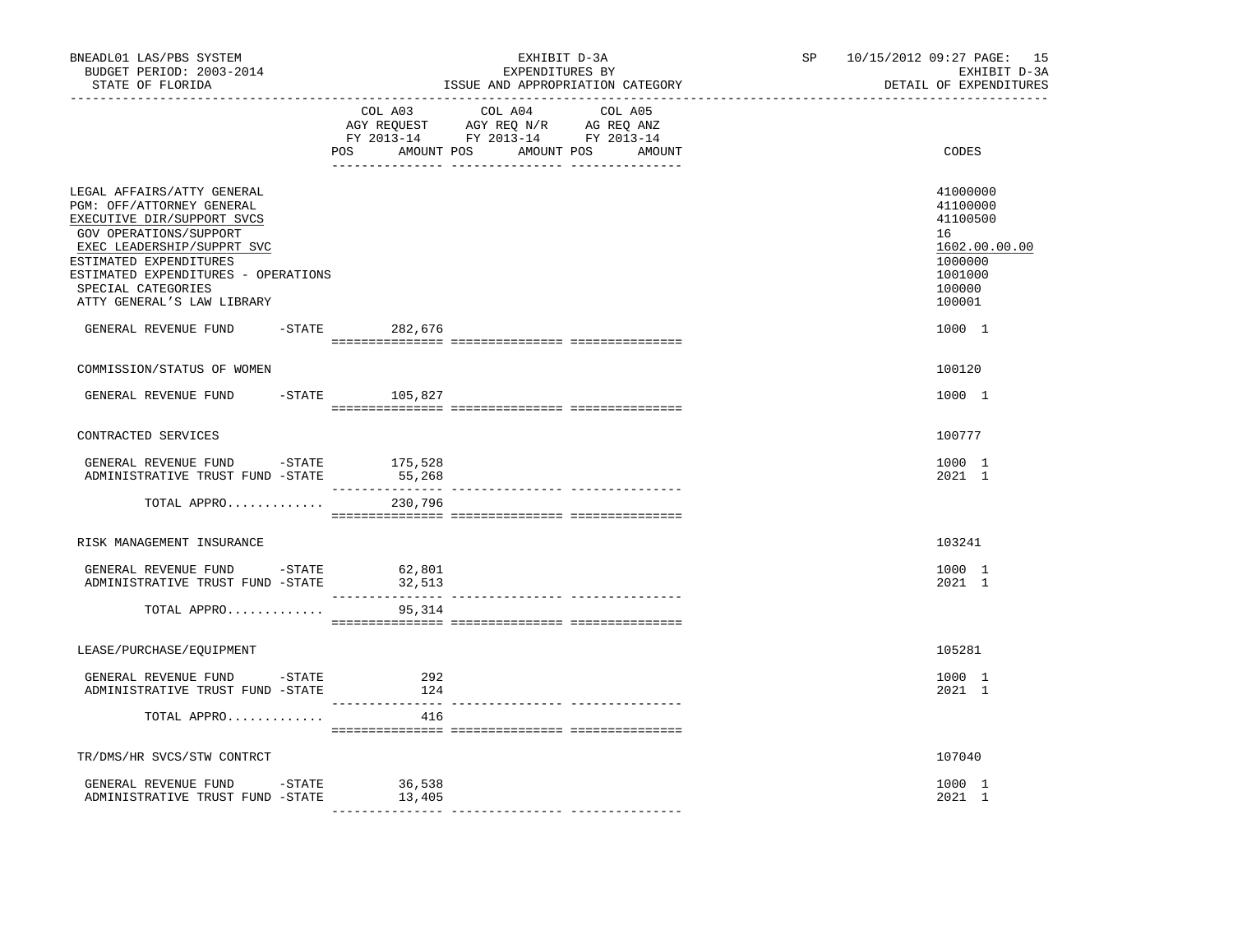BNEADL01 LAS/PBS SYSTEM
BUDGET PERIOD: 2003-2014
STATE OF FLORIDA

EXHIBIT D-3A
EXPENDITURES BY
ISSUE AND APPROPRIATION CATEGORY

SP 10/15/2012 09:27

EXHIBIT D-3A
DETAIL OF EXPENDITURES

| | COL A03 AGY REQUEST FY 2013-14 POS AMOUNT | COL A04 AGY REQ N/R FY 2013-14 POS AMOUNT | COL A05 AG REQ ANZ FY 2013-14 POS AMOUNT | CODES |
|---|---|---|---|---|
| LEGAL AFFAIRS/ATTY GENERAL | | | | 41000000 |
| PGM: OFF/ATTORNEY GENERAL | | | | 41100000 |
| EXECUTIVE DIR/SUPPORT SVCS | | | | 41100500 |
| GOV OPERATIONS/SUPPORT | | | | 16 |
| EXEC LEADERSHIP/SUPPRT SVC | | | | 1602.00.00.00 |
| ESTIMATED EXPENDITURES | | | | 1000000 |
| ESTIMATED EXPENDITURES - OPERATIONS | | | | 1001000 |
| SPECIAL CATEGORIES | | | | 100000 |
| ATTY GENERAL'S LAW LIBRARY | | | | 100001 |
| GENERAL REVENUE FUND -STATE | 282,676 | | | 1000 1 |
| COMMISSION/STATUS OF WOMEN | | | | 100120 |
| GENERAL REVENUE FUND -STATE | 105,827 | | | 1000 1 |
| CONTRACTED SERVICES | | | | 100777 |
| GENERAL REVENUE FUND -STATE | 175,528 | | | 1000 1 |
| ADMINISTRATIVE TRUST FUND -STATE | 55,268 | | | 2021 1 |
| TOTAL APPRO............. | 230,796 | | | |
| RISK MANAGEMENT INSURANCE | | | | 103241 |
| GENERAL REVENUE FUND -STATE | 62,801 | | | 1000 1 |
| ADMINISTRATIVE TRUST FUND -STATE | 32,513 | | | 2021 1 |
| TOTAL APPRO............. | 95,314 | | | |
| LEASE/PURCHASE/EQUIPMENT | | | | 105281 |
| GENERAL REVENUE FUND -STATE | 292 | | | 1000 1 |
| ADMINISTRATIVE TRUST FUND -STATE | 124 | | | 2021 1 |
| TOTAL APPRO............. | 416 | | | |
| TR/DMS/HR SVCS/STW CONTRCT | | | | 107040 |
| GENERAL REVENUE FUND -STATE | 36,538 | | | 1000 1 |
| ADMINISTRATIVE TRUST FUND -STATE | 13,405 | | | 2021 1 |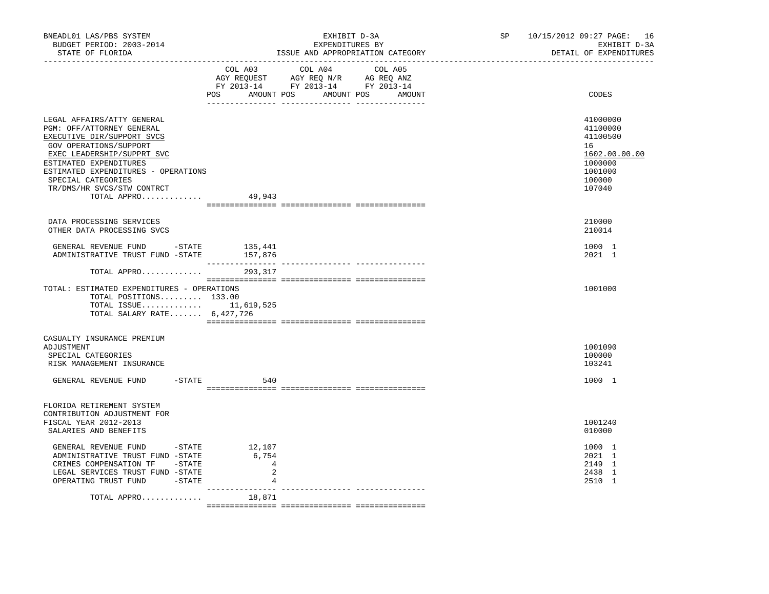BNEADL01 LAS/PBS SYSTEM | EXHIBIT D-3A | SP 10/15/2012 09:27 PAGE: 16
BUDGET PERIOD: 2003-2014 | EXPENDITURES BY | EXHIBIT D-3A
STATE OF FLORIDA | ISSUE AND APPROPRIATION CATEGORY | DETAIL OF EXPENDITURES

| | COL A03 AGY REQUEST FY 2013-14 POS AMOUNT | COL A04 AGY REQ N/R FY 2013-14 POS AMOUNT | COL A05 AG REQ ANZ FY 2013-14 POS AMOUNT | CODES |
|---|---|---|---|---|
| LEGAL AFFAIRS/ATTY GENERAL | | | | 41000000 |
| PGM: OFF/ATTORNEY GENERAL | | | | 41100000 |
| EXECUTIVE DIR/SUPPORT SVCS | | | | 41100500 |
| GOV OPERATIONS/SUPPORT | | | | 16 |
| EXEC LEADERSHIP/SUPPRT SVC | | | | 1602.00.00.00 |
| ESTIMATED EXPENDITURES | | | | 1000000 |
| ESTIMATED EXPENDITURES - OPERATIONS | | | | 1001000 |
| SPECIAL CATEGORIES | | | | 100000 |
| TR/DMS/HR SVCS/STW CONTRCT | | | | 107040 |
| TOTAL APPRO............. | 49,943 | | | |
| DATA PROCESSING SERVICES | | | | 210000 |
| OTHER DATA PROCESSING SVCS | | | | 210014 |
| GENERAL REVENUE FUND -STATE | 135,441 | | | 1000 1 |
| ADMINISTRATIVE TRUST FUND -STATE | 157,876 | | | 2021 1 |
| TOTAL APPRO............. | 293,317 | | | |
| TOTAL: ESTIMATED EXPENDITURES - OPERATIONS | | | | 1001000 |
| TOTAL POSITIONS......... | 133.00 | | | |
| TOTAL ISSUE............. | 11,619,525 | | | |
| TOTAL SALARY RATE....... | 6,427,726 | | | |
| CASUALTY INSURANCE PREMIUM ADJUSTMENT | | | | 1001090 |
| SPECIAL CATEGORIES | | | | 100000 |
| RISK MANAGEMENT INSURANCE | | | | 103241 |
| GENERAL REVENUE FUND -STATE | 540 | | | 1000 1 |
| FLORIDA RETIREMENT SYSTEM CONTRIBUTION ADJUSTMENT FOR FISCAL YEAR 2012-2013 | | | | 1001240 |
| SALARIES AND BENEFITS | | | | 010000 |
| GENERAL REVENUE FUND -STATE | 12,107 | | | 1000 1 |
| ADMINISTRATIVE TRUST FUND -STATE | 6,754 | | | 2021 1 |
| CRIMES COMPENSATION TF -STATE | 4 | | | 2149 1 |
| LEGAL SERVICES TRUST FUND -STATE | 2 | | | 2438 1 |
| OPERATING TRUST FUND -STATE | 4 | | | 2510 1 |
| TOTAL APPRO............. | 18,871 | | | |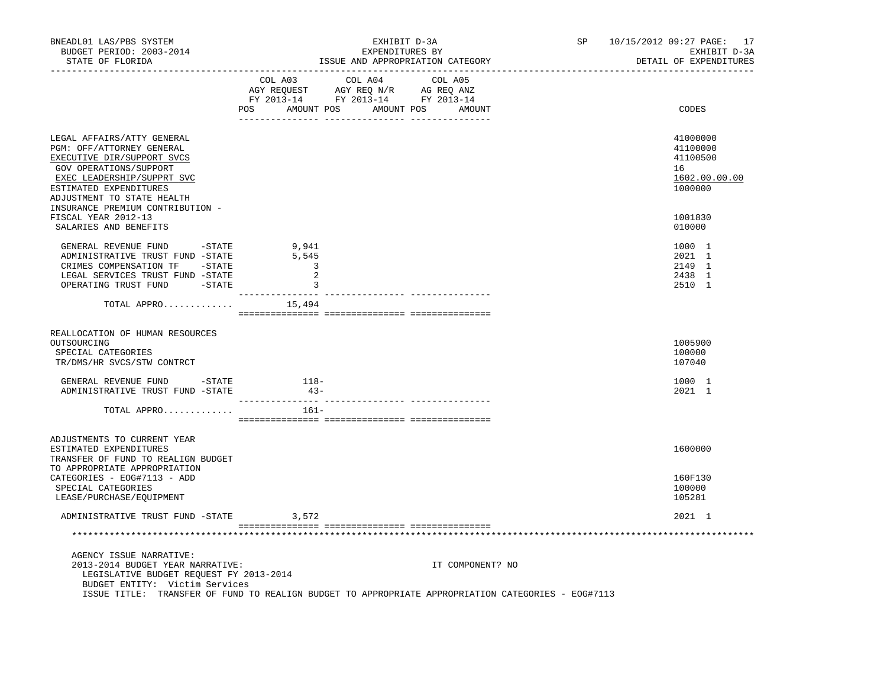| | COL A03 AGY REQUEST FY 2013-14 POS AMOUNT | COL A04 AGY REQ N/R FY 2013-14 POS AMOUNT | COL A05 AG REQ ANZ FY 2013-14 POS AMOUNT | CODES |
|---|---|---|---|---|
| LEGAL AFFAIRS/ATTY GENERAL | | | | 41000000 |
| PGM: OFF/ATTORNEY GENERAL | | | | 41100000 |
| EXECUTIVE DIR/SUPPORT SVCS | | | | 41100500 |
| GOV OPERATIONS/SUPPORT | | | | 16 |
| EXEC LEADERSHIP/SUPPRT SVC | | | | 1602.00.00.00 |
| ESTIMATED EXPENDITURES | | | | 1000000 |
| ADJUSTMENT TO STATE HEALTH INSURANCE PREMIUM CONTRIBUTION - FISCAL YEAR 2012-13 | | | | 1001830 |
| SALARIES AND BENEFITS | | | | 010000 |
| GENERAL REVENUE FUND -STATE | 9,941 | | | 1000 1 |
| ADMINISTRATIVE TRUST FUND -STATE | 5,545 | | | 2021 1 |
| CRIMES COMPENSATION TF -STATE | 3 | | | 2149 1 |
| LEGAL SERVICES TRUST FUND -STATE | 2 | | | 2438 1 |
| OPERATING TRUST FUND -STATE | 3 | | | 2510 1 |
| TOTAL APPRO............. | 15,494 | | | |
| REALLOCATION OF HUMAN RESOURCES OUTSOURCING | | | | 1005900 |
| SPECIAL CATEGORIES | | | | 100000 |
| TR/DMS/HR SVCS/STW CONTRCT | | | | 107040 |
| GENERAL REVENUE FUND -STATE | 118- | | | 1000 1 |
| ADMINISTRATIVE TRUST FUND -STATE | 43- | | | 2021 1 |
| TOTAL APPRO............. | 161- | | | |
| ADJUSTMENTS TO CURRENT YEAR ESTIMATED EXPENDITURES | | | | 1600000 |
| TRANSFER OF FUND TO REALIGN BUDGET TO APPROPRIATE APPROPRIATION CATEGORIES - EOG#7113 - ADD | | | | 160F130 |
| SPECIAL CATEGORIES | | | | 100000 |
| LEASE/PURCHASE/EQUIPMENT | | | | 105281 |
| ADMINISTRATIVE TRUST FUND -STATE | 3,572 | | | 2021 1 |

AGENCY ISSUE NARRATIVE:
2013-2014 BUDGET YEAR NARRATIVE: IT COMPONENT? NO
LEGISLATIVE BUDGET REQUEST FY 2013-2014
BUDGET ENTITY: Victim Services
ISSUE TITLE: TRANSFER OF FUND TO REALIGN BUDGET TO APPROPRIATE APPROPRIATION CATEGORIES - EOG#7113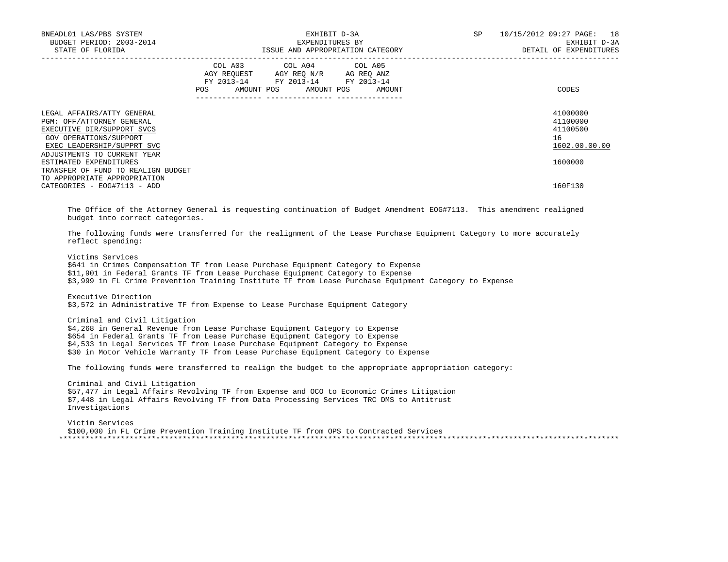BNEADL01 LAS/PBS SYSTEM | EXHIBIT D-3A | SP 10/15/2012 09:27 PAGE: 18
BUDGET PERIOD: 2003-2014 | EXPENDITURES BY | EXHIBIT D-3A
STATE OF FLORIDA | ISSUE AND APPROPRIATION CATEGORY | DETAIL OF EXPENDITURES

| | COL A03 AGY REQUEST FY 2013-14 POS AMOUNT | COL A04 AGY REQ N/R FY 2013-14 POS AMOUNT | COL A05 AG REQ ANZ FY 2013-14 POS AMOUNT | CODES |
|---|---|---|---|---|
| LEGAL AFFAIRS/ATTY GENERAL | | | | 41000000 |
| PGM: OFF/ATTORNEY GENERAL | | | | 41100000 |
| EXECUTIVE DIR/SUPPORT SVCS | | | | 41100500 |
| GOV OPERATIONS/SUPPORT | | | | 16 |
| EXEC LEADERSHIP/SUPPRT SVC | | | | 1602.00.00.00 |
| ADJUSTMENTS TO CURRENT YEAR ESTIMATED EXPENDITURES | | | | 1600000 |
| TRANSFER OF FUND TO REALIGN BUDGET TO APPROPRIATE APPROPRIATION CATEGORIES - EOG#7113 - ADD | | | | 160F130 |

The Office of the Attorney General is requesting continuation of Budget Amendment EOG#7113. This amendment realigned budget into correct categories.

The following funds were transferred for the realignment of the Lease Purchase Equipment Category to more accurately reflect spending:

Victims Services
$641 in Crimes Compensation TF from Lease Purchase Equipment Category to Expense
$11,901 in Federal Grants TF from Lease Purchase Equipment Category to Expense
$3,999 in FL Crime Prevention Training Institute TF from Lease Purchase Equipment Category to Expense

Executive Direction
$3,572 in Administrative TF from Expense to Lease Purchase Equipment Category

Criminal and Civil Litigation
$4,268 in General Revenue from Lease Purchase Equipment Category to Expense
$654 in Federal Grants TF from Lease Purchase Equipment Category to Expense
$4,533 in Legal Services TF from Lease Purchase Equipment Category to Expense
$30 in Motor Vehicle Warranty TF from Lease Purchase Equipment Category to Expense

The following funds were transferred to realign the budget to the appropriate appropriation category:

Criminal and Civil Litigation
$57,477 in Legal Affairs Revolving TF from Expense and OCO to Economic Crimes Litigation
$7,448 in Legal Affairs Revolving TF from Data Processing Services TRC DMS to Antitrust Investigations

Victim Services
$100,000 in FL Crime Prevention Training Institute TF from OPS to Contracted Services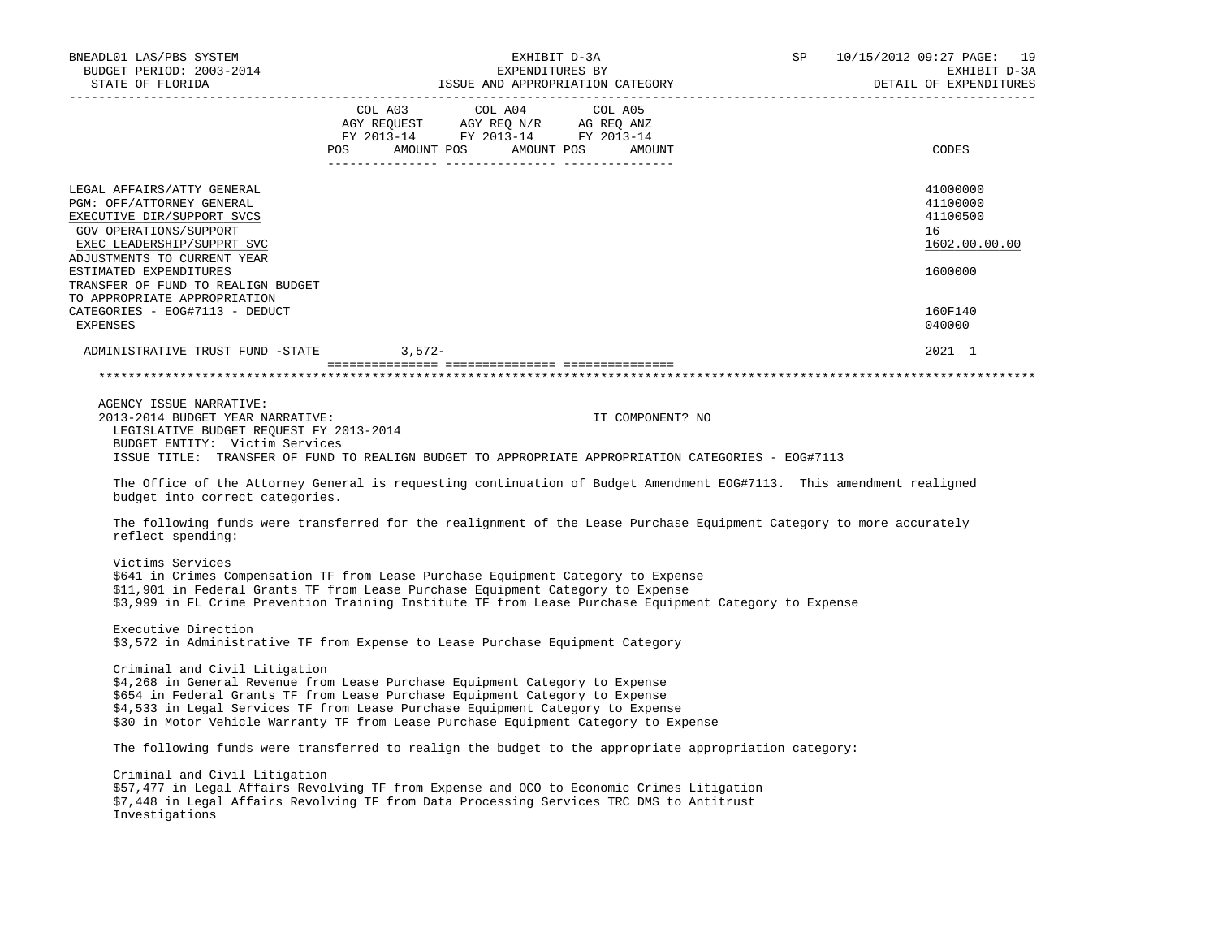| | COL A03 AGY REQUEST FY 2013-14 POS AMOUNT | COL A04 AGY REQ N/R FY 2013-14 POS AMOUNT | COL A05 AG REQ ANZ FY 2013-14 POS AMOUNT | CODES |
|---|---|---|---|---|
| LEGAL AFFAIRS/ATTY GENERAL | | | | 41000000 |
| PGM: OFF/ATTORNEY GENERAL | | | | 41100000 |
| EXECUTIVE DIR/SUPPORT SVCS | | | | 41100500 |
| GOV OPERATIONS/SUPPORT | | | | 16 |
| EXEC LEADERSHIP/SUPPRT SVC | | | | 1602.00.00.00 |
| ADJUSTMENTS TO CURRENT YEAR ESTIMATED EXPENDITURES | | | | 1600000 |
| TRANSFER OF FUND TO REALIGN BUDGET TO APPROPRIATE APPROPRIATION CATEGORIES - EOG#7113 - DEDUCT | | | | 160F140 |
| EXPENSES | | | | 040000 |
| ADMINISTRATIVE TRUST FUND -STATE | 3,572- | | | 2021 1 |

AGENCY ISSUE NARRATIVE:

2013-2014 BUDGET YEAR NARRATIVE: IT COMPONENT? NO

LEGISLATIVE BUDGET REQUEST FY 2013-2014

BUDGET ENTITY: Victim Services

ISSUE TITLE: TRANSFER OF FUND TO REALIGN BUDGET TO APPROPRIATE APPROPRIATION CATEGORIES - EOG#7113

The Office of the Attorney General is requesting continuation of Budget Amendment EOG#7113. This amendment realigned budget into correct categories.

The following funds were transferred for the realignment of the Lease Purchase Equipment Category to more accurately reflect spending:

Victims Services
$641 in Crimes Compensation TF from Lease Purchase Equipment Category to Expense
$11,901 in Federal Grants TF from Lease Purchase Equipment Category to Expense
$3,999 in FL Crime Prevention Training Institute TF from Lease Purchase Equipment Category to Expense

Executive Direction
$3,572 in Administrative TF from Expense to Lease Purchase Equipment Category

Criminal and Civil Litigation
$4,268 in General Revenue from Lease Purchase Equipment Category to Expense
$654 in Federal Grants TF from Lease Purchase Equipment Category to Expense
$4,533 in Legal Services TF from Lease Purchase Equipment Category to Expense
$30 in Motor Vehicle Warranty TF from Lease Purchase Equipment Category to Expense

The following funds were transferred to realign the budget to the appropriate appropriation category:

Criminal and Civil Litigation
$57,477 in Legal Affairs Revolving TF from Expense and OCO to Economic Crimes Litigation
$7,448 in Legal Affairs Revolving TF from Data Processing Services TRC DMS to Antitrust Investigations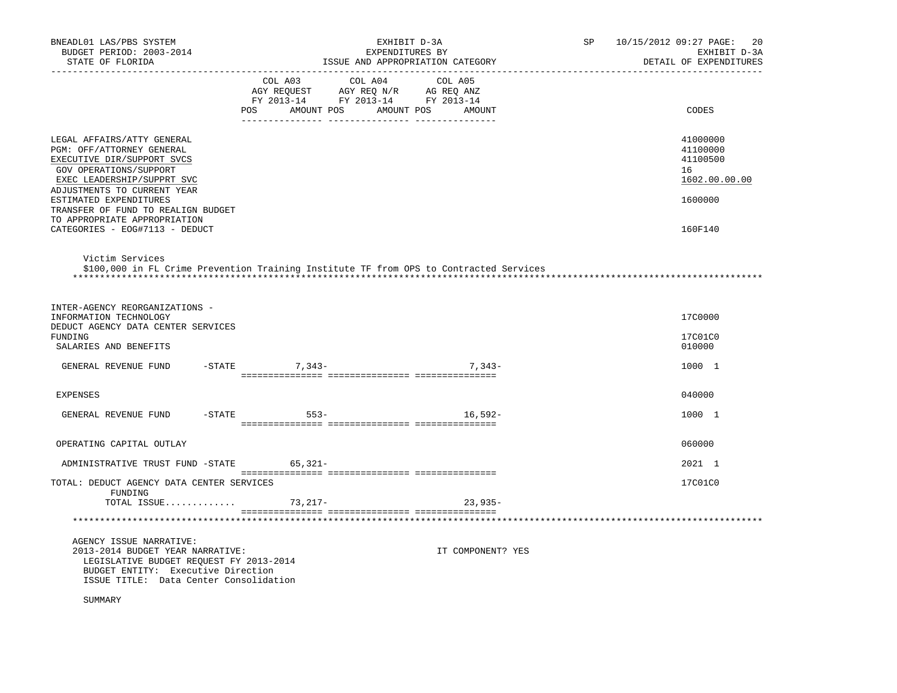BNEADL01 LAS/PBS SYSTEM — EXHIBIT D-3A — SP 10/15/2012 09:27

BUDGET PERIOD: 2003-2014 — EXPENDITURES BY — EXHIBIT D-3A

STATE OF FLORIDA — ISSUE AND APPROPRIATION CATEGORY — DETAIL OF EXPENDITURES

| | COL A03 AGY REQUEST FY 2013-14 POS AMOUNT | COL A04 AGY REQ N/R FY 2013-14 POS AMOUNT | COL A05 AG REQ ANZ FY 2013-14 POS AMOUNT | CODES |
|---|---|---|---|---|
| LEGAL AFFAIRS/ATTY GENERAL | | | | 41000000 |
| PGM: OFF/ATTORNEY GENERAL | | | | 41100000 |
| EXECUTIVE DIR/SUPPORT SVCS | | | | 41100500 |
| GOV OPERATIONS/SUPPORT | | | | 16 |
| EXEC LEADERSHIP/SUPPRT SVC | | | | 1602.00.00.00 |
| ADJUSTMENTS TO CURRENT YEAR ESTIMATED EXPENDITURES | | | | 1600000 |
| TRANSFER OF FUND TO REALIGN BUDGET TO APPROPRIATE APPROPRIATION CATEGORIES - EOG#7113 - DEDUCT | | | | 160F140 |

Victim Services
$100,000 in FL Crime Prevention Training Institute TF from OPS to Contracted Services

| | COL A03 | COL A04 | COL A05 | CODES |
|---|---|---|---|---|
| INTER-AGENCY REORGANIZATIONS - INFORMATION TECHNOLOGY | | | | 17C0000 |
| DEDUCT AGENCY DATA CENTER SERVICES FUNDING | | | | 17C01C0 |
| SALARIES AND BENEFITS | | | | 010000 |
| GENERAL REVENUE FUND -STATE | 7,343- | | 7,343- | 1000 1 |
| EXPENSES | | | | 040000 |
| GENERAL REVENUE FUND -STATE | 553- | | 16,592- | 1000 1 |
| OPERATING CAPITAL OUTLAY | | | | 060000 |
| ADMINISTRATIVE TRUST FUND -STATE | 65,321- | | | 2021 1 |
| TOTAL: DEDUCT AGENCY DATA CENTER SERVICES FUNDING | | | | 17C01C0 |
| TOTAL ISSUE............. | 73,217- | | 23,935- | |

AGENCY ISSUE NARRATIVE:
2013-2014 BUDGET YEAR NARRATIVE: IT COMPONENT? YES
LEGISLATIVE BUDGET REQUEST FY 2013-2014
BUDGET ENTITY: Executive Direction
ISSUE TITLE: Data Center Consolidation

SUMMARY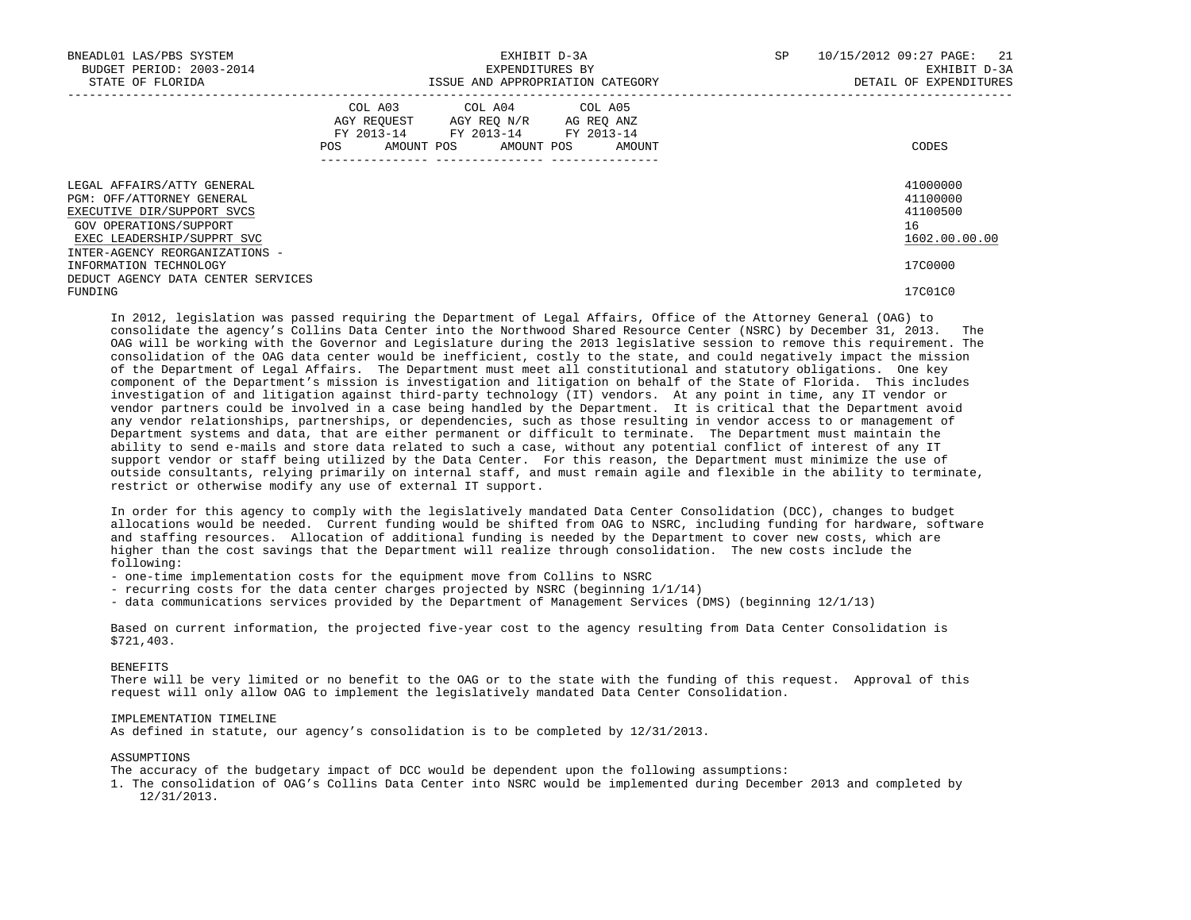BNEADL01 LAS/PBS SYSTEM | EXHIBIT D-3A | SP 10/15/2012 09:27
BUDGET PERIOD: 2003-2014 | EXPENDITURES BY | EXHIBIT D-3A
STATE OF FLORIDA | ISSUE AND APPROPRIATION CATEGORY | DETAIL OF EXPENDITURES

| | COL A03 AGY REQUEST FY 2013-14 POS AMOUNT | COL A04 AGY REQ N/R FY 2013-14 POS AMOUNT | COL A05 AG REQ ANZ FY 2013-14 POS AMOUNT | CODES |
|---|---|---|---|---|
| LEGAL AFFAIRS/ATTY GENERAL | | | | 41000000 |
| PGM: OFF/ATTORNEY GENERAL | | | | 41100000 |
| EXECUTIVE DIR/SUPPORT SVCS | | | | 41100500 |
| GOV OPERATIONS/SUPPORT | | | | 16 |
| EXEC LEADERSHIP/SUPPRT SVC | | | | 1602.00.00.00 |
| INTER-AGENCY REORGANIZATIONS - INFORMATION TECHNOLOGY | | | | 17C0000 |
| DEDUCT AGENCY DATA CENTER SERVICES FUNDING | | | | 17C01C0 |

In 2012, legislation was passed requiring the Department of Legal Affairs, Office of the Attorney General (OAG) to consolidate the agency's Collins Data Center into the Northwood Shared Resource Center (NSRC) by December 31, 2013. The OAG will be working with the Governor and Legislature during the 2013 legislative session to remove this requirement. The consolidation of the OAG data center would be inefficient, costly to the state, and could negatively impact the mission of the Department of Legal Affairs. The Department must meet all constitutional and statutory obligations. One key component of the Department's mission is investigation and litigation on behalf of the State of Florida. This includes investigation of and litigation against third-party technology (IT) vendors. At any point in time, any IT vendor or vendor partners could be involved in a case being handled by the Department. It is critical that the Department avoid any vendor relationships, partnerships, or dependencies, such as those resulting in vendor access to or management of Department systems and data, that are either permanent or difficult to terminate. The Department must maintain the ability to send e-mails and store data related to such a case, without any potential conflict of interest of any IT support vendor or staff being utilized by the Data Center. For this reason, the Department must minimize the use of outside consultants, relying primarily on internal staff, and must remain agile and flexible in the ability to terminate, restrict or otherwise modify any use of external IT support.

In order for this agency to comply with the legislatively mandated Data Center Consolidation (DCC), changes to budget allocations would be needed. Current funding would be shifted from OAG to NSRC, including funding for hardware, software and staffing resources. Allocation of additional funding is needed by the Department to cover new costs, which are higher than the cost savings that the Department will realize through consolidation. The new costs include the following:

- one-time implementation costs for the equipment move from Collins to NSRC
- recurring costs for the data center charges projected by NSRC (beginning 1/1/14)
- data communications services provided by the Department of Management Services (DMS) (beginning 12/1/13)

Based on current information, the projected five-year cost to the agency resulting from Data Center Consolidation is $721,403.

BENEFITS
There will be very limited or no benefit to the OAG or to the state with the funding of this request. Approval of this request will only allow OAG to implement the legislatively mandated Data Center Consolidation.

IMPLEMENTATION TIMELINE
As defined in statute, our agency's consolidation is to be completed by 12/31/2013.

ASSUMPTIONS
The accuracy of the budgetary impact of DCC would be dependent upon the following assumptions:

1. The consolidation of OAG's Collins Data Center into NSRC would be implemented during December 2013 and completed by 12/31/2013.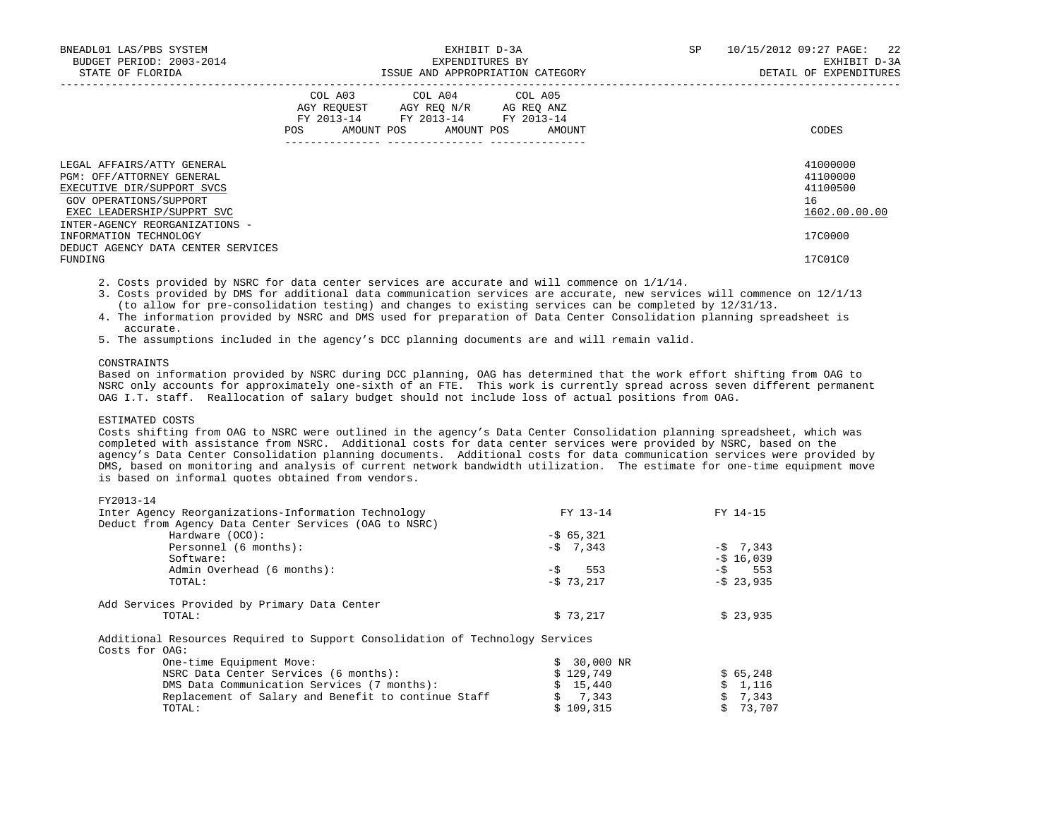LEGAL AFFAIRS/ATTY GENERAL 41000000
PGM: OFF/ATTORNEY GENERAL 41100000
EXECUTIVE DIR/SUPPORT SVCS 41100500
GOV OPERATIONS/SUPPORT 16
EXEC LEADERSHIP/SUPPRT SVC 1602.00.00.00
INTER-AGENCY REORGANIZATIONS - INFORMATION TECHNOLOGY 17C0000
DEDUCT AGENCY DATA CENTER SERVICES FUNDING 17C01C0

2. Costs provided by NSRC for data center services are accurate and will commence on 1/1/14.
3. Costs provided by DMS for additional data communication services are accurate, new services will commence on 12/1/13 (to allow for pre-consolidation testing) and changes to existing services can be completed by 12/31/13.
4. The information provided by NSRC and DMS used for preparation of Data Center Consolidation planning spreadsheet is accurate.
5. The assumptions included in the agency's DCC planning documents are and will remain valid.

CONSTRAINTS

Based on information provided by NSRC during DCC planning, OAG has determined that the work effort shifting from OAG to NSRC only accounts for approximately one-sixth of an FTE. This work is currently spread across seven different permanent OAG I.T. staff. Reallocation of salary budget should not include loss of actual positions from OAG.

ESTIMATED COSTS

Costs shifting from OAG to NSRC were outlined in the agency's Data Center Consolidation planning spreadsheet, which was completed with assistance from NSRC. Additional costs for data center services were provided by NSRC, based on the agency's Data Center Consolidation planning documents. Additional costs for data communication services were provided by DMS, based on monitoring and analysis of current network bandwidth utilization. The estimate for one-time equipment move is based on informal quotes obtained from vendors.

FY2013-14

| Inter Agency Reorganizations-Information Technology | FY 13-14 | FY 14-15 |
|---|---|---|
| Deduct from Agency Data Center Services (OAG to NSRC) | | |
| Hardware (OCO): | -$ 65,321 | |
| Personnel (6 months): | -$ 7,343 | -$ 7,343 |
| Software: | | -$ 16,039 |
| Admin Overhead (6 months): | -$ 553 | -$ 553 |
| TOTAL: | -$ 73,217 | -$ 23,935 |
| | | |
| Add Services Provided by Primary Data Center | | |
| TOTAL: | $ 73,217 | $ 23,935 |
| | | |
| Additional Resources Required to Support Consolidation of Technology Services | | |
| Costs for OAG: | | |
| One-time Equipment Move: | $ 30,000 NR | |
| NSRC Data Center Services (6 months): | $ 129,749 | $ 65,248 |
| DMS Data Communication Services (7 months): | $ 15,440 | $ 1,116 |
| Replacement of Salary and Benefit to continue Staff | $ 7,343 | $ 7,343 |
| TOTAL: | $ 109,315 | $ 73,707 |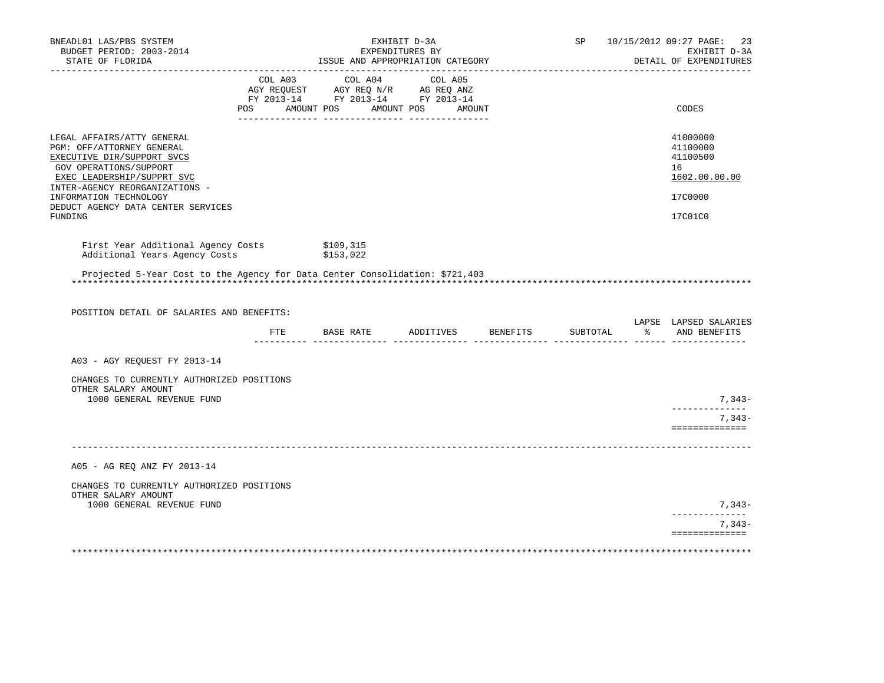| | COL A03 AGY REQUEST FY 2013-14 POS AMOUNT | COL A04 AGY REQ N/R FY 2013-14 POS AMOUNT | COL A05 AG REQ ANZ FY 2013-14 POS AMOUNT | CODES |
|---|---|---|---|---|
| LEGAL AFFAIRS/ATTY GENERAL | | | | 41000000 |
| PGM: OFF/ATTORNEY GENERAL | | | | 41100000 |
| EXECUTIVE DIR/SUPPORT SVCS | | | | 41100500 |
| GOV OPERATIONS/SUPPORT | | | | 16 |
| EXEC LEADERSHIP/SUPPRT SVC | | | | 1602.00.00.00 |
| INTER-AGENCY REORGANIZATIONS - INFORMATION TECHNOLOGY | | | | 17C0000 |
| DEDUCT AGENCY DATA CENTER SERVICES FUNDING | | | | 17C01C0 |

First Year Additional Agency Costs $109,315
Additional Years Agency Costs $153,022

Projected 5-Year Cost to the Agency for Data Center Consolidation: $721,403

POSITION DETAIL OF SALARIES AND BENEFITS:

| | FTE | BASE RATE | ADDITIVES | BENEFITS | SUBTOTAL | LAPSE % | LAPSED SALARIES AND BENEFITS |
|---|---|---|---|---|---|---|---|
| **A03 - AGY REQUEST FY 2013-14** | | | | | | | |
| CHANGES TO CURRENTLY AUTHORIZED POSITIONS | | | | | | | |
| OTHER SALARY AMOUNT | | | | | | | |
| 1000 GENERAL REVENUE FUND | | | | | | | 7,343- |
| | | | | | | | 7,343- |
| **A05 - AG REQ ANZ FY 2013-14** | | | | | | | |
| CHANGES TO CURRENTLY AUTHORIZED POSITIONS | | | | | | | |
| OTHER SALARY AMOUNT | | | | | | | |
| 1000 GENERAL REVENUE FUND | | | | | | | 7,343- |
| | | | | | | | 7,343- |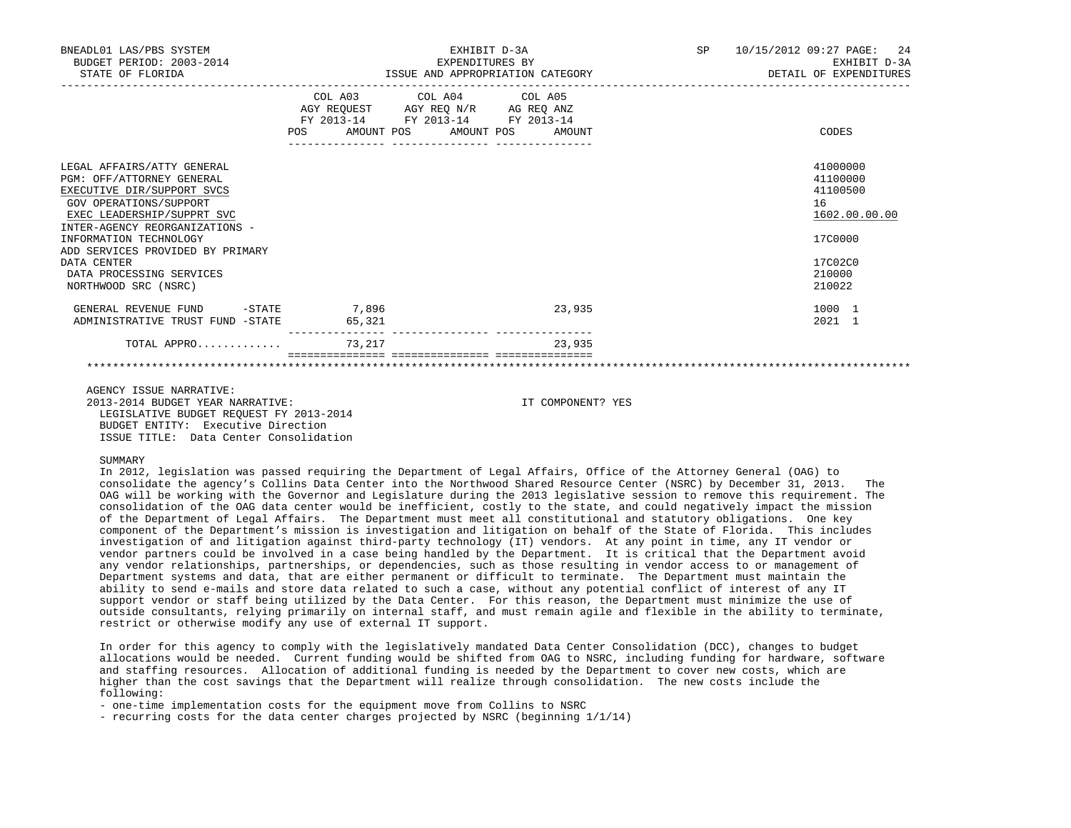| | COL A03 AGY REQUEST FY 2013-14 POS AMOUNT | COL A04 AGY REQ N/R FY 2013-14 POS AMOUNT | COL A05 AG REQ ANZ FY 2013-14 POS AMOUNT | CODES |
|---|---|---|---|---|
| LEGAL AFFAIRS/ATTY GENERAL | | | | 41000000 |
| PGM: OFF/ATTORNEY GENERAL | | | | 41100000 |
| EXECUTIVE DIR/SUPPORT SVCS | | | | 41100500 |
| GOV OPERATIONS/SUPPORT | | | | 16 |
| EXEC LEADERSHIP/SUPPRT SVC | | | | 1602.00.00.00 |
| INTER-AGENCY REORGANIZATIONS - INFORMATION TECHNOLOGY | | | | 17C0000 |
| ADD SERVICES PROVIDED BY PRIMARY DATA CENTER | | | | 17C02C0 |
| DATA PROCESSING SERVICES | | | | 210000 |
| NORTHWOOD SRC (NSRC) | | | | 210022 |
| GENERAL REVENUE FUND -STATE | 7,896 | | 23,935 | 1000 1 |
| ADMINISTRATIVE TRUST FUND -STATE | 65,321 | | | 2021 1 |
| TOTAL APPRO............ | 73,217 | | 23,935 | |

AGENCY ISSUE NARRATIVE:
2013-2014 BUDGET YEAR NARRATIVE: IT COMPONENT? YES
LEGISLATIVE BUDGET REQUEST FY 2013-2014
BUDGET ENTITY: Executive Direction
ISSUE TITLE: Data Center Consolidation

SUMMARY

In 2012, legislation was passed requiring the Department of Legal Affairs, Office of the Attorney General (OAG) to consolidate the agency's Collins Data Center into the Northwood Shared Resource Center (NSRC) by December 31, 2013. The OAG will be working with the Governor and Legislature during the 2013 legislative session to remove this requirement. The consolidation of the OAG data center would be inefficient, costly to the state, and could negatively impact the mission of the Department of Legal Affairs. The Department must meet all constitutional and statutory obligations. One key component of the Department's mission is investigation and litigation on behalf of the State of Florida. This includes investigation of and litigation against third-party technology (IT) vendors. At any point in time, any IT vendor or vendor partners could be involved in a case being handled by the Department. It is critical that the Department avoid any vendor relationships, partnerships, or dependencies, such as those resulting in vendor access to or management of Department systems and data, that are either permanent or difficult to terminate. The Department must maintain the ability to send e-mails and store data related to such a case, without any potential conflict of interest of any IT support vendor or staff being utilized by the Data Center. For this reason, the Department must minimize the use of outside consultants, relying primarily on internal staff, and must remain agile and flexible in the ability to terminate, restrict or otherwise modify any use of external IT support.

In order for this agency to comply with the legislatively mandated Data Center Consolidation (DCC), changes to budget allocations would be needed. Current funding would be shifted from OAG to NSRC, including funding for hardware, software and staffing resources. Allocation of additional funding is needed by the Department to cover new costs, which are higher than the cost savings that the Department will realize through consolidation. The new costs include the following:

- one-time implementation costs for the equipment move from Collins to NSRC
- recurring costs for the data center charges projected by NSRC (beginning 1/1/14)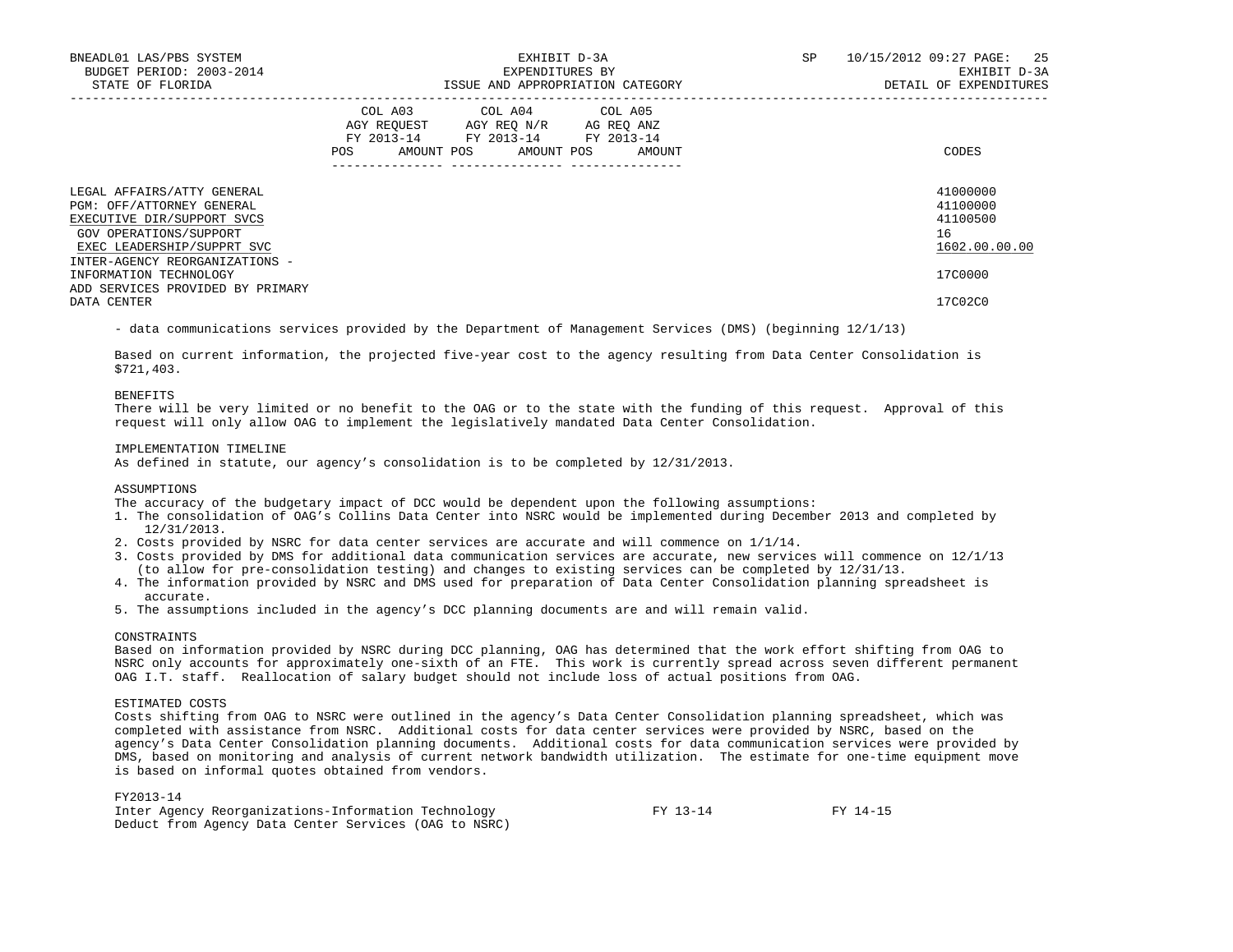| | COL A03 AGY REQUEST FY 2013-14 POS AMOUNT | COL A04 AGY REQ N/R FY 2013-14 POS AMOUNT | COL A05 AG REQ ANZ FY 2013-14 POS AMOUNT | CODES |
|---|---|---|---|---|
| LEGAL AFFAIRS/ATTY GENERAL | | | | 41000000 |
| PGM: OFF/ATTORNEY GENERAL | | | | 41100000 |
| EXECUTIVE DIR/SUPPORT SVCS | | | | 41100500 |
| GOV OPERATIONS/SUPPORT | | | | 16 |
| EXEC LEADERSHIP/SUPPRT SVC | | | | 1602.00.00.00 |
| INTER-AGENCY REORGANIZATIONS - INFORMATION TECHNOLOGY | | | | 17C0000 |
| ADD SERVICES PROVIDED BY PRIMARY DATA CENTER | | | | 17C02C0 |

- data communications services provided by the Department of Management Services (DMS) (beginning 12/1/13)

Based on current information, the projected five-year cost to the agency resulting from Data Center Consolidation is $721,403.

BENEFITS
There will be very limited or no benefit to the OAG or to the state with the funding of this request. Approval of this request will only allow OAG to implement the legislatively mandated Data Center Consolidation.

IMPLEMENTATION TIMELINE
As defined in statute, our agency's consolidation is to be completed by 12/31/2013.

ASSUMPTIONS
The accuracy of the budgetary impact of DCC would be dependent upon the following assumptions:

1. The consolidation of OAG's Collins Data Center into NSRC would be implemented during December 2013 and completed by 12/31/2013.
2. Costs provided by NSRC for data center services are accurate and will commence on 1/1/14.
3. Costs provided by DMS for additional data communication services are accurate, new services will commence on 12/1/13 (to allow for pre-consolidation testing) and changes to existing services can be completed by 12/31/13.
4. The information provided by NSRC and DMS used for preparation of Data Center Consolidation planning spreadsheet is accurate.
5. The assumptions included in the agency's DCC planning documents are and will remain valid.

CONSTRAINTS
Based on information provided by NSRC during DCC planning, OAG has determined that the work effort shifting from OAG to NSRC only accounts for approximately one-sixth of an FTE. This work is currently spread across seven different permanent OAG I.T. staff. Reallocation of salary budget should not include loss of actual positions from OAG.

ESTIMATED COSTS
Costs shifting from OAG to NSRC were outlined in the agency's Data Center Consolidation planning spreadsheet, which was completed with assistance from NSRC. Additional costs for data center services were provided by NSRC, based on the agency's Data Center Consolidation planning documents. Additional costs for data communication services were provided by DMS, based on monitoring and analysis of current network bandwidth utilization. The estimate for one-time equipment move is based on informal quotes obtained from vendors.

FY2013-14

| Inter Agency Reorganizations-Information Technology | FY 13-14 | FY 14-15 |
|---|---|---|
| Deduct from Agency Data Center Services (OAG to NSRC) | | |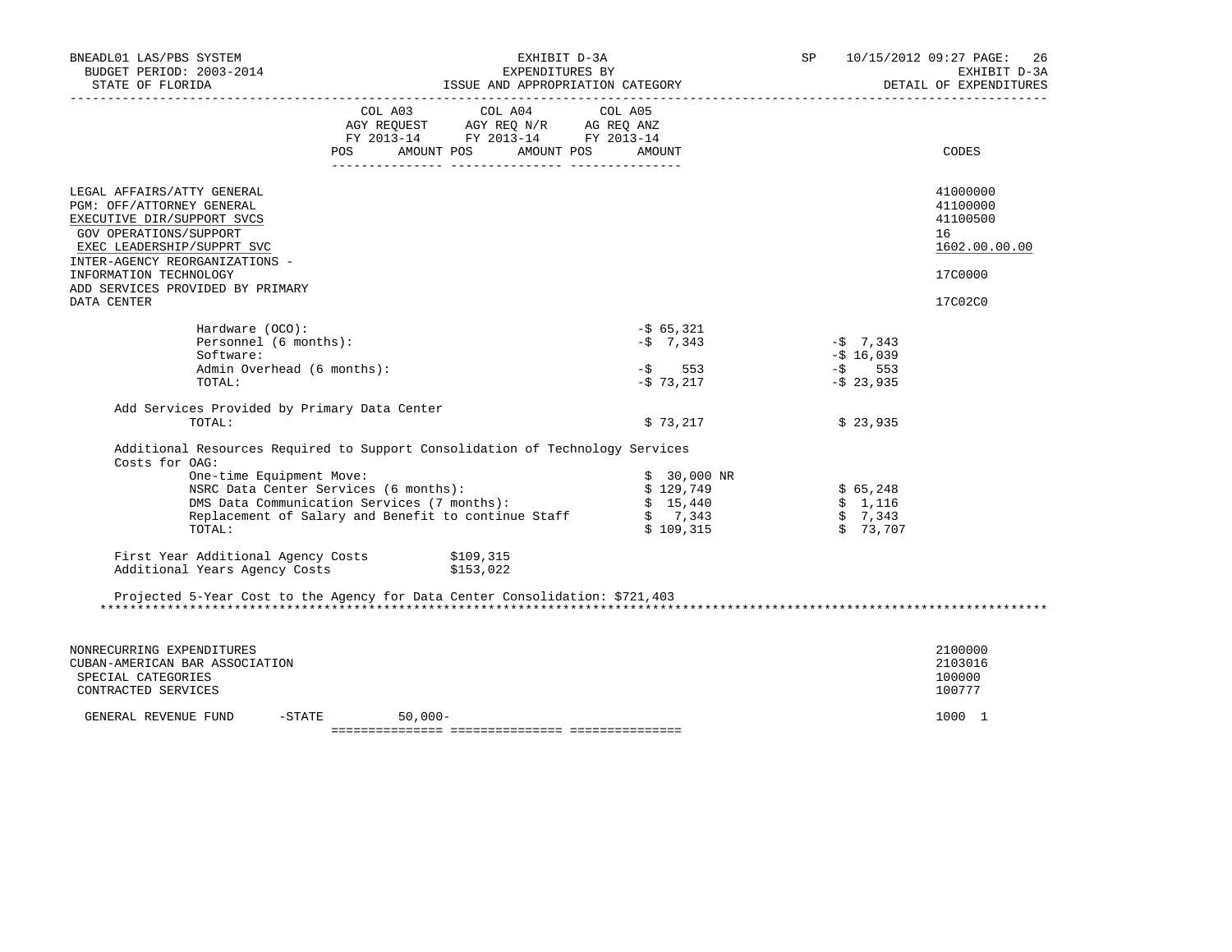BNEADL01 LAS/PBS SYSTEM | EXHIBIT D-3A | SP 10/15/2012 09:27 PAGE: 26
BUDGET PERIOD: 2003-2014 | EXPENDITURES BY | EXHIBIT D-3A
STATE OF FLORIDA | ISSUE AND APPROPRIATION CATEGORY | DETAIL OF EXPENDITURES

| | COL A03 AGY REQUEST FY 2013-14 POS AMOUNT | COL A04 AGY REQ N/R FY 2013-14 POS AMOUNT | COL A05 AG REQ ANZ FY 2013-14 POS AMOUNT | CODES |
|---|---|---|---|---|
| LEGAL AFFAIRS/ATTY GENERAL | | | | 41000000 |
| PGM: OFF/ATTORNEY GENERAL | | | | 41100000 |
| EXECUTIVE DIR/SUPPORT SVCS | | | | 41100500 |
| GOV OPERATIONS/SUPPORT | | | | 16 |
| EXEC LEADERSHIP/SUPPRT SVC | | | | 1602.00.00.00 |
| INTER-AGENCY REORGANIZATIONS - INFORMATION TECHNOLOGY | | | | 17C0000 |
| ADD SERVICES PROVIDED BY PRIMARY DATA CENTER | | | | 17C02C0 |

| | | |
|---|---|---|
| Hardware (OCO): | -$ 65,321 | |
| Personnel (6 months): | -$ 7,343 | -$ 7,343 |
| Software: | | -$ 16,039 |
| Admin Overhead (6 months): | -$ 553 | -$ 553 |
| TOTAL: | -$ 73,217 | -$ 23,935 |

Add Services Provided by Primary Data Center

| | | |
|---|---|---|
| TOTAL: | $ 73,217 | $ 23,935 |

Additional Resources Required to Support Consolidation of Technology Services Costs for OAG:

| | | |
|---|---|---|
| One-time Equipment Move: | $ 30,000 NR | |
| NSRC Data Center Services (6 months): | $ 129,749 | $ 65,248 |
| DMS Data Communication Services (7 months): | $ 15,440 | $ 1,116 |
| Replacement of Salary and Benefit to continue Staff | $ 7,343 | $ 7,343 |
| TOTAL: | $ 109,315 | $ 73,707 |

First Year Additional Agency Costs $109,315
Additional Years Agency Costs $153,022

Projected 5-Year Cost to the Agency for Data Center Consolidation: $721,403

*******************************************************************************************************************************

| | COL A03 | COL A04 | COL A05 | CODES |
|---|---|---|---|---|
| NONRECURRING EXPENDITURES | | | | 2100000 |
| CUBAN-AMERICAN BAR ASSOCIATION | | | | 2103016 |
| SPECIAL CATEGORIES | | | | 100000 |
| CONTRACTED SERVICES | | | | 100777 |
| GENERAL REVENUE FUND -STATE | 50,000- | | | 1000 1 |
| | =============== | =============== | =============== | |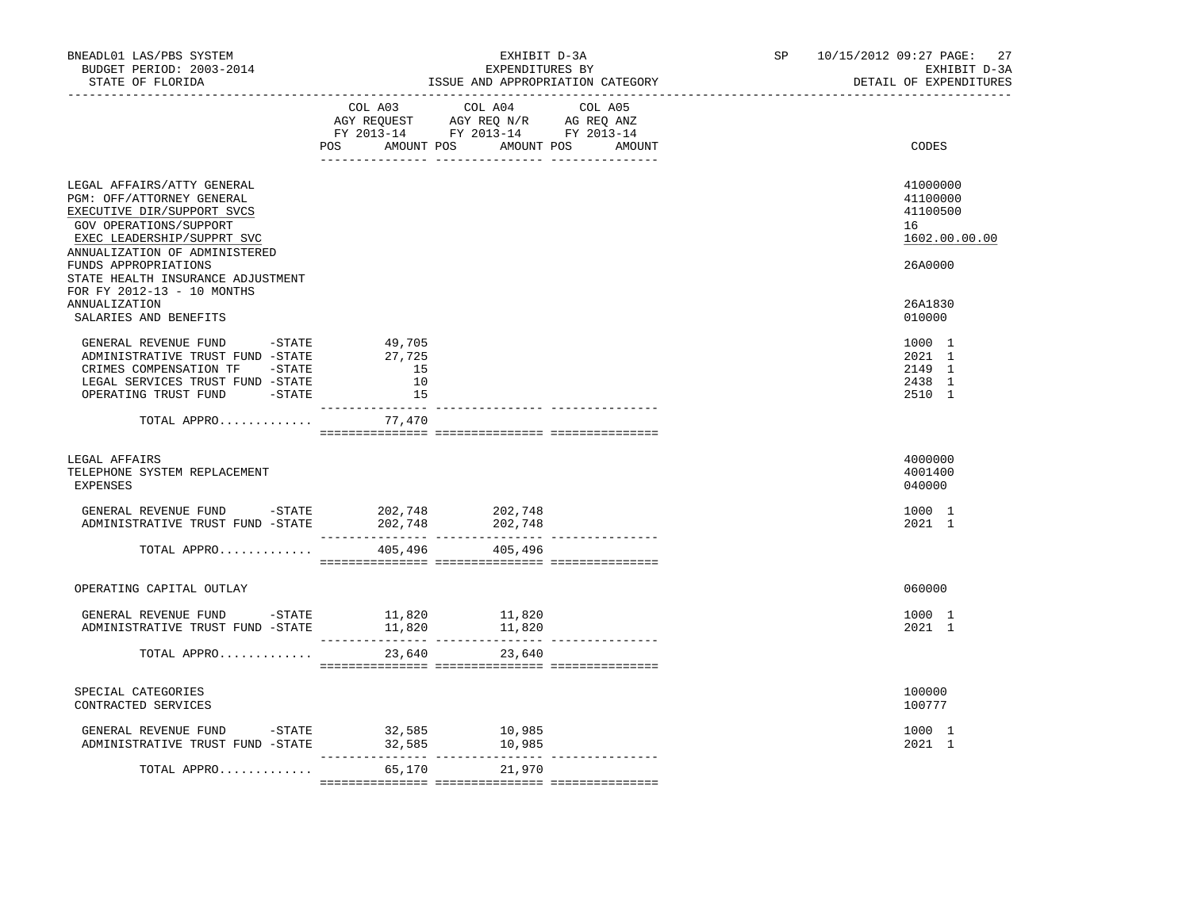BNEADL01 LAS/PBS SYSTEM | EXHIBIT D-3A | SP 10/15/2012 09:27 PAGE: 27
BUDGET PERIOD: 2003-2014 | EXPENDITURES BY | EXHIBIT D-3A
STATE OF FLORIDA | ISSUE AND APPROPRIATION CATEGORY | DETAIL OF EXPENDITURES

| | COL A03 AGY REQUEST FY 2013-14 POS AMOUNT | COL A04 AGY REQ N/R FY 2013-14 POS AMOUNT | COL A05 AG REQ ANZ FY 2013-14 POS AMOUNT | CODES |
|---|---|---|---|---|
| LEGAL AFFAIRS/ATTY GENERAL | | | | 41000000 |
| PGM: OFF/ATTORNEY GENERAL | | | | 41100000 |
| EXECUTIVE DIR/SUPPORT SVCS | | | | 41100500 |
| GOV OPERATIONS/SUPPORT | | | | 16 |
| EXEC LEADERSHIP/SUPPRT SVC | | | | 1602.00.00.00 |
| ANNUALIZATION OF ADMINISTERED FUNDS APPROPRIATIONS | | | | 26A0000 |
| STATE HEALTH INSURANCE ADJUSTMENT FOR FY 2012-13 - 10 MONTHS ANNUALIZATION | | | | 26A1830 |
| SALARIES AND BENEFITS | | | | 010000 |
| GENERAL REVENUE FUND -STATE | 49,705 | | | 1000 1 |
| ADMINISTRATIVE TRUST FUND -STATE | 27,725 | | | 2021 1 |
| CRIMES COMPENSATION TF -STATE | 15 | | | 2149 1 |
| LEGAL SERVICES TRUST FUND -STATE | 10 | | | 2438 1 |
| OPERATING TRUST FUND -STATE | 15 | | | 2510 1 |
| TOTAL APPRO............ | 77,470 | | | |
| LEGAL AFFAIRS | | | | 4000000 |
| TELEPHONE SYSTEM REPLACEMENT | | | | 4001400 |
| EXPENSES | | | | 040000 |
| GENERAL REVENUE FUND -STATE | 202,748 | 202,748 | | 1000 1 |
| ADMINISTRATIVE TRUST FUND -STATE | 202,748 | 202,748 | | 2021 1 |
| TOTAL APPRO............ | 405,496 | 405,496 | | |
| OPERATING CAPITAL OUTLAY | | | | 060000 |
| GENERAL REVENUE FUND -STATE | 11,820 | 11,820 | | 1000 1 |
| ADMINISTRATIVE TRUST FUND -STATE | 11,820 | 11,820 | | 2021 1 |
| TOTAL APPRO............ | 23,640 | 23,640 | | |
| SPECIAL CATEGORIES | | | | 100000 |
| CONTRACTED SERVICES | | | | 100777 |
| GENERAL REVENUE FUND -STATE | 32,585 | 10,985 | | 1000 1 |
| ADMINISTRATIVE TRUST FUND -STATE | 32,585 | 10,985 | | 2021 1 |
| TOTAL APPRO............ | 65,170 | 21,970 | | |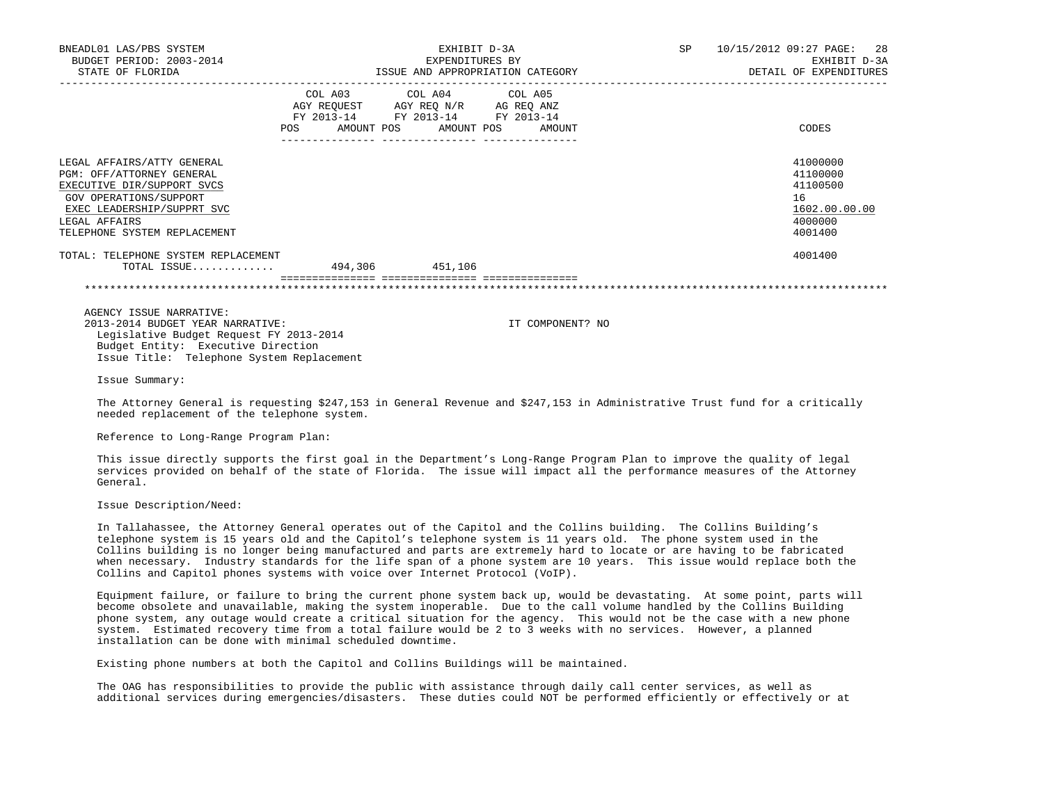BNEADL01 LAS/PBS SYSTEM
BUDGET PERIOD: 2003-2014
STATE OF FLORIDA

EXHIBIT D-3A
EXPENDITURES BY
ISSUE AND APPROPRIATION CATEGORY

SP 10/15/2012 09:27
EXHIBIT D-3A
DETAIL OF EXPENDITURES

| | COL A03 AGY REQUEST FY 2013-14 POS AMOUNT | COL A04 AGY REQ N/R FY 2013-14 POS AMOUNT | COL A05 AG REQ ANZ FY 2013-14 POS AMOUNT | CODES |
|---|---|---|---|---|
| LEGAL AFFAIRS/ATTY GENERAL | | | | 41000000 |
| PGM: OFF/ATTORNEY GENERAL | | | | 41100000 |
| EXECUTIVE DIR/SUPPORT SVCS | | | | 41100500 |
| GOV OPERATIONS/SUPPORT | | | | 16 |
| EXEC LEADERSHIP/SUPPRT SVC | | | | 1602.00.00.00 |
| LEGAL AFFAIRS | | | | 4000000 |
| TELEPHONE SYSTEM REPLACEMENT | | | | 4001400 |
| TOTAL: TELEPHONE SYSTEM REPLACEMENT | | | | 4001400 |
| TOTAL ISSUE............ | 494,306 | 451,106 | | |

AGENCY ISSUE NARRATIVE:
2013-2014 BUDGET YEAR NARRATIVE: IT COMPONENT? NO

Legislative Budget Request FY 2013-2014
Budget Entity: Executive Direction
Issue Title: Telephone System Replacement

Issue Summary:

The Attorney General is requesting $247,153 in General Revenue and $247,153 in Administrative Trust fund for a critically needed replacement of the telephone system.

Reference to Long-Range Program Plan:

This issue directly supports the first goal in the Department's Long-Range Program Plan to improve the quality of legal services provided on behalf of the state of Florida. The issue will impact all the performance measures of the Attorney General.

Issue Description/Need:

In Tallahassee, the Attorney General operates out of the Capitol and the Collins building. The Collins Building's telephone system is 15 years old and the Capitol's telephone system is 11 years old. The phone system used in the Collins building is no longer being manufactured and parts are extremely hard to locate or are having to be fabricated when necessary. Industry standards for the life span of a phone system are 10 years. This issue would replace both the Collins and Capitol phones systems with voice over Internet Protocol (VoIP).

Equipment failure, or failure to bring the current phone system back up, would be devastating. At some point, parts will become obsolete and unavailable, making the system inoperable. Due to the call volume handled by the Collins Building phone system, any outage would create a critical situation for the agency. This would not be the case with a new phone system. Estimated recovery time from a total failure would be 2 to 3 weeks with no services. However, a planned installation can be done with minimal scheduled downtime.

Existing phone numbers at both the Capitol and Collins Buildings will be maintained.

The OAG has responsibilities to provide the public with assistance through daily call center services, as well as additional services during emergencies/disasters. These duties could NOT be performed efficiently or effectively or at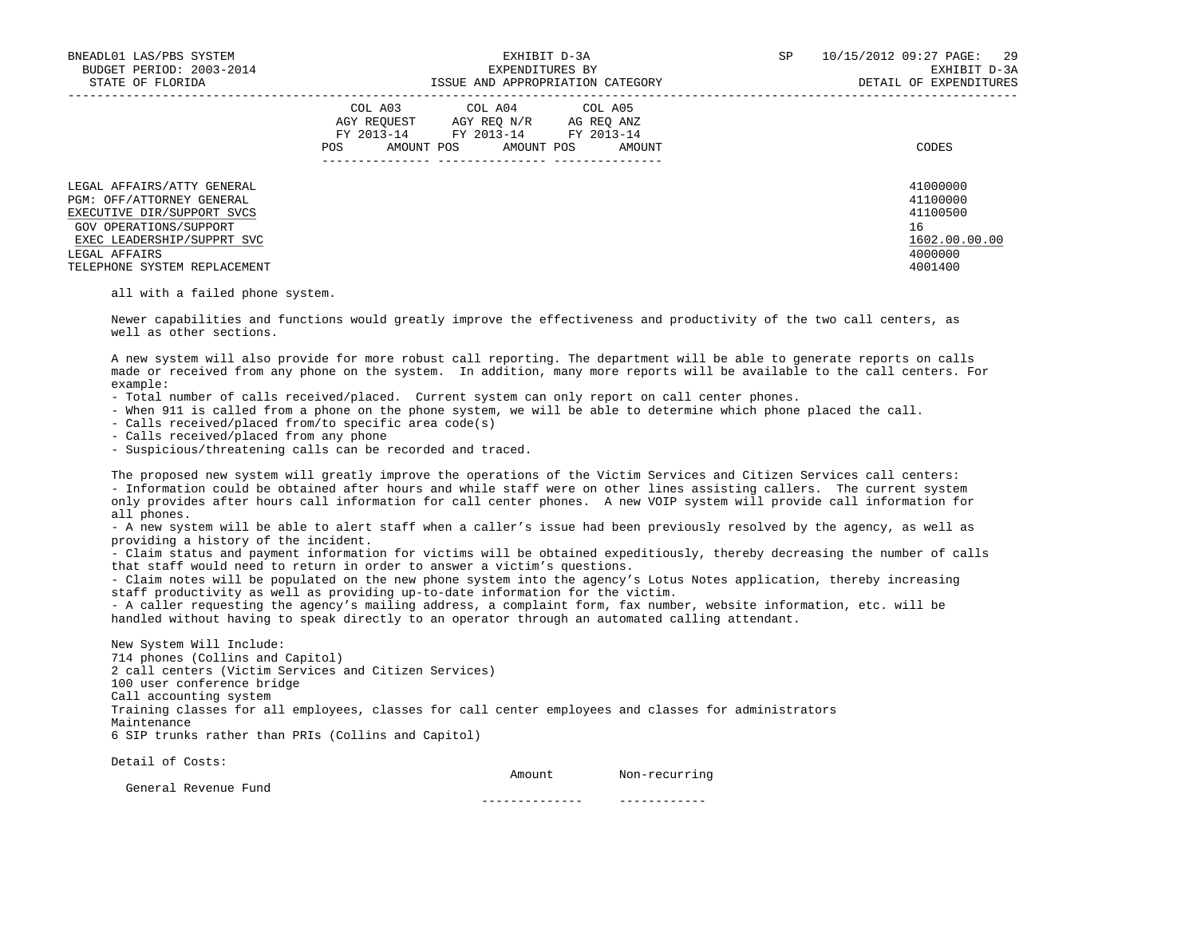| | COL A03 AGY REQUEST FY 2013-14 | | COL A04 AGY REQ N/R FY 2013-14 | | COL A05 AG REQ ANZ FY 2013-14 | | CODES |
|---|---|---|---|---|---|---|---|
| | POS | AMOUNT | POS | AMOUNT | POS | AMOUNT | |
| LEGAL AFFAIRS/ATTY GENERAL | | | | | | | 41000000 |
| PGM: OFF/ATTORNEY GENERAL | | | | | | | 41100000 |
| EXECUTIVE DIR/SUPPORT SVCS | | | | | | | 41100500 |
| GOV OPERATIONS/SUPPORT | | | | | | | 16 |
| EXEC LEADERSHIP/SUPPRT SVC | | | | | | | 1602.00.00.00 |
| LEGAL AFFAIRS | | | | | | | 4000000 |
| TELEPHONE SYSTEM REPLACEMENT | | | | | | | 4001400 |

all with a failed phone system.

Newer capabilities and functions would greatly improve the effectiveness and productivity of the two call centers, as well as other sections.

A new system will also provide for more robust call reporting. The department will be able to generate reports on calls made or received from any phone on the system. In addition, many more reports will be available to the call centers. For example:
- Total number of calls received/placed. Current system can only report on call center phones.
- When 911 is called from a phone on the phone system, we will be able to determine which phone placed the call.
- Calls received/placed from/to specific area code(s)
- Calls received/placed from any phone
- Suspicious/threatening calls can be recorded and traced.

The proposed new system will greatly improve the operations of the Victim Services and Citizen Services call centers:
- Information could be obtained after hours and while staff were on other lines assisting callers. The current system only provides after hours call information for call center phones. A new VOIP system will provide call information for all phones.
- A new system will be able to alert staff when a caller's issue had been previously resolved by the agency, as well as providing a history of the incident.
- Claim status and payment information for victims will be obtained expeditiously, thereby decreasing the number of calls that staff would need to return in order to answer a victim's questions.
- Claim notes will be populated on the new phone system into the agency's Lotus Notes application, thereby increasing staff productivity as well as providing up-to-date information for the victim.
- A caller requesting the agency's mailing address, a complaint form, fax number, website information, etc. will be handled without having to speak directly to an operator through an automated calling attendant.

New System Will Include:
714 phones (Collins and Capitol)
2 call centers (Victim Services and Citizen Services)
100 user conference bridge
Call accounting system
Training classes for all employees, classes for call center employees and classes for administrators
Maintenance
6 SIP trunks rather than PRIs (Collins and Capitol)

Detail of Costs:

| | Amount | Non-recurring |
|---|---|---|
| General Revenue Fund | | |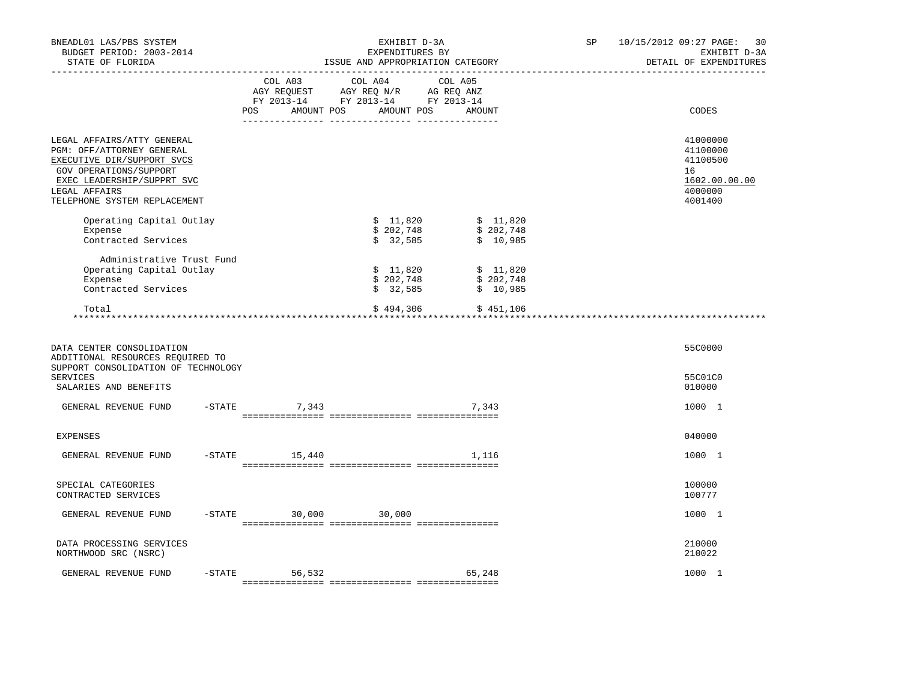EXHIBIT D-3A
EXPENDITURES BY
ISSUE AND APPROPRIATION CATEGORY

DETAIL OF EXPENDITURES

| | COL A03 AGY REQUEST FY 2013-14 POS AMOUNT | COL A04 AGY REQ N/R FY 2013-14 POS AMOUNT | COL A05 AG REQ ANZ FY 2013-14 POS AMOUNT | CODES |
|---|---|---|---|---|
| LEGAL AFFAIRS/ATTY GENERAL | | | | 41000000 |
| PGM: OFF/ATTORNEY GENERAL | | | | 41100000 |
| EXECUTIVE DIR/SUPPORT SVCS | | | | 41100500 |
| GOV OPERATIONS/SUPPORT | | | | 16 |
| EXEC LEADERSHIP/SUPPRT SVC | | | | 1602.00.00.00 |
| LEGAL AFFAIRS | | | | 4000000 |
| TELEPHONE SYSTEM REPLACEMENT | | | | 4001400 |
| Operating Capital Outlay | | $ 11,820 | $ 11,820 | |
| Expense | | $ 202,748 | $ 202,748 | |
| Contracted Services | | $ 32,585 | $ 10,985 | |
| Administrative Trust Fund | | | | |
| Operating Capital Outlay | | $ 11,820 | $ 11,820 | |
| Expense | | $ 202,748 | $ 202,748 | |
| Contracted Services | | $ 32,585 | $ 10,985 | |
| Total | | $ 494,306 | $ 451,106 | |

| | COL A03 | COL A04 | COL A05 | CODES |
|---|---|---|---|---|
| DATA CENTER CONSOLIDATION | | | | 55C0000 |
| ADDITIONAL RESOURCES REQUIRED TO SUPPORT CONSOLIDATION OF TECHNOLOGY SERVICES | | | | 55C01C0 |
| SALARIES AND BENEFITS | | | | 010000 |
| GENERAL REVENUE FUND -STATE | 7,343 | | 7,343 | 1000 1 |
| EXPENSES | | | | 040000 |
| GENERAL REVENUE FUND -STATE | 15,440 | | 1,116 | 1000 1 |
| SPECIAL CATEGORIES | | | | 100000 |
| CONTRACTED SERVICES | | | | 100777 |
| GENERAL REVENUE FUND -STATE | 30,000 | 30,000 | | 1000 1 |
| DATA PROCESSING SERVICES | | | | 210000 |
| NORTHWOOD SRC (NSRC) | | | | 210022 |
| GENERAL REVENUE FUND -STATE | 56,532 | | 65,248 | 1000 1 |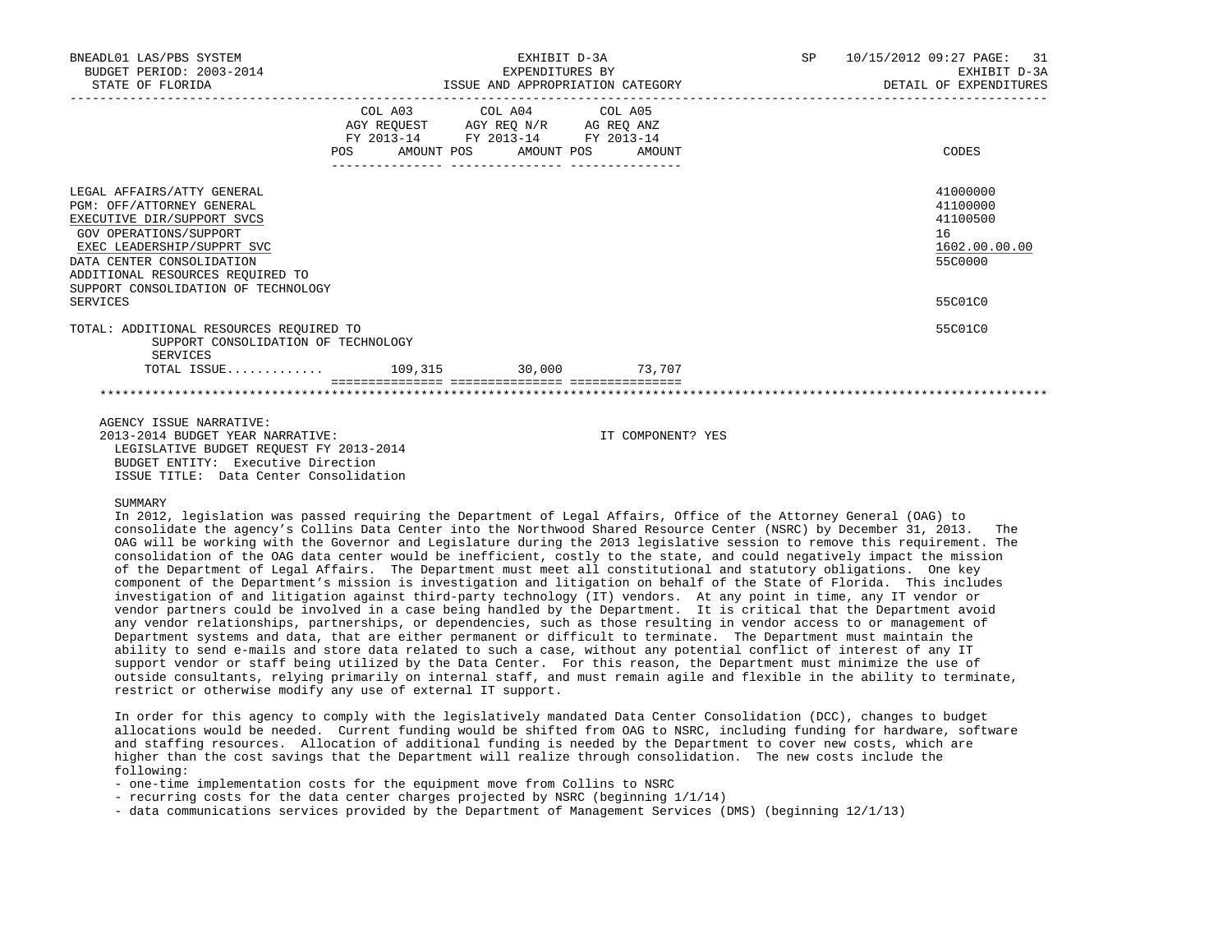BNEADL01 LAS/PBS SYSTEM — EXHIBIT D-3A — EXPENDITURES BY ISSUE AND APPROPRIATION CATEGORY — SP 10/15/2012 09:27 — DETAIL OF EXPENDITURES

BUDGET PERIOD: 2003-2014 — STATE OF FLORIDA

| | COL A03 AGY REQUEST FY 2013-14 POS AMOUNT | COL A04 AGY REQ N/R FY 2013-14 POS AMOUNT | COL A05 AG REQ ANZ FY 2013-14 POS AMOUNT | CODES |
|---|---|---|---|---|
| LEGAL AFFAIRS/ATTY GENERAL | | | | 41000000 |
| PGM: OFF/ATTORNEY GENERAL | | | | 41100000 |
| EXECUTIVE DIR/SUPPORT SVCS | | | | 41100500 |
| GOV OPERATIONS/SUPPORT | | | | 16 |
| EXEC LEADERSHIP/SUPPRT SVC | | | | 1602.00.00.00 |
| DATA CENTER CONSOLIDATION | | | | 55C0000 |
| ADDITIONAL RESOURCES REQUIRED TO SUPPORT CONSOLIDATION OF TECHNOLOGY SERVICES | | | | 55C01C0 |
| TOTAL: ADDITIONAL RESOURCES REQUIRED TO SUPPORT CONSOLIDATION OF TECHNOLOGY SERVICES | | | | 55C01C0 |
| TOTAL ISSUE............ | 109,315 | 30,000 | 73,707 | |

AGENCY ISSUE NARRATIVE:
2013-2014 BUDGET YEAR NARRATIVE: IT COMPONENT? YES

LEGISLATIVE BUDGET REQUEST FY 2013-2014
BUDGET ENTITY: Executive Direction
ISSUE TITLE: Data Center Consolidation

SUMMARY

In 2012, legislation was passed requiring the Department of Legal Affairs, Office of the Attorney General (OAG) to consolidate the agency's Collins Data Center into the Northwood Shared Resource Center (NSRC) by December 31, 2013. The OAG will be working with the Governor and Legislature during the 2013 legislative session to remove this requirement. The consolidation of the OAG data center would be inefficient, costly to the state, and could negatively impact the mission of the Department of Legal Affairs. The Department must meet all constitutional and statutory obligations. One key component of the Department's mission is investigation and litigation on behalf of the State of Florida. This includes investigation of and litigation against third-party technology (IT) vendors. At any point in time, any IT vendor or vendor partners could be involved in a case being handled by the Department. It is critical that the Department avoid any vendor relationships, partnerships, or dependencies, such as those resulting in vendor access to or management of Department systems and data, that are either permanent or difficult to terminate. The Department must maintain the ability to send e-mails and store data related to such a case, without any potential conflict of interest of any IT support vendor or staff being utilized by the Data Center. For this reason, the Department must minimize the use of outside consultants, relying primarily on internal staff, and must remain agile and flexible in the ability to terminate, restrict or otherwise modify any use of external IT support.

In order for this agency to comply with the legislatively mandated Data Center Consolidation (DCC), changes to budget allocations would be needed. Current funding would be shifted from OAG to NSRC, including funding for hardware, software and staffing resources. Allocation of additional funding is needed by the Department to cover new costs, which are higher than the cost savings that the Department will realize through consolidation. The new costs include the following:

- one-time implementation costs for the equipment move from Collins to NSRC
- recurring costs for the data center charges projected by NSRC (beginning 1/1/14)
- data communications services provided by the Department of Management Services (DMS) (beginning 12/1/13)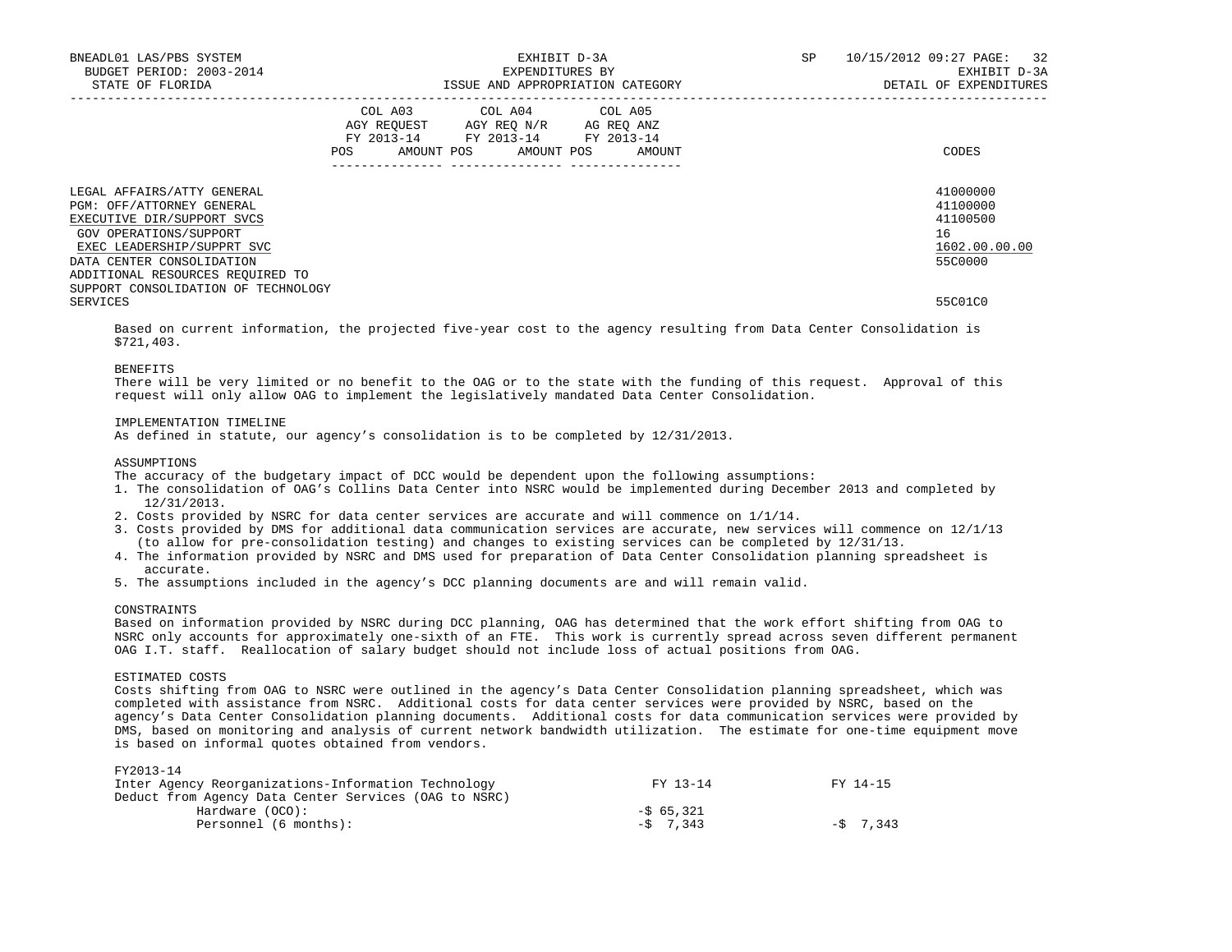| | COL A03 AGY REQUEST FY 2013-14 | | COL A04 AGY REQ N/R FY 2013-14 | | COL A05 AG REQ ANZ FY 2013-14 | | |
|---|---|---|---|---|---|---|---|
| | POS | AMOUNT | POS | AMOUNT | POS | AMOUNT | CODES |
| LEGAL AFFAIRS/ATTY GENERAL | | | | | | | 41000000 |
| PGM: OFF/ATTORNEY GENERAL | | | | | | | 41100000 |
| EXECUTIVE DIR/SUPPORT SVCS | | | | | | | 41100500 |
| GOV OPERATIONS/SUPPORT | | | | | | | 16 |
| EXEC LEADERSHIP/SUPPRT SVC | | | | | | | 1602.00.00.00 |
| DATA CENTER CONSOLIDATION | | | | | | | 55C0000 |
| ADDITIONAL RESOURCES REQUIRED TO SUPPORT CONSOLIDATION OF TECHNOLOGY SERVICES | | | | | | | 55C01C0 |

Based on current information, the projected five-year cost to the agency resulting from Data Center Consolidation is $721,403.

BENEFITS
There will be very limited or no benefit to the OAG or to the state with the funding of this request. Approval of this request will only allow OAG to implement the legislatively mandated Data Center Consolidation.

IMPLEMENTATION TIMELINE
As defined in statute, our agency's consolidation is to be completed by 12/31/2013.

ASSUMPTIONS
The accuracy of the budgetary impact of DCC would be dependent upon the following assumptions:

1. The consolidation of OAG's Collins Data Center into NSRC would be implemented during December 2013 and completed by 12/31/2013.
2. Costs provided by NSRC for data center services are accurate and will commence on 1/1/14.
3. Costs provided by DMS for additional data communication services are accurate, new services will commence on 12/1/13 (to allow for pre-consolidation testing) and changes to existing services can be completed by 12/31/13.
4. The information provided by NSRC and DMS used for preparation of Data Center Consolidation planning spreadsheet is accurate.
5. The assumptions included in the agency's DCC planning documents are and will remain valid.

CONSTRAINTS
Based on information provided by NSRC during DCC planning, OAG has determined that the work effort shifting from OAG to NSRC only accounts for approximately one-sixth of an FTE. This work is currently spread across seven different permanent OAG I.T. staff. Reallocation of salary budget should not include loss of actual positions from OAG.

ESTIMATED COSTS
Costs shifting from OAG to NSRC were outlined in the agency's Data Center Consolidation planning spreadsheet, which was completed with assistance from NSRC. Additional costs for data center services were provided by NSRC, based on the agency's Data Center Consolidation planning documents. Additional costs for data communication services were provided by DMS, based on monitoring and analysis of current network bandwidth utilization. The estimate for one-time equipment move is based on informal quotes obtained from vendors.

FY2013-14

| Inter Agency Reorganizations-Information Technology | FY 13-14 | FY 14-15 |
|---|---|---|
| Deduct from Agency Data Center Services (OAG to NSRC) | | |
| Hardware (OCO): | -$ 65,321 | |
| Personnel (6 months): | -$ 7,343 | -$ 7,343 |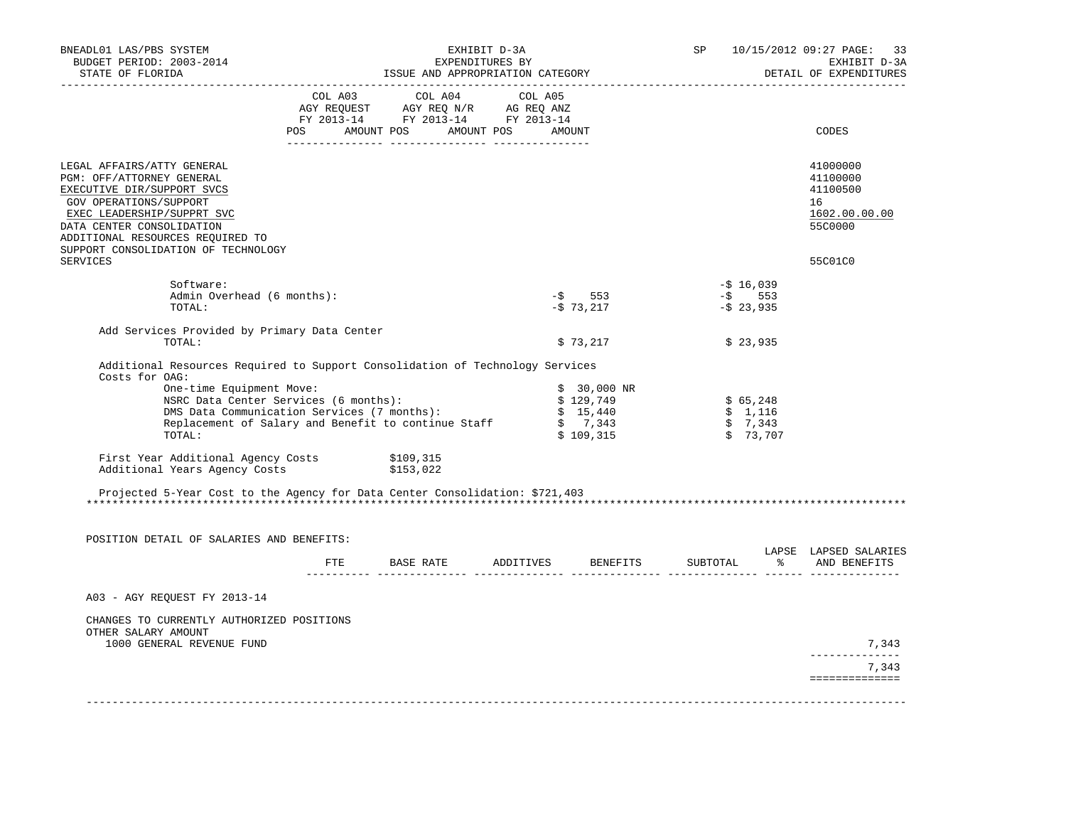BNEADL01 LAS/PBS SYSTEM — EXHIBIT D-3A — EXPENDITURES BY ISSUE AND APPROPRIATION CATEGORY — SP 10/15/2012 09:27 PAGE: 33
BUDGET PERIOD: 2003-2014 — EXHIBIT D-3A
STATE OF FLORIDA — DETAIL OF EXPENDITURES

| | COL A03 AGY REQUEST FY 2013-14 POS AMOUNT | COL A04 AGY REQ N/R FY 2013-14 POS AMOUNT | COL A05 AG REQ ANZ FY 2013-14 POS AMOUNT | CODES |
|---|---|---|---|---|
| LEGAL AFFAIRS/ATTY GENERAL | | | | 41000000 |
| PGM: OFF/ATTORNEY GENERAL | | | | 41100000 |
| EXECUTIVE DIR/SUPPORT SVCS | | | | 41100500 |
| GOV OPERATIONS/SUPPORT | | | | 16 |
| EXEC LEADERSHIP/SUPPRT SVC | | | | 1602.00.00.00 |
| DATA CENTER CONSOLIDATION | | | | 55C0000 |
| ADDITIONAL RESOURCES REQUIRED TO SUPPORT CONSOLIDATION OF TECHNOLOGY SERVICES | | | | 55C01C0 |

| | | |
|---|---|---|
| Software: | | -$ 16,039 |
| Admin Overhead (6 months): | -$ 553 | -$ 553 |
| TOTAL: | -$ 73,217 | -$ 23,935 |
| | | |
| Add Services Provided by Primary Data Center | | |
| TOTAL: | $ 73,217 | $ 23,935 |
| | | |
| Additional Resources Required to Support Consolidation of Technology Services | | |
| Costs for OAG: | | |
| One-time Equipment Move: | $ 30,000 NR | |
| NSRC Data Center Services (6 months): | $ 129,749 | $ 65,248 |
| DMS Data Communication Services (7 months): | $ 15,440 | $ 1,116 |
| Replacement of Salary and Benefit to continue Staff | $ 7,343 | $ 7,343 |
| TOTAL: | $ 109,315 | $ 73,707 |

First Year Additional Agency Costs $109,315
Additional Years Agency Costs $153,022

Projected 5-Year Cost to the Agency for Data Center Consolidation: $721,403

POSITION DETAIL OF SALARIES AND BENEFITS:

| | FTE | BASE RATE | ADDITIVES | BENEFITS | SUBTOTAL | LAPSE % | LAPSED SALARIES AND BENEFITS |
|---|---|---|---|---|---|---|---|
| A03 - AGY REQUEST FY 2013-14 | | | | | | | |
| CHANGES TO CURRENTLY AUTHORIZED POSITIONS | | | | | | | |
| OTHER SALARY AMOUNT | | | | | | | |
| 1000 GENERAL REVENUE FUND | | | | | | | 7,343 |
| | | | | | | | 7,343 |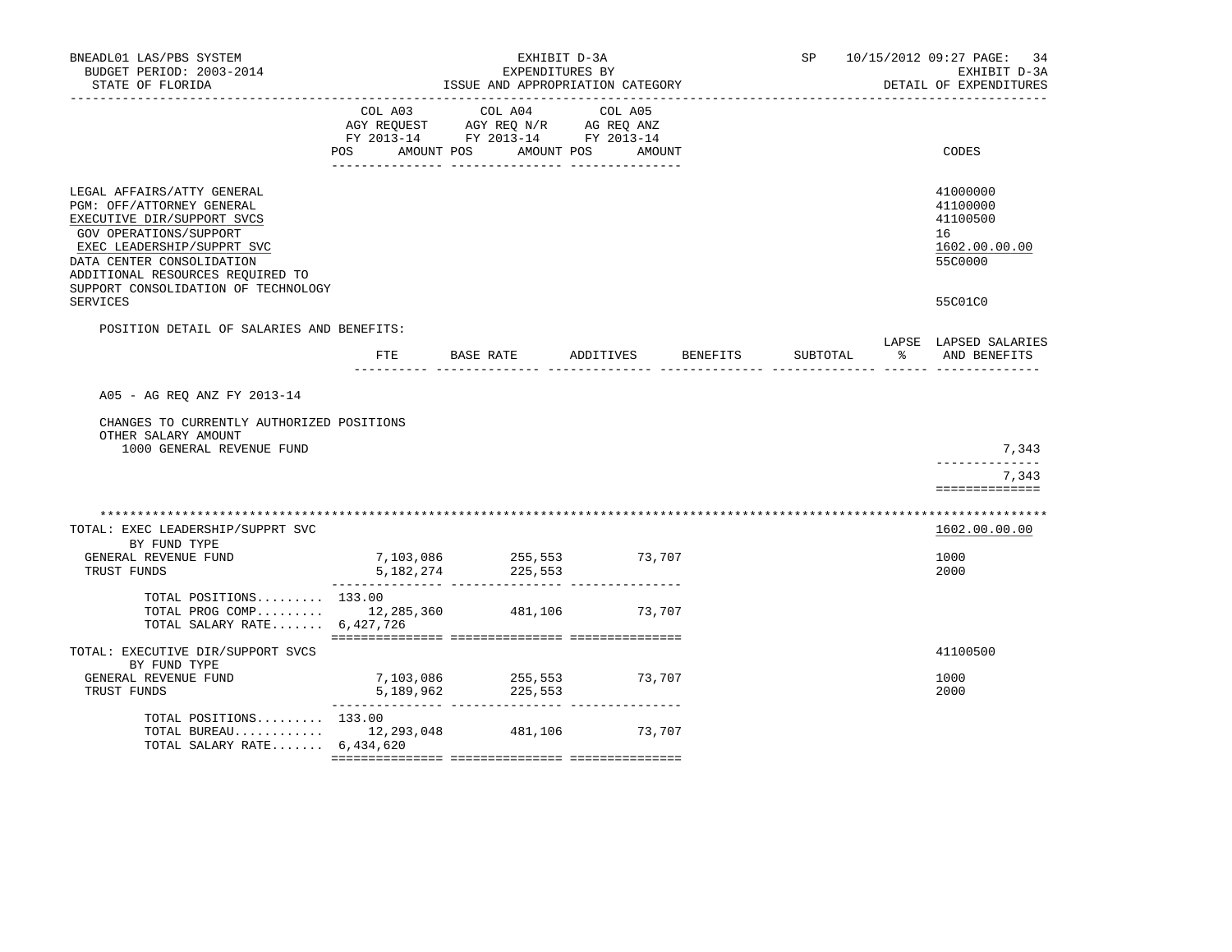BNEADL01 LAS/PBS SYSTEM | EXHIBIT D-3A | SP 10/15/2012 09:27
BUDGET PERIOD: 2003-2014 | EXPENDITURES BY | EXHIBIT D-3A
STATE OF FLORIDA | ISSUE AND APPROPRIATION CATEGORY | DETAIL OF EXPENDITURES

| | COL A03 AGY REQUEST FY 2013-14 POS AMOUNT | COL A04 AGY REQ N/R FY 2013-14 POS AMOUNT | COL A05 AG REQ ANZ FY 2013-14 POS AMOUNT | CODES |
|---|---|---|---|---|
| LEGAL AFFAIRS/ATTY GENERAL | | | | 41000000 |
| PGM: OFF/ATTORNEY GENERAL | | | | 41100000 |
| EXECUTIVE DIR/SUPPORT SVCS | | | | 41100500 |
| GOV OPERATIONS/SUPPORT | | | | 16 |
| EXEC LEADERSHIP/SUPPRT SVC | | | | 1602.00.00.00 |
| DATA CENTER CONSOLIDATION | | | | 55C0000 |
| ADDITIONAL RESOURCES REQUIRED TO SUPPORT CONSOLIDATION OF TECHNOLOGY SERVICES | | | | 55C01C0 |

POSITION DETAIL OF SALARIES AND BENEFITS:

| | FTE | BASE RATE | ADDITIVES | BENEFITS | SUBTOTAL | LAPSE % | LAPSED SALARIES AND BENEFITS |
|---|---|---|---|---|---|---|---|
| A05 - AG REQ ANZ FY 2013-14 | | | | | | | |
| CHANGES TO CURRENTLY AUTHORIZED POSITIONS | | | | | | | |
| OTHER SALARY AMOUNT | | | | | | | |
| 1000 GENERAL REVENUE FUND | | | | | | | 7,343 |
| | | | | | | | 7,343 |

| | COL A03 | COL A04 | COL A05 | CODES |
|---|---|---|---|---|
| TOTAL: EXEC LEADERSHIP/SUPPRT SVC | | | | 1602.00.00.00 |
| BY FUND TYPE | | | | |
| GENERAL REVENUE FUND | 7,103,086 | 255,553 | 73,707 | 1000 |
| TRUST FUNDS | 5,182,274 | 225,553 | | 2000 |
| TOTAL POSITIONS......... | 133.00 | | | |
| TOTAL PROG COMP......... | 12,285,360 | 481,106 | 73,707 | |
| TOTAL SALARY RATE....... | 6,427,726 | | | |
| TOTAL: EXECUTIVE DIR/SUPPORT SVCS | | | | 41100500 |
| BY FUND TYPE | | | | |
| GENERAL REVENUE FUND | 7,103,086 | 255,553 | 73,707 | 1000 |
| TRUST FUNDS | 5,189,962 | 225,553 | | 2000 |
| TOTAL POSITIONS......... | 133.00 | | | |
| TOTAL BUREAU............ | 12,293,048 | 481,106 | 73,707 | |
| TOTAL SALARY RATE....... | 6,434,620 | | | |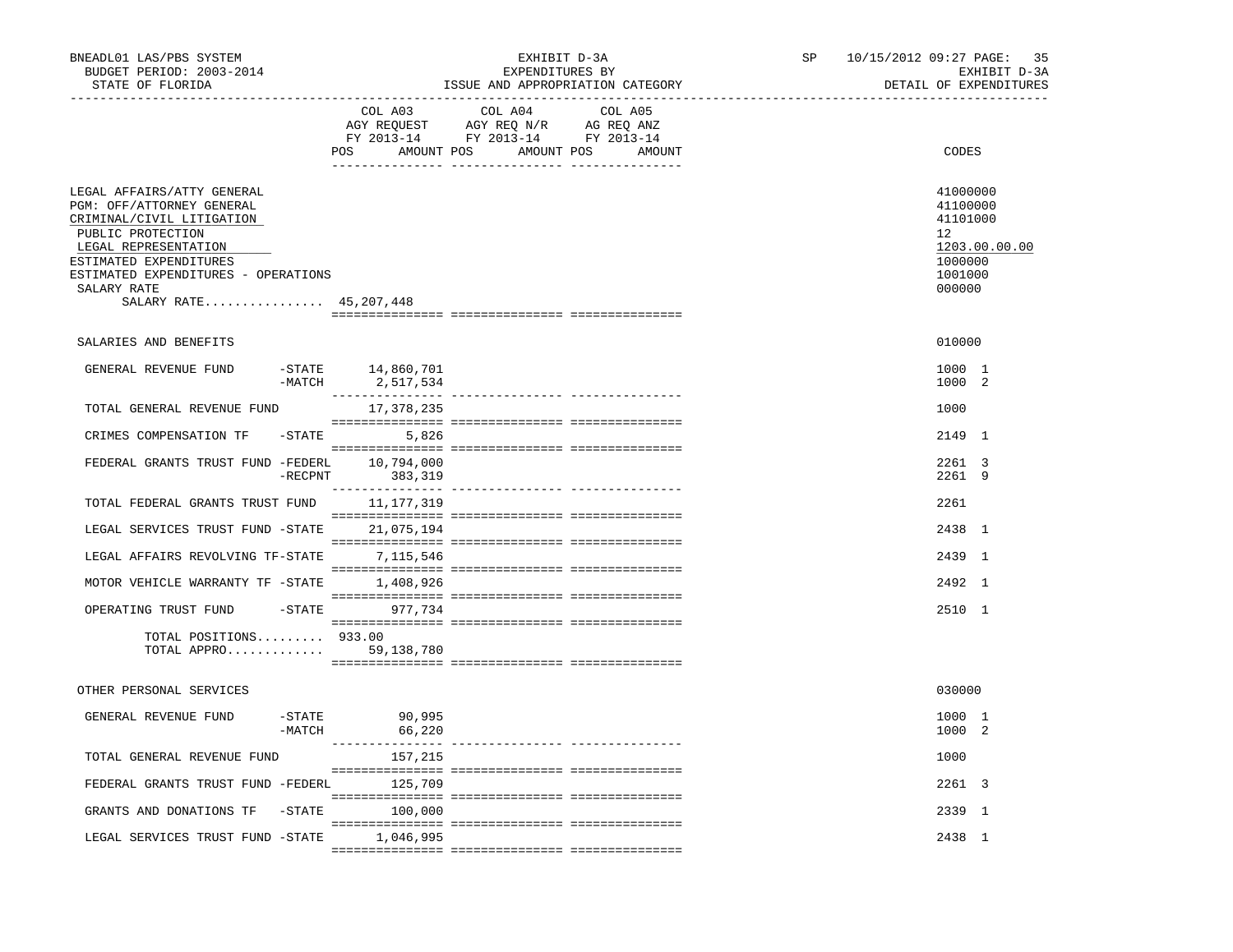BNEADL01 LAS/PBS SYSTEM | EXHIBIT D-3A | SP 10/15/2012 09:27

BUDGET PERIOD: 2003-2014 | EXPENDITURES BY | EXHIBIT D-3A

STATE OF FLORIDA | ISSUE AND APPROPRIATION CATEGORY | DETAIL OF EXPENDITURES

| | COL A03 AGY REQUEST FY 2013-14 POS AMOUNT | COL A04 AGY REQ N/R FY 2013-14 POS AMOUNT | COL A05 AG REQ ANZ FY 2013-14 POS AMOUNT | CODES |
|---|---|---|---|---|
| LEGAL AFFAIRS/ATTY GENERAL | | | | 41000000 |
| PGM: OFF/ATTORNEY GENERAL | | | | 41100000 |
| CRIMINAL/CIVIL LITIGATION | | | | 41101000 |
| PUBLIC PROTECTION | | | | 12 |
| LEGAL REPRESENTATION | | | | 1203.00.00.00 |
| ESTIMATED EXPENDITURES | | | | 1000000 |
| ESTIMATED EXPENDITURES - OPERATIONS | | | | 1001000 |
| SALARY RATE | | | | 000000 |
| SALARY RATE................ | 45,207,448 | | | |
| SALARIES AND BENEFITS | | | | 010000 |
| GENERAL REVENUE FUND -STATE | 14,860,701 | | | 1000 1 |
| -MATCH | 2,517,534 | | | 1000 2 |
| TOTAL GENERAL REVENUE FUND | 17,378,235 | | | 1000 |
| CRIMES COMPENSATION TF -STATE | 5,826 | | | 2149 1 |
| FEDERAL GRANTS TRUST FUND -FEDERL | 10,794,000 | | | 2261 3 |
| -RECPNT | 383,319 | | | 2261 9 |
| TOTAL FEDERAL GRANTS TRUST FUND | 11,177,319 | | | 2261 |
| LEGAL SERVICES TRUST FUND -STATE | 21,075,194 | | | 2438 1 |
| LEGAL AFFAIRS REVOLVING TF-STATE | 7,115,546 | | | 2439 1 |
| MOTOR VEHICLE WARRANTY TF -STATE | 1,408,926 | | | 2492 1 |
| OPERATING TRUST FUND -STATE | 977,734 | | | 2510 1 |
| TOTAL POSITIONS......... | 933.00 | | | |
| TOTAL APPRO............. | 59,138,780 | | | |
| OTHER PERSONAL SERVICES | | | | 030000 |
| GENERAL REVENUE FUND -STATE | 90,995 | | | 1000 1 |
| -MATCH | 66,220 | | | 1000 2 |
| TOTAL GENERAL REVENUE FUND | 157,215 | | | 1000 |
| FEDERAL GRANTS TRUST FUND -FEDERL | 125,709 | | | 2261 3 |
| GRANTS AND DONATIONS TF -STATE | 100,000 | | | 2339 1 |
| LEGAL SERVICES TRUST FUND -STATE | 1,046,995 | | | 2438 1 |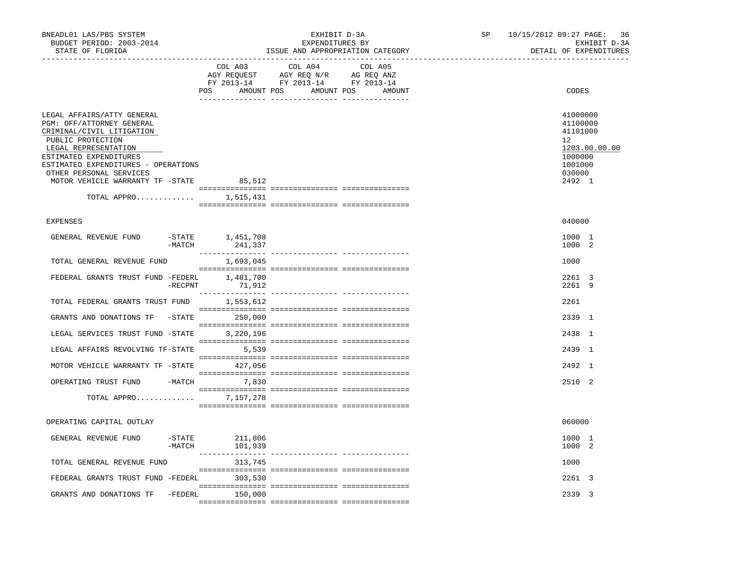BNEADL01 LAS/PBS SYSTEM
BUDGET PERIOD: 2003-2014
STATE OF FLORIDA

EXHIBIT D-3A
EXPENDITURES BY
ISSUE AND APPROPRIATION CATEGORY

SP 10/15/2012 09:27

EXHIBIT D-3A
DETAIL OF EXPENDITURES

| | COL A03 AGY REQUEST FY 2013-14 POS AMOUNT | COL A04 AGY REQ N/R FY 2013-14 POS AMOUNT | COL A05 AG REQ ANZ FY 2013-14 POS AMOUNT | CODES |
|---|---|---|---|---|
| LEGAL AFFAIRS/ATTY GENERAL | | | | 41000000 |
| PGM: OFF/ATTORNEY GENERAL | | | | 41100000 |
| CRIMINAL/CIVIL LITIGATION | | | | 41101000 |
| PUBLIC PROTECTION | | | | 12 |
| LEGAL REPRESENTATION | | | | 1203.00.00.00 |
| ESTIMATED EXPENDITURES | | | | 1000000 |
| ESTIMATED EXPENDITURES - OPERATIONS | | | | 1001000 |
| OTHER PERSONAL SERVICES | | | | 030000 |
| MOTOR VEHICLE WARRANTY TF -STATE | 85,512 | | | 2492 1 |
| TOTAL APPRO............ | 1,515,431 | | | |
| EXPENSES | | | | 040000 |
| GENERAL REVENUE FUND -STATE | 1,451,708 | | | 1000 1 |
| -MATCH | 241,337 | | | 1000 2 |
| TOTAL GENERAL REVENUE FUND | 1,693,045 | | | 1000 |
| FEDERAL GRANTS TRUST FUND -FEDERL | 1,481,700 | | | 2261 3 |
| -RECPNT | 71,912 | | | 2261 9 |
| TOTAL FEDERAL GRANTS TRUST FUND | 1,553,612 | | | 2261 |
| GRANTS AND DONATIONS TF -STATE | 250,000 | | | 2339 1 |
| LEGAL SERVICES TRUST FUND -STATE | 3,220,196 | | | 2438 1 |
| LEGAL AFFAIRS REVOLVING TF-STATE | 5,539 | | | 2439 1 |
| MOTOR VEHICLE WARRANTY TF -STATE | 427,056 | | | 2492 1 |
| OPERATING TRUST FUND -MATCH | 7,830 | | | 2510 2 |
| TOTAL APPRO............ | 7,157,278 | | | |
| OPERATING CAPITAL OUTLAY | | | | 060000 |
| GENERAL REVENUE FUND -STATE | 211,806 | | | 1000 1 |
| -MATCH | 101,939 | | | 1000 2 |
| TOTAL GENERAL REVENUE FUND | 313,745 | | | 1000 |
| FEDERAL GRANTS TRUST FUND -FEDERL | 303,530 | | | 2261 3 |
| GRANTS AND DONATIONS TF -FEDERL | 150,000 | | | 2339 3 |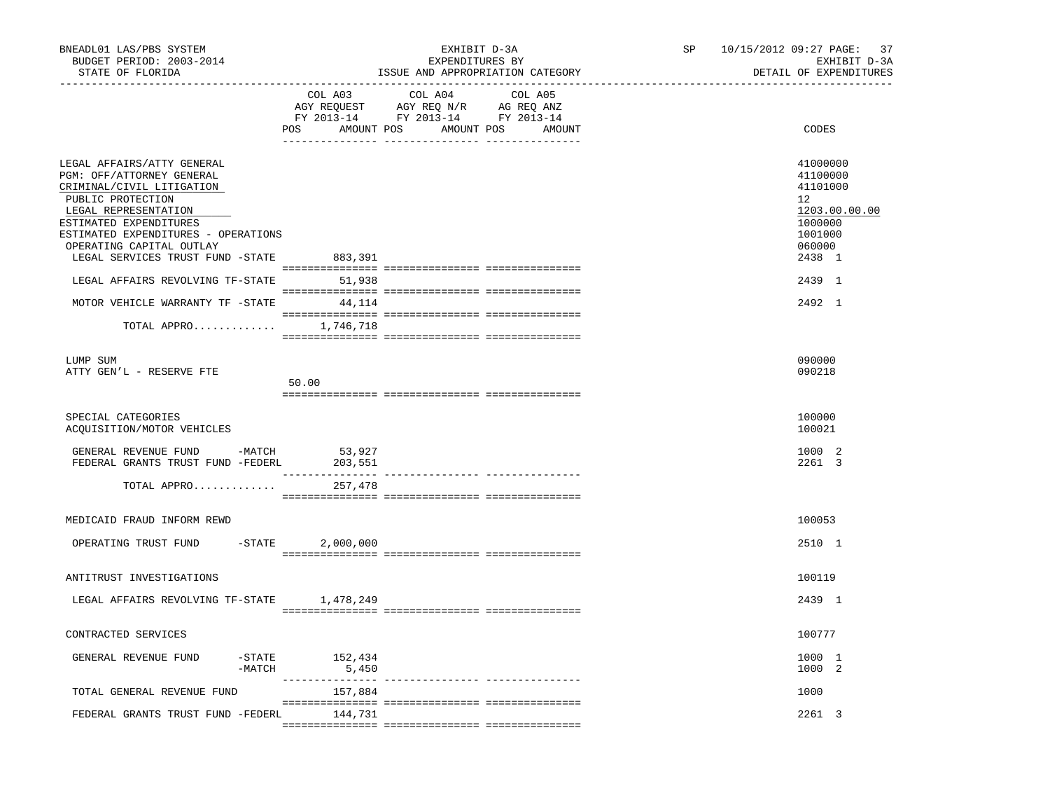BNEADL01 LAS/PBS SYSTEM — EXHIBIT D-3A — SP 10/15/2012 09:27

BUDGET PERIOD: 2003-2014 — EXPENDITURES BY — EXHIBIT D-3A

STATE OF FLORIDA — ISSUE AND APPROPRIATION CATEGORY — DETAIL OF EXPENDITURES

| | COL A03 AGY REQUEST FY 2013-14 POS | AMOUNT | COL A04 AGY REQ N/R FY 2013-14 POS | AMOUNT | COL A05 AG REQ ANZ FY 2013-14 POS | AMOUNT | CODES |
|---|---|---|---|---|---|---|---|
| LEGAL AFFAIRS/ATTY GENERAL | | | | | | | 41000000 |
| PGM: OFF/ATTORNEY GENERAL | | | | | | | 41100000 |
| CRIMINAL/CIVIL LITIGATION | | | | | | | 41101000 |
| PUBLIC PROTECTION | | | | | | | 12 |
| LEGAL REPRESENTATION | | | | | | | 1203.00.00.00 |
| ESTIMATED EXPENDITURES | | | | | | | 1000000 |
| ESTIMATED EXPENDITURES - OPERATIONS | | | | | | | 1001000 |
| OPERATING CAPITAL OUTLAY | | | | | | | 060000 |
| LEGAL SERVICES TRUST FUND -STATE | | 883,391 | | | | | 2438 1 |
| LEGAL AFFAIRS REVOLVING TF-STATE | | 51,938 | | | | | 2439 1 |
| MOTOR VEHICLE WARRANTY TF -STATE | | 44,114 | | | | | 2492 1 |
| TOTAL APPRO............. | | 1,746,718 | | | | | |
| LUMP SUM | | | | | | | 090000 |
| ATTY GEN'L - RESERVE FTE | 50.00 | | | | | | 090218 |
| SPECIAL CATEGORIES | | | | | | | 100000 |
| ACQUISITION/MOTOR VEHICLES | | | | | | | 100021 |
| GENERAL REVENUE FUND -MATCH | | 53,927 | | | | | 1000 2 |
| FEDERAL GRANTS TRUST FUND -FEDERL | | 203,551 | | | | | 2261 3 |
| TOTAL APPRO............. | | 257,478 | | | | | |
| MEDICAID FRAUD INFORM REWD | | | | | | | 100053 |
| OPERATING TRUST FUND -STATE | | 2,000,000 | | | | | 2510 1 |
| ANTITRUST INVESTIGATIONS | | | | | | | 100119 |
| LEGAL AFFAIRS REVOLVING TF-STATE | | 1,478,249 | | | | | 2439 1 |
| CONTRACTED SERVICES | | | | | | | 100777 |
| GENERAL REVENUE FUND -STATE | | 152,434 | | | | | 1000 1 |
| -MATCH | | 5,450 | | | | | 1000 2 |
| TOTAL GENERAL REVENUE FUND | | 157,884 | | | | | 1000 |
| FEDERAL GRANTS TRUST FUND -FEDERL | | 144,731 | | | | | 2261 3 |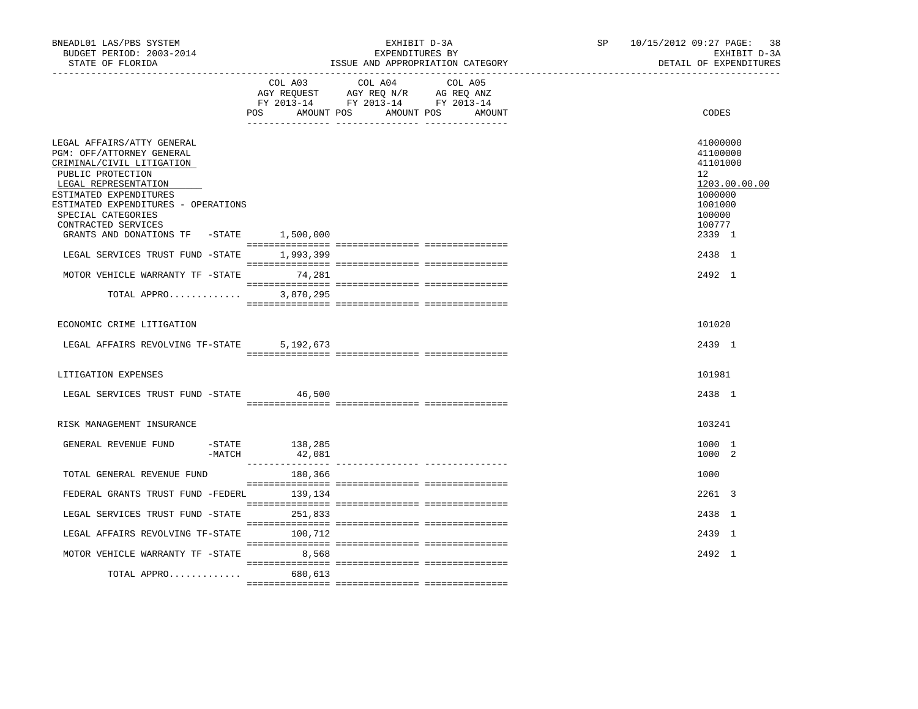BNEADL01 LAS/PBS SYSTEM — BUDGET PERIOD: 2003-2014 — STATE OF FLORIDA

EXHIBIT D-3A — EXPENDITURES BY ISSUE AND APPROPRIATION CATEGORY

SP 10/15/2012 09:27 — EXHIBIT D-3A — DETAIL OF EXPENDITURES

| | COL A03 AGY REQUEST FY 2013-14 POS AMOUNT | COL A04 AGY REQ N/R FY 2013-14 POS AMOUNT | COL A05 AG REQ ANZ FY 2013-14 POS AMOUNT | CODES |
|---|---|---|---|---|
| LEGAL AFFAIRS/ATTY GENERAL | | | | 41000000 |
| PGM: OFF/ATTORNEY GENERAL | | | | 41100000 |
| CRIMINAL/CIVIL LITIGATION | | | | 41101000 |
| PUBLIC PROTECTION | | | | 12 |
| LEGAL REPRESENTATION | | | | 1203.00.00.00 |
| ESTIMATED EXPENDITURES | | | | 1000000 |
| ESTIMATED EXPENDITURES - OPERATIONS | | | | 1001000 |
| SPECIAL CATEGORIES | | | | 100000 |
| CONTRACTED SERVICES | | | | 100777 |
| GRANTS AND DONATIONS TF -STATE | 1,500,000 | | | 2339 1 |
| LEGAL SERVICES TRUST FUND -STATE | 1,993,399 | | | 2438 1 |
| MOTOR VEHICLE WARRANTY TF -STATE | 74,281 | | | 2492 1 |
| TOTAL APPRO............. | 3,870,295 | | | |
| ECONOMIC CRIME LITIGATION | | | | 101020 |
| LEGAL AFFAIRS REVOLVING TF-STATE | 5,192,673 | | | 2439 1 |
| LITIGATION EXPENSES | | | | 101981 |
| LEGAL SERVICES TRUST FUND -STATE | 46,500 | | | 2438 1 |
| RISK MANAGEMENT INSURANCE | | | | 103241 |
| GENERAL REVENUE FUND -STATE | 138,285 | | | 1000 1 |
| -MATCH | 42,081 | | | 1000 2 |
| TOTAL GENERAL REVENUE FUND | 180,366 | | | 1000 |
| FEDERAL GRANTS TRUST FUND -FEDERL | 139,134 | | | 2261 3 |
| LEGAL SERVICES TRUST FUND -STATE | 251,833 | | | 2438 1 |
| LEGAL AFFAIRS REVOLVING TF-STATE | 100,712 | | | 2439 1 |
| MOTOR VEHICLE WARRANTY TF -STATE | 8,568 | | | 2492 1 |
| TOTAL APPRO............. | 680,613 | | | |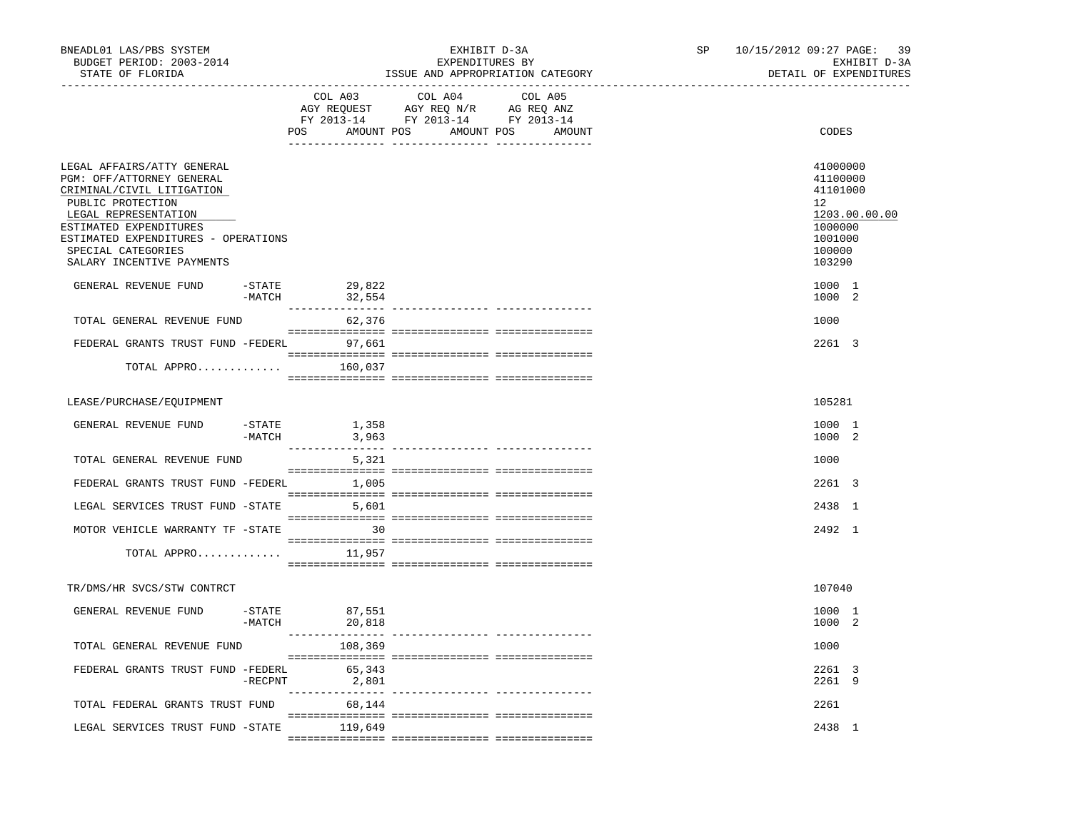BNEADL01 LAS/PBS SYSTEM | EXHIBIT D-3A | SP 10/15/2012 09:27 PAGE: 39
BUDGET PERIOD: 2003-2014 | EXPENDITURES BY | EXHIBIT D-3A
STATE OF FLORIDA | ISSUE AND APPROPRIATION CATEGORY | DETAIL OF EXPENDITURES

| | COL A03 AGY REQUEST FY 2013-14 POS AMOUNT | COL A04 AGY REQ N/R FY 2013-14 POS AMOUNT | COL A05 AG REQ ANZ FY 2013-14 POS AMOUNT | CODES |
|---|---|---|---|---|
| LEGAL AFFAIRS/ATTY GENERAL | | | | 41000000 |
| PGM: OFF/ATTORNEY GENERAL | | | | 41100000 |
| CRIMINAL/CIVIL LITIGATION | | | | 41101000 |
| PUBLIC PROTECTION | | | | 12 |
| LEGAL REPRESENTATION | | | | 1203.00.00.00 |
| ESTIMATED EXPENDITURES | | | | 1000000 |
| ESTIMATED EXPENDITURES - OPERATIONS | | | | 1001000 |
| SPECIAL CATEGORIES | | | | 100000 |
| SALARY INCENTIVE PAYMENTS | | | | 103290 |
| GENERAL REVENUE FUND -STATE | 29,822 | | | 1000 1 |
| -MATCH | 32,554 | | | 1000 2 |
| TOTAL GENERAL REVENUE FUND | 62,376 | | | 1000 |
| FEDERAL GRANTS TRUST FUND -FEDERL | 97,661 | | | 2261 3 |
| TOTAL APPRO............. | 160,037 | | | |
| LEASE/PURCHASE/EQUIPMENT | | | | 105281 |
| GENERAL REVENUE FUND -STATE | 1,358 | | | 1000 1 |
| -MATCH | 3,963 | | | 1000 2 |
| TOTAL GENERAL REVENUE FUND | 5,321 | | | 1000 |
| FEDERAL GRANTS TRUST FUND -FEDERL | 1,005 | | | 2261 3 |
| LEGAL SERVICES TRUST FUND -STATE | 5,601 | | | 2438 1 |
| MOTOR VEHICLE WARRANTY TF -STATE | 30 | | | 2492 1 |
| TOTAL APPRO............. | 11,957 | | | |
| TR/DMS/HR SVCS/STW CONTRCT | | | | 107040 |
| GENERAL REVENUE FUND -STATE | 87,551 | | | 1000 1 |
| -MATCH | 20,818 | | | 1000 2 |
| TOTAL GENERAL REVENUE FUND | 108,369 | | | 1000 |
| FEDERAL GRANTS TRUST FUND -FEDERL | 65,343 | | | 2261 3 |
| -RECPNT | 2,801 | | | 2261 9 |
| TOTAL FEDERAL GRANTS TRUST FUND | 68,144 | | | 2261 |
| LEGAL SERVICES TRUST FUND -STATE | 119,649 | | | 2438 1 |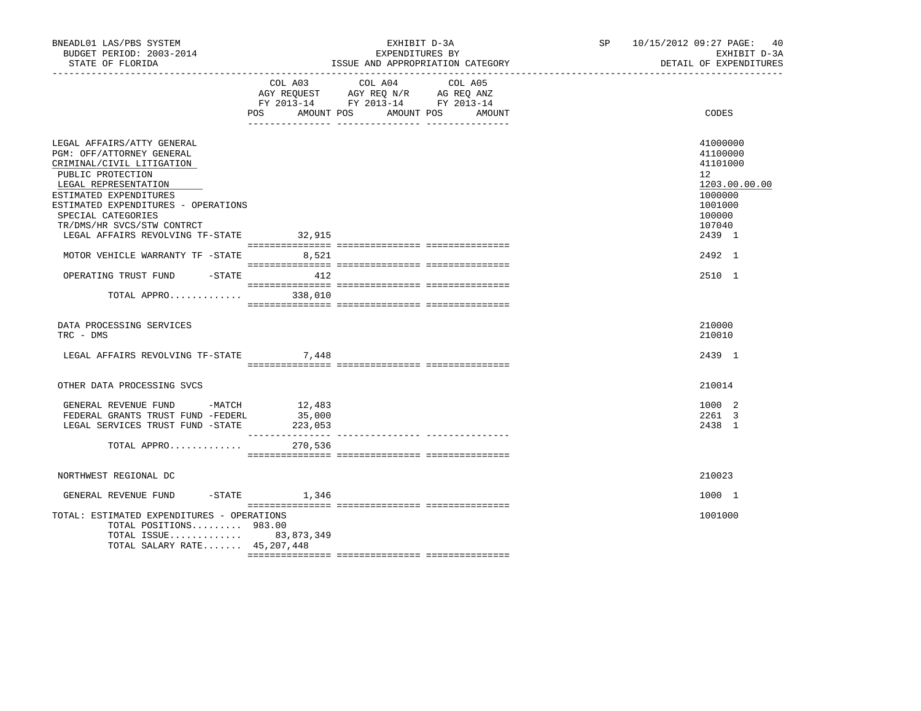BNEADL01 LAS/PBS SYSTEM
BUDGET PERIOD: 2003-2014
STATE OF FLORIDA

EXHIBIT D-3A
EXPENDITURES BY
ISSUE AND APPROPRIATION CATEGORY

SP 10/15/2012 09:27 PAGE: 40
EXHIBIT D-3A
DETAIL OF EXPENDITURES

| | COL A03 AGY REQUEST FY 2013-14 POS AMOUNT | COL A04 AGY REQ N/R FY 2013-14 POS AMOUNT | COL A05 AG REQ ANZ FY 2013-14 POS AMOUNT | CODES |
|---|---|---|---|---|
| LEGAL AFFAIRS/ATTY GENERAL | | | | 41000000 |
| PGM: OFF/ATTORNEY GENERAL | | | | 41100000 |
| CRIMINAL/CIVIL LITIGATION | | | | 41101000 |
| PUBLIC PROTECTION | | | | 12 |
| LEGAL REPRESENTATION | | | | 1203.00.00.00 |
| ESTIMATED EXPENDITURES | | | | 1000000 |
| ESTIMATED EXPENDITURES - OPERATIONS | | | | 1001000 |
| SPECIAL CATEGORIES | | | | 100000 |
| TR/DMS/HR SVCS/STW CONTRCT | | | | 107040 |
| LEGAL AFFAIRS REVOLVING TF-STATE | 32,915 | | | 2439 1 |
| MOTOR VEHICLE WARRANTY TF -STATE | 8,521 | | | 2492 1 |
| OPERATING TRUST FUND -STATE | 412 | | | 2510 1 |
| TOTAL APPRO............. | 338,010 | | | |
| DATA PROCESSING SERVICES | | | | 210000 |
| TRC - DMS | | | | 210010 |
| LEGAL AFFAIRS REVOLVING TF-STATE | 7,448 | | | 2439 1 |
| OTHER DATA PROCESSING SVCS | | | | 210014 |
| GENERAL REVENUE FUND -MATCH | 12,483 | | | 1000 2 |
| FEDERAL GRANTS TRUST FUND -FEDERL | 35,000 | | | 2261 3 |
| LEGAL SERVICES TRUST FUND -STATE | 223,053 | | | 2438 1 |
| TOTAL APPRO............. | 270,536 | | | |
| NORTHWEST REGIONAL DC | | | | 210023 |
| GENERAL REVENUE FUND -STATE | 1,346 | | | 1000 1 |
| TOTAL: ESTIMATED EXPENDITURES - OPERATIONS | | | | 1001000 |
| TOTAL POSITIONS......... | 983.00 | | | |
| TOTAL ISSUE............. | 83,873,349 | | | |
| TOTAL SALARY RATE....... | 45,207,448 | | | |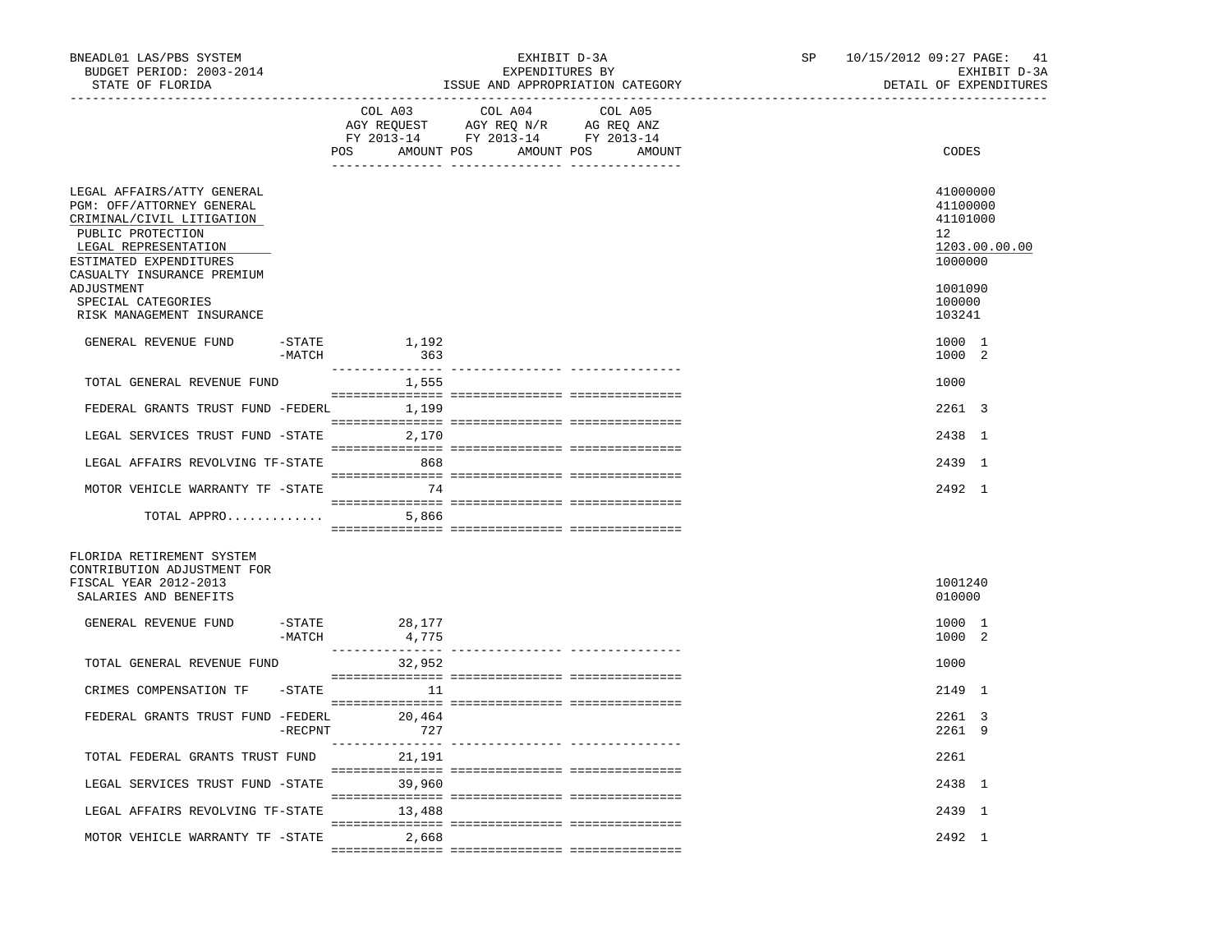BNEADL01 LAS/PBS SYSTEM — EXHIBIT D-3A — SP 10/15/2012 09:27 PAGE: 41
BUDGET PERIOD: 2003-2014 — EXPENDITURES BY — EXHIBIT D-3A
STATE OF FLORIDA — ISSUE AND APPROPRIATION CATEGORY — DETAIL OF EXPENDITURES

| | COL A03 AGY REQUEST FY 2013-14 POS AMOUNT | COL A04 AGY REQ N/R FY 2013-14 POS AMOUNT | COL A05 AG REQ ANZ FY 2013-14 POS AMOUNT | CODES |
|---|---|---|---|---|
| LEGAL AFFAIRS/ATTY GENERAL | | | | 41000000 |
| PGM: OFF/ATTORNEY GENERAL | | | | 41100000 |
| CRIMINAL/CIVIL LITIGATION | | | | 41101000 |
| PUBLIC PROTECTION | | | | 12 |
| LEGAL REPRESENTATION | | | | 1203.00.00.00 |
| ESTIMATED EXPENDITURES | | | | 1000000 |
| CASUALTY INSURANCE PREMIUM ADJUSTMENT | | | | 1001090 |
| SPECIAL CATEGORIES | | | | 100000 |
| RISK MANAGEMENT INSURANCE | | | | 103241 |
| GENERAL REVENUE FUND -STATE | 1,192 | | | 1000 1 |
| -MATCH | 363 | | | 1000 2 |
| TOTAL GENERAL REVENUE FUND | 1,555 | | | 1000 |
| FEDERAL GRANTS TRUST FUND -FEDERL | 1,199 | | | 2261 3 |
| LEGAL SERVICES TRUST FUND -STATE | 2,170 | | | 2438 1 |
| LEGAL AFFAIRS REVOLVING TF-STATE | 868 | | | 2439 1 |
| MOTOR VEHICLE WARRANTY TF -STATE | 74 | | | 2492 1 |
| TOTAL APPRO............. | 5,866 | | | |
| FLORIDA RETIREMENT SYSTEM CONTRIBUTION ADJUSTMENT FOR FISCAL YEAR 2012-2013 | | | | 1001240 |
| SALARIES AND BENEFITS | | | | 010000 |
| GENERAL REVENUE FUND -STATE | 28,177 | | | 1000 1 |
| -MATCH | 4,775 | | | 1000 2 |
| TOTAL GENERAL REVENUE FUND | 32,952 | | | 1000 |
| CRIMES COMPENSATION TF -STATE | 11 | | | 2149 1 |
| FEDERAL GRANTS TRUST FUND -FEDERL | 20,464 | | | 2261 3 |
| -RECPNT | 727 | | | 2261 9 |
| TOTAL FEDERAL GRANTS TRUST FUND | 21,191 | | | 2261 |
| LEGAL SERVICES TRUST FUND -STATE | 39,960 | | | 2438 1 |
| LEGAL AFFAIRS REVOLVING TF-STATE | 13,488 | | | 2439 1 |
| MOTOR VEHICLE WARRANTY TF -STATE | 2,668 | | | 2492 1 |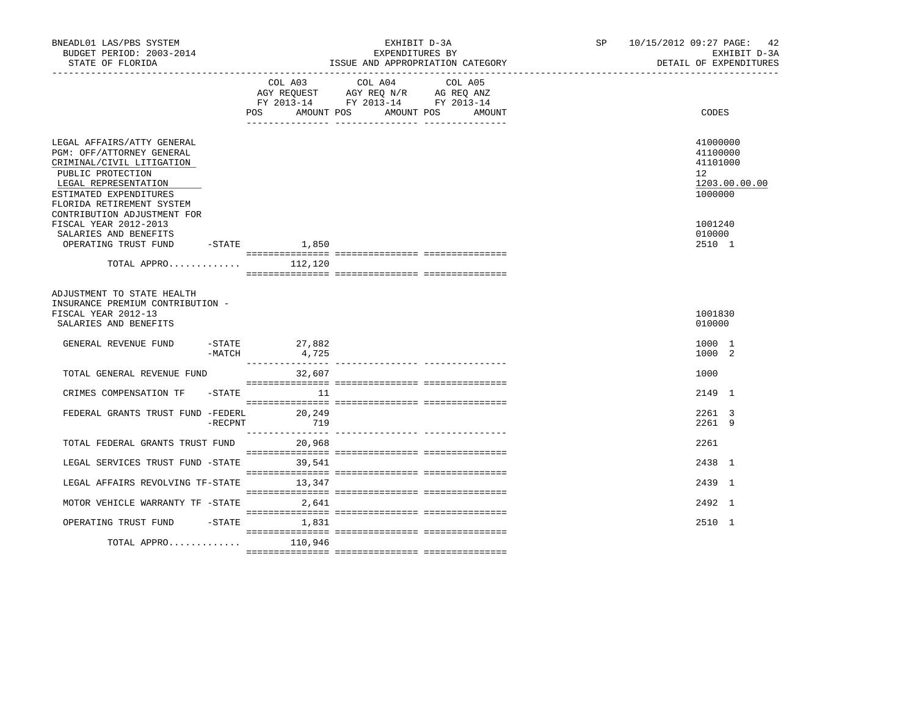BNEADL01 LAS/PBS SYSTEM
BUDGET PERIOD: 2003-2014
STATE OF FLORIDA

EXHIBIT D-3A
EXPENDITURES BY
ISSUE AND APPROPRIATION CATEGORY

SP 10/15/2012 09:27 PAGE: 42
EXHIBIT D-3A
DETAIL OF EXPENDITURES

| | COL A03 AGY REQUEST FY 2013-14 POS AMOUNT | COL A04 AGY REQ N/R FY 2013-14 POS AMOUNT | COL A05 AG REQ ANZ FY 2013-14 POS AMOUNT | CODES |
|---|---|---|---|---|
| LEGAL AFFAIRS/ATTY GENERAL | | | | 41000000 |
| PGM: OFF/ATTORNEY GENERAL | | | | 41100000 |
| CRIMINAL/CIVIL LITIGATION | | | | 41101000 |
| PUBLIC PROTECTION | | | | 12 |
| LEGAL REPRESENTATION | | | | 1203.00.00.00 |
| ESTIMATED EXPENDITURES | | | | 1000000 |
| FLORIDA RETIREMENT SYSTEM CONTRIBUTION ADJUSTMENT FOR FISCAL YEAR 2012-2013 | | | | 1001240 |
| SALARIES AND BENEFITS | | | | 010000 |
| OPERATING TRUST FUND -STATE | 1,850 | | | 2510 1 |
| TOTAL APPRO............. | 112,120 | | | |
| ADJUSTMENT TO STATE HEALTH INSURANCE PREMIUM CONTRIBUTION - FISCAL YEAR 2012-13 | | | | 1001830 |
| SALARIES AND BENEFITS | | | | 010000 |
| GENERAL REVENUE FUND -STATE | 27,882 | | | 1000 1 |
| -MATCH | 4,725 | | | 1000 2 |
| TOTAL GENERAL REVENUE FUND | 32,607 | | | 1000 |
| CRIMES COMPENSATION TF -STATE | 11 | | | 2149 1 |
| FEDERAL GRANTS TRUST FUND -FEDERL | 20,249 | | | 2261 3 |
| -RECPNT | 719 | | | 2261 9 |
| TOTAL FEDERAL GRANTS TRUST FUND | 20,968 | | | 2261 |
| LEGAL SERVICES TRUST FUND -STATE | 39,541 | | | 2438 1 |
| LEGAL AFFAIRS REVOLVING TF-STATE | 13,347 | | | 2439 1 |
| MOTOR VEHICLE WARRANTY TF -STATE | 2,641 | | | 2492 1 |
| OPERATING TRUST FUND -STATE | 1,831 | | | 2510 1 |
| TOTAL APPRO............. | 110,946 | | | |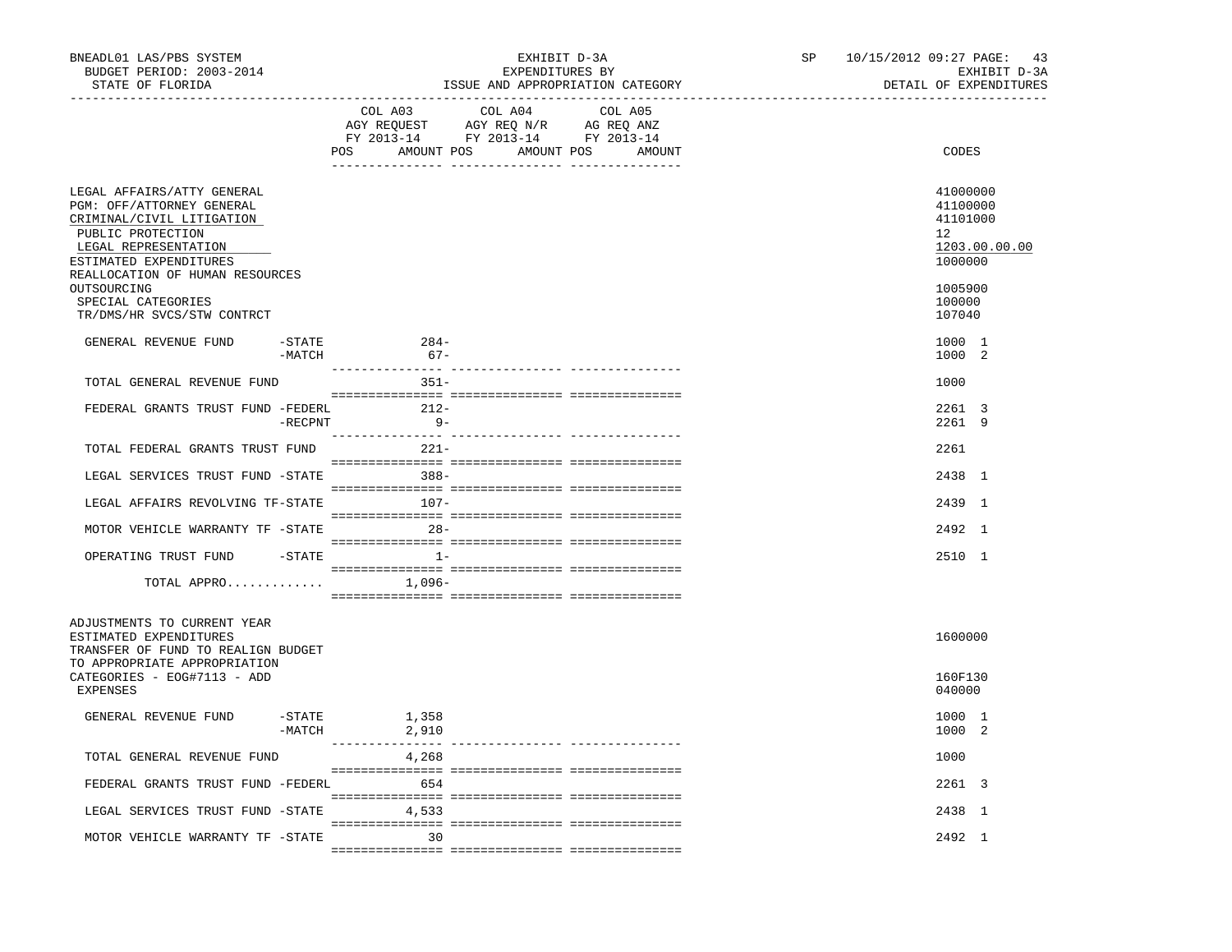BNEADL01 LAS/PBS SYSTEM | EXHIBIT D-3A | SP 10/15/2012 09:27
BUDGET PERIOD: 2003-2014 | EXPENDITURES BY | EXHIBIT D-3A
STATE OF FLORIDA | ISSUE AND APPROPRIATION CATEGORY | DETAIL OF EXPENDITURES

| | COL A03 AGY REQUEST FY 2013-14 POS AMOUNT | COL A04 AGY REQ N/R FY 2013-14 POS AMOUNT | COL A05 AG REQ ANZ FY 2013-14 POS AMOUNT | CODES |
|---|---|---|---|---|
| LEGAL AFFAIRS/ATTY GENERAL | | | | 41000000 |
| PGM: OFF/ATTORNEY GENERAL | | | | 41100000 |
| CRIMINAL/CIVIL LITIGATION | | | | 41101000 |
| PUBLIC PROTECTION | | | | 12 |
| LEGAL REPRESENTATION | | | | 1203.00.00.00 |
| ESTIMATED EXPENDITURES | | | | 1000000 |
| REALLOCATION OF HUMAN RESOURCES OUTSOURCING | | | | 1005900 |
| SPECIAL CATEGORIES | | | | 100000 |
| TR/DMS/HR SVCS/STW CONTRCT | | | | 107040 |
| GENERAL REVENUE FUND -STATE | 284- | | | 1000 1 |
| -MATCH | 67- | | | 1000 2 |
| TOTAL GENERAL REVENUE FUND | 351- | | | 1000 |
| FEDERAL GRANTS TRUST FUND -FEDERL | 212- | | | 2261 3 |
| -RECPNT | 9- | | | 2261 9 |
| TOTAL FEDERAL GRANTS TRUST FUND | 221- | | | 2261 |
| LEGAL SERVICES TRUST FUND -STATE | 388- | | | 2438 1 |
| LEGAL AFFAIRS REVOLVING TF-STATE | 107- | | | 2439 1 |
| MOTOR VEHICLE WARRANTY TF -STATE | 28- | | | 2492 1 |
| OPERATING TRUST FUND -STATE | 1- | | | 2510 1 |
| TOTAL APPRO............. | 1,096- | | | |
| ADJUSTMENTS TO CURRENT YEAR ESTIMATED EXPENDITURES | | | | 1600000 |
| TRANSFER OF FUND TO REALIGN BUDGET TO APPROPRIATE APPROPRIATION CATEGORIES - EOG#7113 - ADD | | | | 160F130 |
| EXPENSES | | | | 040000 |
| GENERAL REVENUE FUND -STATE | 1,358 | | | 1000 1 |
| -MATCH | 2,910 | | | 1000 2 |
| TOTAL GENERAL REVENUE FUND | 4,268 | | | 1000 |
| FEDERAL GRANTS TRUST FUND -FEDERL | 654 | | | 2261 3 |
| LEGAL SERVICES TRUST FUND -STATE | 4,533 | | | 2438 1 |
| MOTOR VEHICLE WARRANTY TF -STATE | 30 | | | 2492 1 |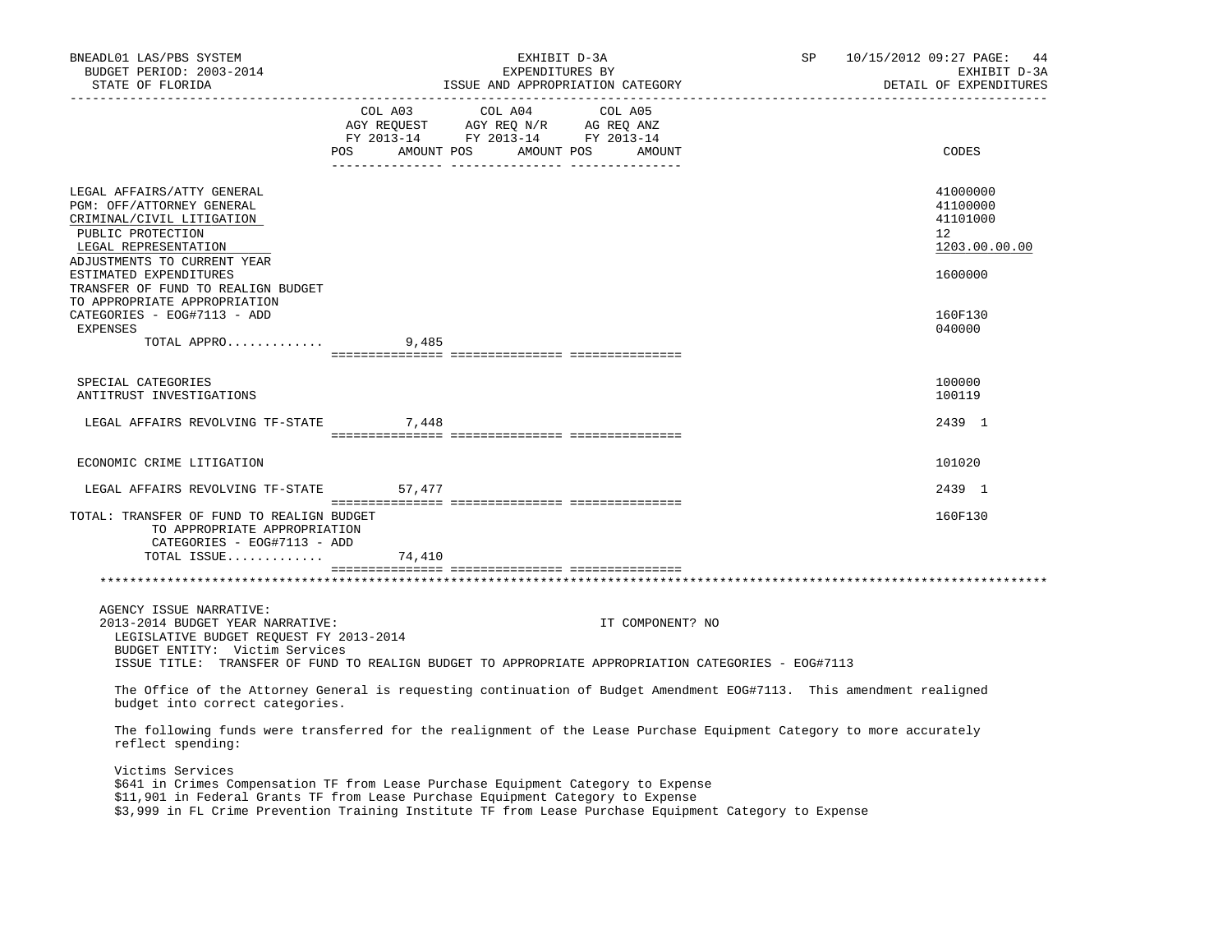| | COL A03 AGY REQUEST FY 2013-14 POS AMOUNT | COL A04 AGY REQ N/R FY 2013-14 POS AMOUNT | COL A05 AG REQ ANZ FY 2013-14 POS AMOUNT | CODES |
|---|---|---|---|---|
| LEGAL AFFAIRS/ATTY GENERAL | | | | 41000000 |
| PGM: OFF/ATTORNEY GENERAL | | | | 41100000 |
| CRIMINAL/CIVIL LITIGATION | | | | 41101000 |
| PUBLIC PROTECTION | | | | 12 |
| LEGAL REPRESENTATION | | | | 1203.00.00.00 |
| ADJUSTMENTS TO CURRENT YEAR ESTIMATED EXPENDITURES | | | | 1600000 |
| TRANSFER OF FUND TO REALIGN BUDGET TO APPROPRIATE APPROPRIATION CATEGORIES - EOG#7113 - ADD | | | | 160F130 |
| EXPENSES | | | | 040000 |
| TOTAL APPRO............. | 9,485 | | | |
| SPECIAL CATEGORIES | | | | 100000 |
| ANTITRUST INVESTIGATIONS | | | | 100119 |
| LEGAL AFFAIRS REVOLVING TF-STATE | 7,448 | | | 2439 1 |
| ECONOMIC CRIME LITIGATION | | | | 101020 |
| LEGAL AFFAIRS REVOLVING TF-STATE | 57,477 | | | 2439 1 |
| TOTAL: TRANSFER OF FUND TO REALIGN BUDGET TO APPROPRIATE APPROPRIATION CATEGORIES - EOG#7113 - ADD | | | | 160F130 |
| TOTAL ISSUE............. | 74,410 | | | |

AGENCY ISSUE NARRATIVE:
2013-2014 BUDGET YEAR NARRATIVE: IT COMPONENT? NO
LEGISLATIVE BUDGET REQUEST FY 2013-2014
BUDGET ENTITY: Victim Services
ISSUE TITLE: TRANSFER OF FUND TO REALIGN BUDGET TO APPROPRIATE APPROPRIATION CATEGORIES - EOG#7113

The Office of the Attorney General is requesting continuation of Budget Amendment EOG#7113. This amendment realigned budget into correct categories.

The following funds were transferred for the realignment of the Lease Purchase Equipment Category to more accurately reflect spending:

Victims Services
$641 in Crimes Compensation TF from Lease Purchase Equipment Category to Expense
$11,901 in Federal Grants TF from Lease Purchase Equipment Category to Expense
$3,999 in FL Crime Prevention Training Institute TF from Lease Purchase Equipment Category to Expense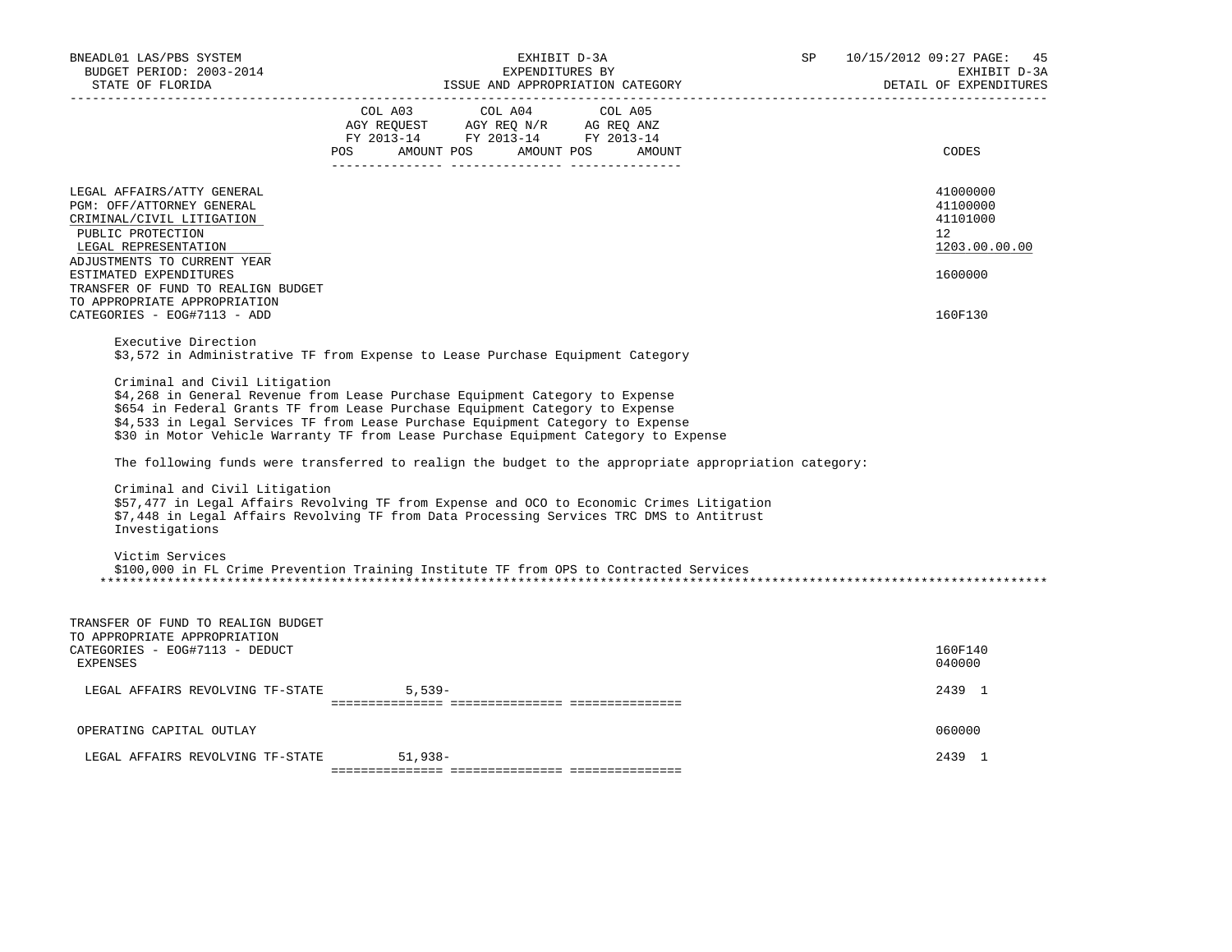BNEADL01 LAS/PBS SYSTEM
BUDGET PERIOD: 2003-2014
STATE OF FLORIDA

EXHIBIT D-3A
EXPENDITURES BY
ISSUE AND APPROPRIATION CATEGORY

SP 10/15/2012 09:27

EXHIBIT D-3A
DETAIL OF EXPENDITURES

| | COL A03 AGY REQUEST FY 2013-14 POS AMOUNT | COL A04 AGY REQ N/R FY 2013-14 POS AMOUNT | COL A05 AG REQ ANZ FY 2013-14 POS AMOUNT | CODES |
|---|---|---|---|---|
| LEGAL AFFAIRS/ATTY GENERAL | | | | 41000000 |
| PGM: OFF/ATTORNEY GENERAL | | | | 41100000 |
| CRIMINAL/CIVIL LITIGATION | | | | 41101000 |
| PUBLIC PROTECTION | | | | 12 |
| LEGAL REPRESENTATION | | | | 1203.00.00.00 |
| ADJUSTMENTS TO CURRENT YEAR ESTIMATED EXPENDITURES | | | | 1600000 |
| TRANSFER OF FUND TO REALIGN BUDGET TO APPROPRIATE APPROPRIATION CATEGORIES - EOG#7113 - ADD | | | | 160F130 |

Executive Direction
$3,572 in Administrative TF from Expense to Lease Purchase Equipment Category

Criminal and Civil Litigation
$4,268 in General Revenue from Lease Purchase Equipment Category to Expense
$654 in Federal Grants TF from Lease Purchase Equipment Category to Expense
$4,533 in Legal Services TF from Lease Purchase Equipment Category to Expense
$30 in Motor Vehicle Warranty TF from Lease Purchase Equipment Category to Expense

The following funds were transferred to realign the budget to the appropriate appropriation category:

Criminal and Civil Litigation
$57,477 in Legal Affairs Revolving TF from Expense and OCO to Economic Crimes Litigation
$7,448 in Legal Affairs Revolving TF from Data Processing Services TRC DMS to Antitrust Investigations

Victim Services
$100,000 in FL Crime Prevention Training Institute TF from OPS to Contracted Services

*******************************************************************************************************************************

| | COL A03 | COL A04 | COL A05 | CODES |
|---|---|---|---|---|
| TRANSFER OF FUND TO REALIGN BUDGET TO APPROPRIATE APPROPRIATION CATEGORIES - EOG#7113 - DEDUCT | | | | 160F140 |
| EXPENSES | | | | 040000 |
| LEGAL AFFAIRS REVOLVING TF-STATE | 5,539- | | | 2439 1 |
| OPERATING CAPITAL OUTLAY | | | | 060000 |
| LEGAL AFFAIRS REVOLVING TF-STATE | 51,938- | | | 2439 1 |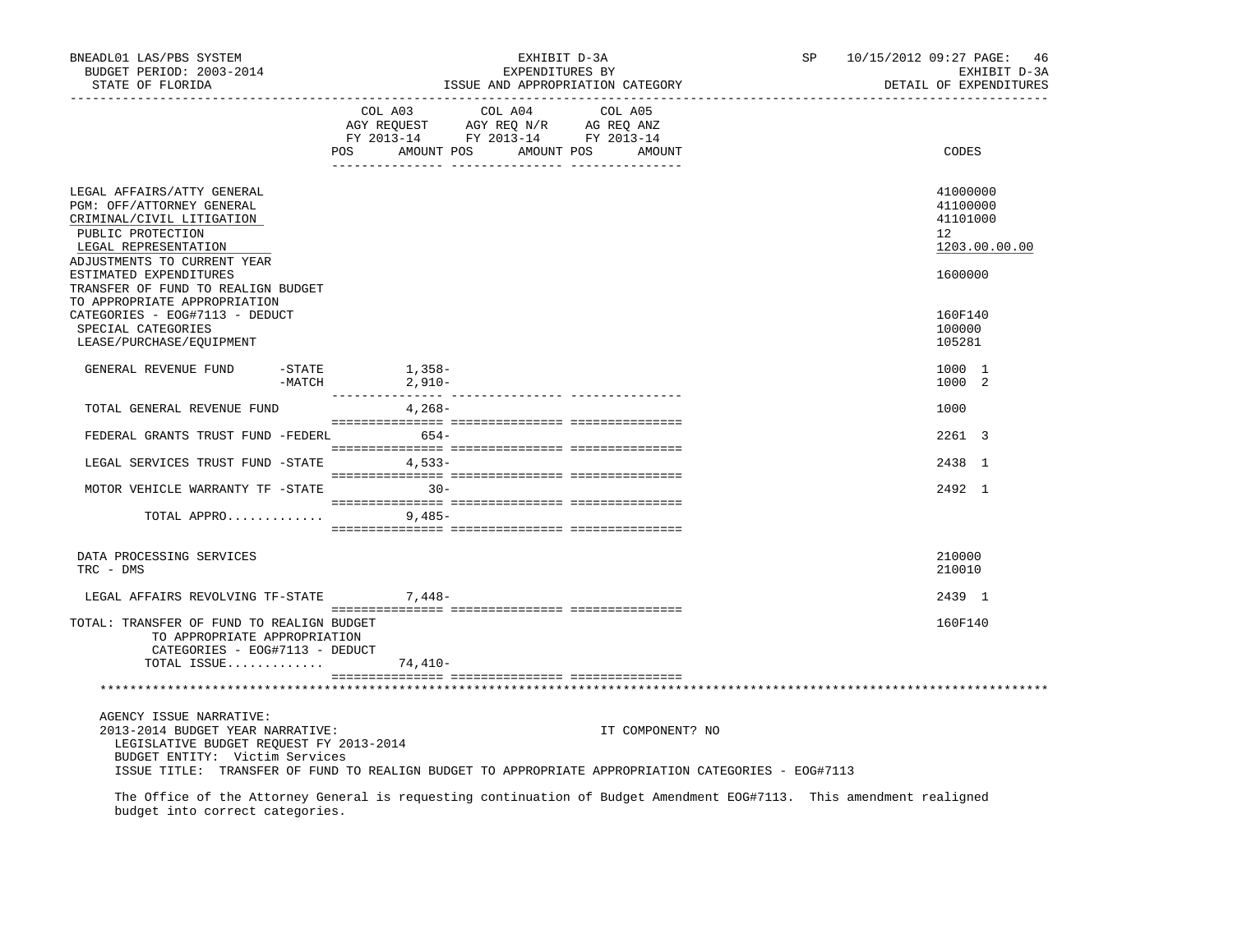BNEADL01 LAS/PBS SYSTEM
BUDGET PERIOD: 2003-2014
STATE OF FLORIDA

EXHIBIT D-3A
EXPENDITURES BY
ISSUE AND APPROPRIATION CATEGORY

SP 10/15/2012 09:27 PAGE: 46
EXHIBIT D-3A
DETAIL OF EXPENDITURES

| | COL A03 AGY REQUEST FY 2013-14 POS AMOUNT | COL A04 AGY REQ N/R FY 2013-14 POS AMOUNT | COL A05 AG REQ ANZ FY 2013-14 POS AMOUNT | CODES |
|---|---|---|---|---|
| LEGAL AFFAIRS/ATTY GENERAL | | | | 41000000 |
| PGM: OFF/ATTORNEY GENERAL | | | | 41100000 |
| CRIMINAL/CIVIL LITIGATION | | | | 41101000 |
| PUBLIC PROTECTION | | | | 12 |
| LEGAL REPRESENTATION | | | | 1203.00.00.00 |
| ADJUSTMENTS TO CURRENT YEAR ESTIMATED EXPENDITURES | | | | 1600000 |
| TRANSFER OF FUND TO REALIGN BUDGET TO APPROPRIATE APPROPRIATION CATEGORIES - EOG#7113 - DEDUCT | | | | 160F140 |
| SPECIAL CATEGORIES | | | | 100000 |
| LEASE/PURCHASE/EQUIPMENT | | | | 105281 |
| GENERAL REVENUE FUND -STATE | 1,358- | | | 1000 1 |
| -MATCH | 2,910- | | | 1000 2 |
| TOTAL GENERAL REVENUE FUND | 4,268- | | | 1000 |
| FEDERAL GRANTS TRUST FUND -FEDERL | 654- | | | 2261 3 |
| LEGAL SERVICES TRUST FUND -STATE | 4,533- | | | 2438 1 |
| MOTOR VEHICLE WARRANTY TF -STATE | 30- | | | 2492 1 |
| TOTAL APPRO............ | 9,485- | | | |
| DATA PROCESSING SERVICES | | | | 210000 |
| TRC - DMS | | | | 210010 |
| LEGAL AFFAIRS REVOLVING TF-STATE | 7,448- | | | 2439 1 |
| TOTAL: TRANSFER OF FUND TO REALIGN BUDGET TO APPROPRIATE APPROPRIATION CATEGORIES - EOG#7113 - DEDUCT | | | | 160F140 |
| TOTAL ISSUE............ | 74,410- | | | |

AGENCY ISSUE NARRATIVE:
2013-2014 BUDGET YEAR NARRATIVE: IT COMPONENT? NO
LEGISLATIVE BUDGET REQUEST FY 2013-2014
BUDGET ENTITY: Victim Services
ISSUE TITLE: TRANSFER OF FUND TO REALIGN BUDGET TO APPROPRIATE APPROPRIATION CATEGORIES - EOG#7113

The Office of the Attorney General is requesting continuation of Budget Amendment EOG#7113. This amendment realigned budget into correct categories.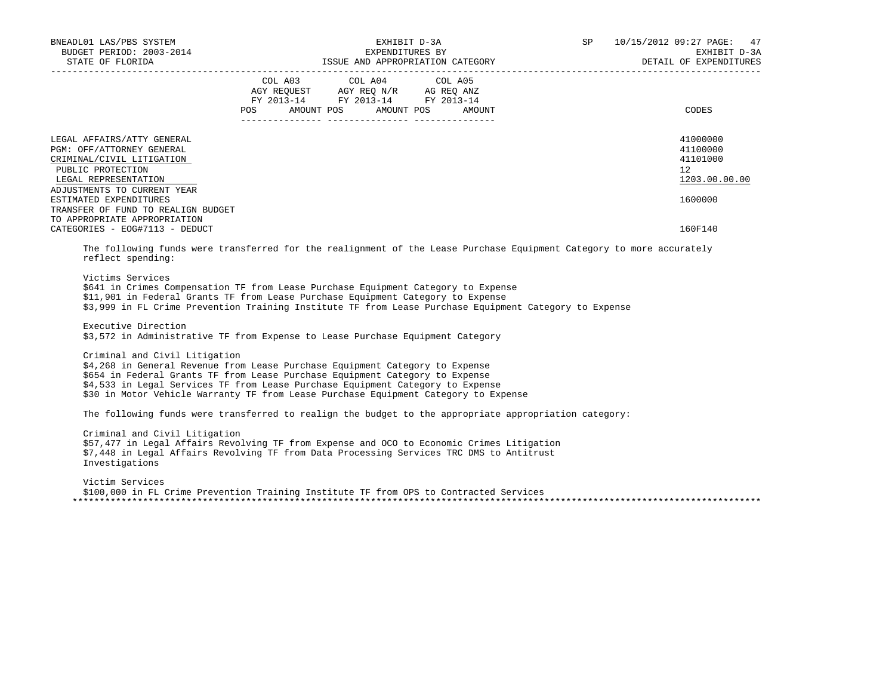| | COL A03 AGY REQUEST FY 2013-14 POS AMOUNT | COL A04 AGY REQ N/R FY 2013-14 POS AMOUNT | COL A05 AG REQ ANZ FY 2013-14 POS AMOUNT | CODES |
|---|---|---|---|---|
| LEGAL AFFAIRS/ATTY GENERAL | | | | 41000000 |
| PGM: OFF/ATTORNEY GENERAL | | | | 41100000 |
| CRIMINAL/CIVIL LITIGATION | | | | 41101000 |
| PUBLIC PROTECTION | | | | 12 |
| LEGAL REPRESENTATION | | | | 1203.00.00.00 |
| ADJUSTMENTS TO CURRENT YEAR ESTIMATED EXPENDITURES | | | | 1600000 |
| TRANSFER OF FUND TO REALIGN BUDGET TO APPROPRIATE APPROPRIATION CATEGORIES - EOG#7113 - DEDUCT | | | | 160F140 |

The following funds were transferred for the realignment of the Lease Purchase Equipment Category to more accurately reflect spending:

Victims Services
$641 in Crimes Compensation TF from Lease Purchase Equipment Category to Expense
$11,901 in Federal Grants TF from Lease Purchase Equipment Category to Expense
$3,999 in FL Crime Prevention Training Institute TF from Lease Purchase Equipment Category to Expense

Executive Direction
$3,572 in Administrative TF from Expense to Lease Purchase Equipment Category

Criminal and Civil Litigation
$4,268 in General Revenue from Lease Purchase Equipment Category to Expense
$654 in Federal Grants TF from Lease Purchase Equipment Category to Expense
$4,533 in Legal Services TF from Lease Purchase Equipment Category to Expense
$30 in Motor Vehicle Warranty TF from Lease Purchase Equipment Category to Expense

The following funds were transferred to realign the budget to the appropriate appropriation category:

Criminal and Civil Litigation
$57,477 in Legal Affairs Revolving TF from Expense and OCO to Economic Crimes Litigation
$7,448 in Legal Affairs Revolving TF from Data Processing Services TRC DMS to Antitrust Investigations

Victim Services
$100,000 in FL Crime Prevention Training Institute TF from OPS to Contracted Services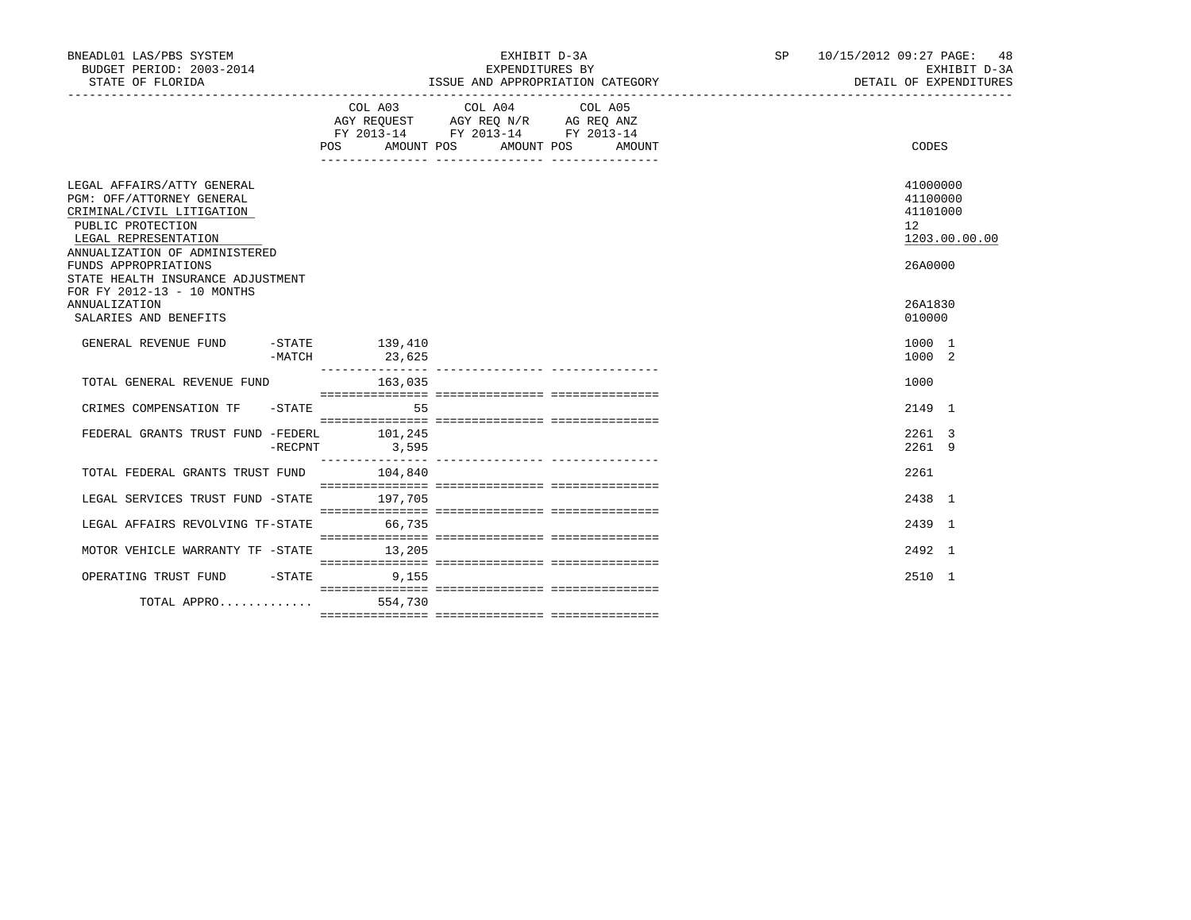BNEADL01 LAS/PBS SYSTEM | BUDGET PERIOD: 2003-2014 | STATE OF FLORIDA

EXHIBIT D-3A
EXPENDITURES BY
ISSUE AND APPROPRIATION CATEGORY

SP 10/15/2012 09:27 | EXHIBIT D-3A | DETAIL OF EXPENDITURES

| | COL A03 AGY REQUEST FY 2013-14 POS | AMOUNT | COL A04 AGY REQ N/R FY 2013-14 POS | AMOUNT | COL A05 AG REQ ANZ FY 2013-14 POS | AMOUNT | CODES |
|---|---|---|---|---|---|---|---|
| LEGAL AFFAIRS/ATTY GENERAL | | | | | | | 41000000 |
| PGM: OFF/ATTORNEY GENERAL | | | | | | | 41100000 |
| CRIMINAL/CIVIL LITIGATION | | | | | | | 41101000 |
| PUBLIC PROTECTION | | | | | | | 12 |
| LEGAL REPRESENTATION | | | | | | | 1203.00.00.00 |
| ANNUALIZATION OF ADMINISTERED FUNDS APPROPRIATIONS | | | | | | | 26A0000 |
| STATE HEALTH INSURANCE ADJUSTMENT FOR FY 2012-13 - 10 MONTHS ANNUALIZATION | | | | | | | 26A1830 |
| SALARIES AND BENEFITS | | | | | | | 010000 |
| GENERAL REVENUE FUND -STATE | | 139,410 | | | | | 1000 1 |
| -MATCH | | 23,625 | | | | | 1000 2 |
| TOTAL GENERAL REVENUE FUND | | 163,035 | | | | | 1000 |
| CRIMES COMPENSATION TF -STATE | | 55 | | | | | 2149 1 |
| FEDERAL GRANTS TRUST FUND -FEDERL | | 101,245 | | | | | 2261 3 |
| -RECPNT | | 3,595 | | | | | 2261 9 |
| TOTAL FEDERAL GRANTS TRUST FUND | | 104,840 | | | | | 2261 |
| LEGAL SERVICES TRUST FUND -STATE | | 197,705 | | | | | 2438 1 |
| LEGAL AFFAIRS REVOLVING TF-STATE | | 66,735 | | | | | 2439 1 |
| MOTOR VEHICLE WARRANTY TF -STATE | | 13,205 | | | | | 2492 1 |
| OPERATING TRUST FUND -STATE | | 9,155 | | | | | 2510 1 |
| TOTAL APPRO............ | | 554,730 | | | | | |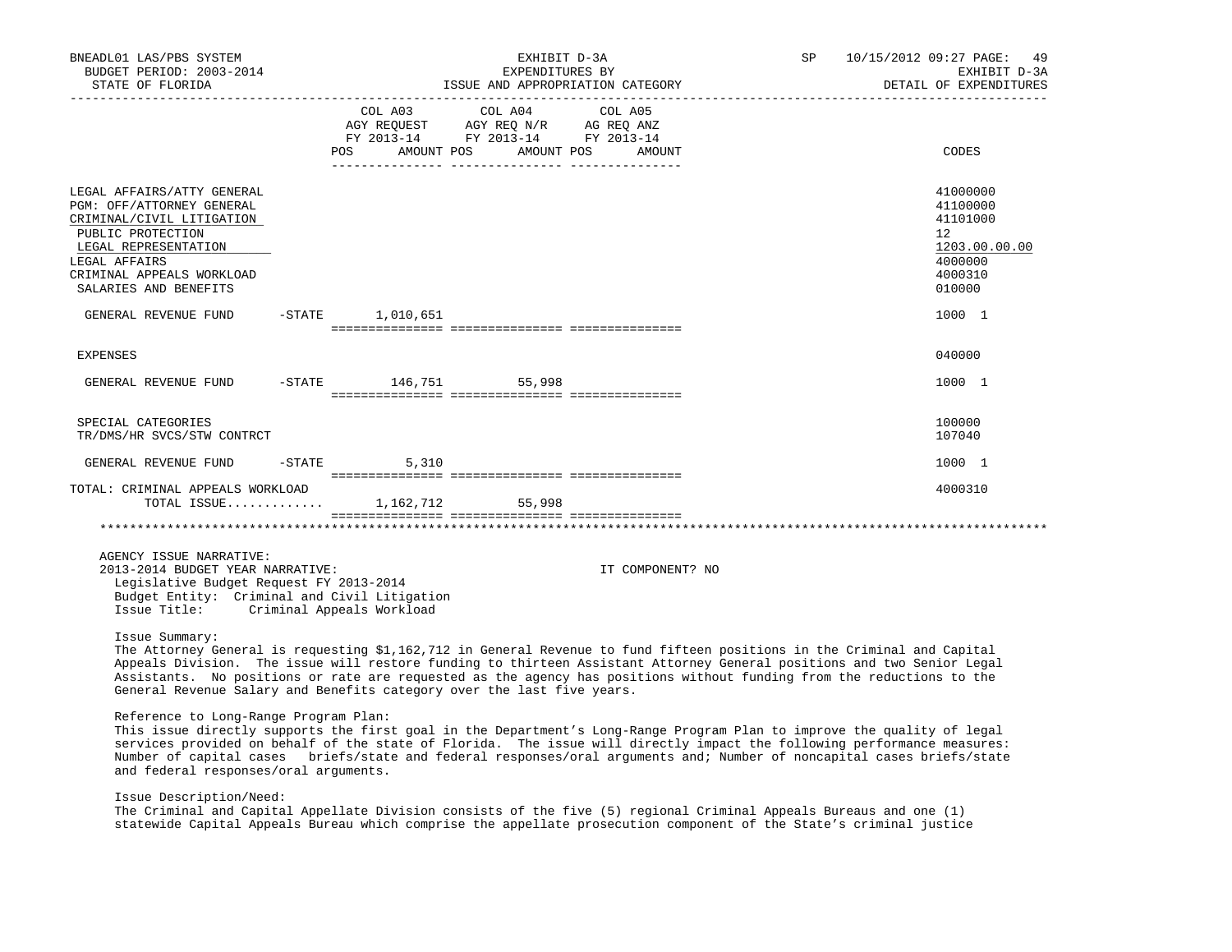BNEADL01 LAS/PBS SYSTEM — EXHIBIT D-3A — EXPENDITURES BY ISSUE AND APPROPRIATION CATEGORY — SP 10/15/2012 09:27

BUDGET PERIOD: 2003-2014 — STATE OF FLORIDA — EXHIBIT D-3A — DETAIL OF EXPENDITURES

| | | COL A03 AGY REQUEST FY 2013-14 POS AMOUNT | COL A04 AGY REQ N/R FY 2013-14 POS AMOUNT | COL A05 AG REQ ANZ FY 2013-14 POS AMOUNT | CODES |
|---|---|---|---|---|---|
| LEGAL AFFAIRS/ATTY GENERAL | | | | | 41000000 |
| PGM: OFF/ATTORNEY GENERAL | | | | | 41100000 |
| CRIMINAL/CIVIL LITIGATION | | | | | 41101000 |
| PUBLIC PROTECTION | | | | | 12 |
| LEGAL REPRESENTATION | | | | | 1203.00.00.00 |
| LEGAL AFFAIRS | | | | | 4000000 |
| CRIMINAL APPEALS WORKLOAD | | | | | 4000310 |
| SALARIES AND BENEFITS | | | | | 010000 |
| GENERAL REVENUE FUND | -STATE | 1,010,651 | | | 1000 1 |
| EXPENSES | | | | | 040000 |
| GENERAL REVENUE FUND | -STATE | 146,751 | 55,998 | | 1000 1 |
| SPECIAL CATEGORIES | | | | | 100000 |
| TR/DMS/HR SVCS/STW CONTRCT | | | | | 107040 |
| GENERAL REVENUE FUND | -STATE | 5,310 | | | 1000 1 |
| TOTAL: CRIMINAL APPEALS WORKLOAD | | | | | 4000310 |
| TOTAL ISSUE............ | | 1,162,712 | 55,998 | | |

AGENCY ISSUE NARRATIVE:

2013-2014 BUDGET YEAR NARRATIVE: IT COMPONENT? NO

Legislative Budget Request FY 2013-2014
Budget Entity: Criminal and Civil Litigation
Issue Title: Criminal Appeals Workload

Issue Summary:

The Attorney General is requesting $1,162,712 in General Revenue to fund fifteen positions in the Criminal and Capital Appeals Division. The issue will restore funding to thirteen Assistant Attorney General positions and two Senior Legal Assistants. No positions or rate are requested as the agency has positions without funding from the reductions to the General Revenue Salary and Benefits category over the last five years.

Reference to Long-Range Program Plan:

This issue directly supports the first goal in the Department's Long-Range Program Plan to improve the quality of legal services provided on behalf of the state of Florida. The issue will directly impact the following performance measures: Number of capital cases briefs/state and federal responses/oral arguments and; Number of noncapital cases briefs/state and federal responses/oral arguments.

Issue Description/Need:

The Criminal and Capital Appellate Division consists of the five (5) regional Criminal Appeals Bureaus and one (1) statewide Capital Appeals Bureau which comprise the appellate prosecution component of the State's criminal justice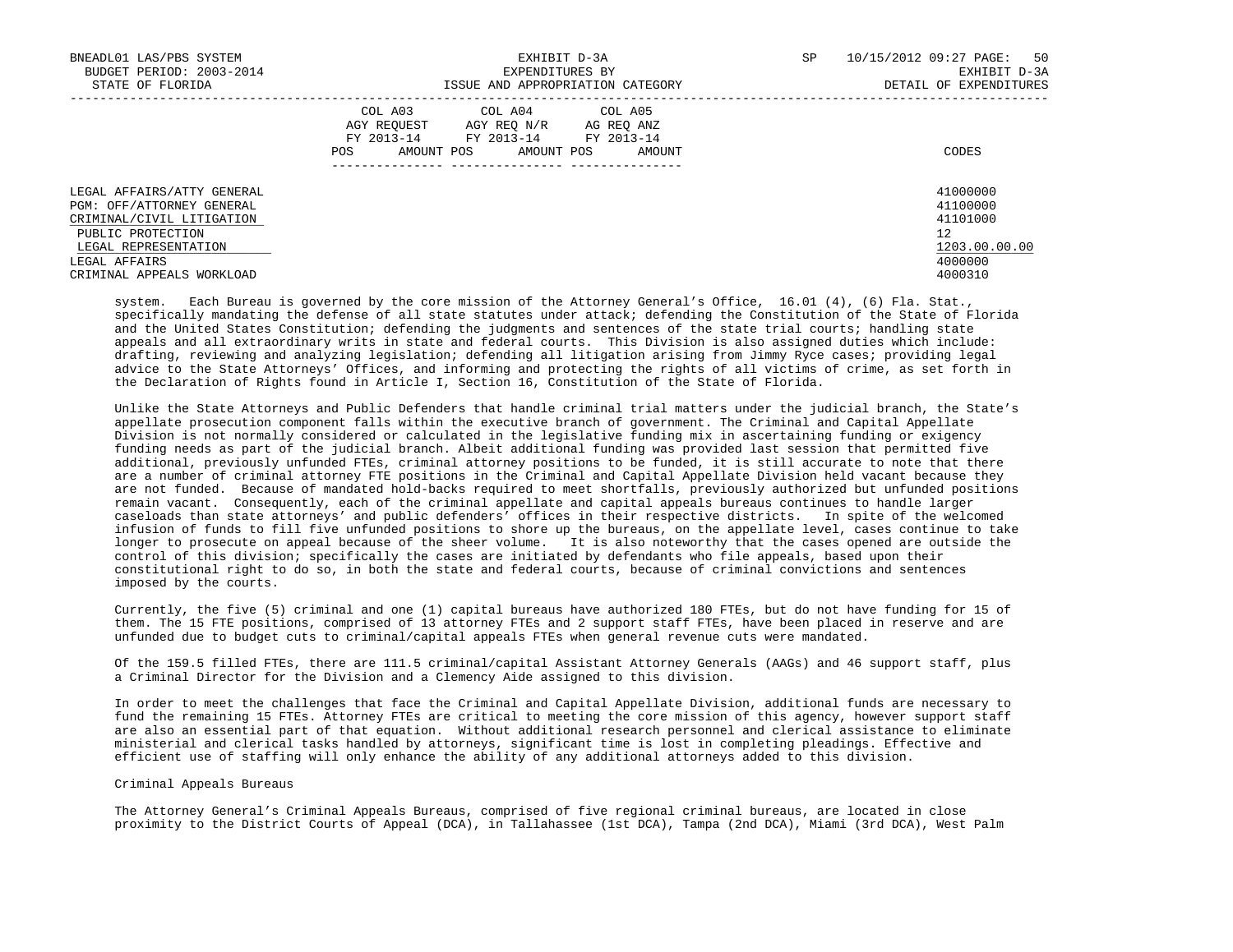| | COL A03 AGY REQUEST FY 2013-14 | | COL A04 AGY REQ N/R FY 2013-14 | | COL A05 AG REQ ANZ FY 2013-14 | | |
|---|---|---|---|---|---|---|---|
| | POS | AMOUNT | POS | AMOUNT | POS | AMOUNT | CODES |
| LEGAL AFFAIRS/ATTY GENERAL | | | | | | | 41000000 |
| PGM: OFF/ATTORNEY GENERAL | | | | | | | 41100000 |
| CRIMINAL/CIVIL LITIGATION | | | | | | | 41101000 |
| PUBLIC PROTECTION | | | | | | | 12 |
| LEGAL REPRESENTATION | | | | | | | 1203.00.00.00 |
| LEGAL AFFAIRS | | | | | | | 4000000 |
| CRIMINAL APPEALS WORKLOAD | | | | | | | 4000310 |

system. Each Bureau is governed by the core mission of the Attorney General's Office, 16.01 (4), (6) Fla. Stat., specifically mandating the defense of all state statutes under attack; defending the Constitution of the State of Florida and the United States Constitution; defending the judgments and sentences of the state trial courts; handling state appeals and all extraordinary writs in state and federal courts. This Division is also assigned duties which include: drafting, reviewing and analyzing legislation; defending all litigation arising from Jimmy Ryce cases; providing legal advice to the State Attorneys' Offices, and informing and protecting the rights of all victims of crime, as set forth in the Declaration of Rights found in Article I, Section 16, Constitution of the State of Florida.

Unlike the State Attorneys and Public Defenders that handle criminal trial matters under the judicial branch, the State's appellate prosecution component falls within the executive branch of government. The Criminal and Capital Appellate Division is not normally considered or calculated in the legislative funding mix in ascertaining funding or exigency funding needs as part of the judicial branch. Albeit additional funding was provided last session that permitted five additional, previously unfunded FTEs, criminal attorney positions to be funded, it is still accurate to note that there are a number of criminal attorney FTE positions in the Criminal and Capital Appellate Division held vacant because they are not funded. Because of mandated hold-backs required to meet shortfalls, previously authorized but unfunded positions remain vacant. Consequently, each of the criminal appellate and capital appeals bureaus continues to handle larger caseloads than state attorneys' and public defenders' offices in their respective districts. In spite of the welcomed infusion of funds to fill five unfunded positions to shore up the bureaus, on the appellate level, cases continue to take longer to prosecute on appeal because of the sheer volume. It is also noteworthy that the cases opened are outside the control of this division; specifically the cases are initiated by defendants who file appeals, based upon their constitutional right to do so, in both the state and federal courts, because of criminal convictions and sentences imposed by the courts.

Currently, the five (5) criminal and one (1) capital bureaus have authorized 180 FTEs, but do not have funding for 15 of them. The 15 FTE positions, comprised of 13 attorney FTEs and 2 support staff FTEs, have been placed in reserve and are unfunded due to budget cuts to criminal/capital appeals FTEs when general revenue cuts were mandated.

Of the 159.5 filled FTEs, there are 111.5 criminal/capital Assistant Attorney Generals (AAGs) and 46 support staff, plus a Criminal Director for the Division and a Clemency Aide assigned to this division.

In order to meet the challenges that face the Criminal and Capital Appellate Division, additional funds are necessary to fund the remaining 15 FTEs. Attorney FTEs are critical to meeting the core mission of this agency, however support staff are also an essential part of that equation. Without additional research personnel and clerical assistance to eliminate ministerial and clerical tasks handled by attorneys, significant time is lost in completing pleadings. Effective and efficient use of staffing will only enhance the ability of any additional attorneys added to this division.

Criminal Appeals Bureaus

The Attorney General's Criminal Appeals Bureaus, comprised of five regional criminal bureaus, are located in close proximity to the District Courts of Appeal (DCA), in Tallahassee (1st DCA), Tampa (2nd DCA), Miami (3rd DCA), West Palm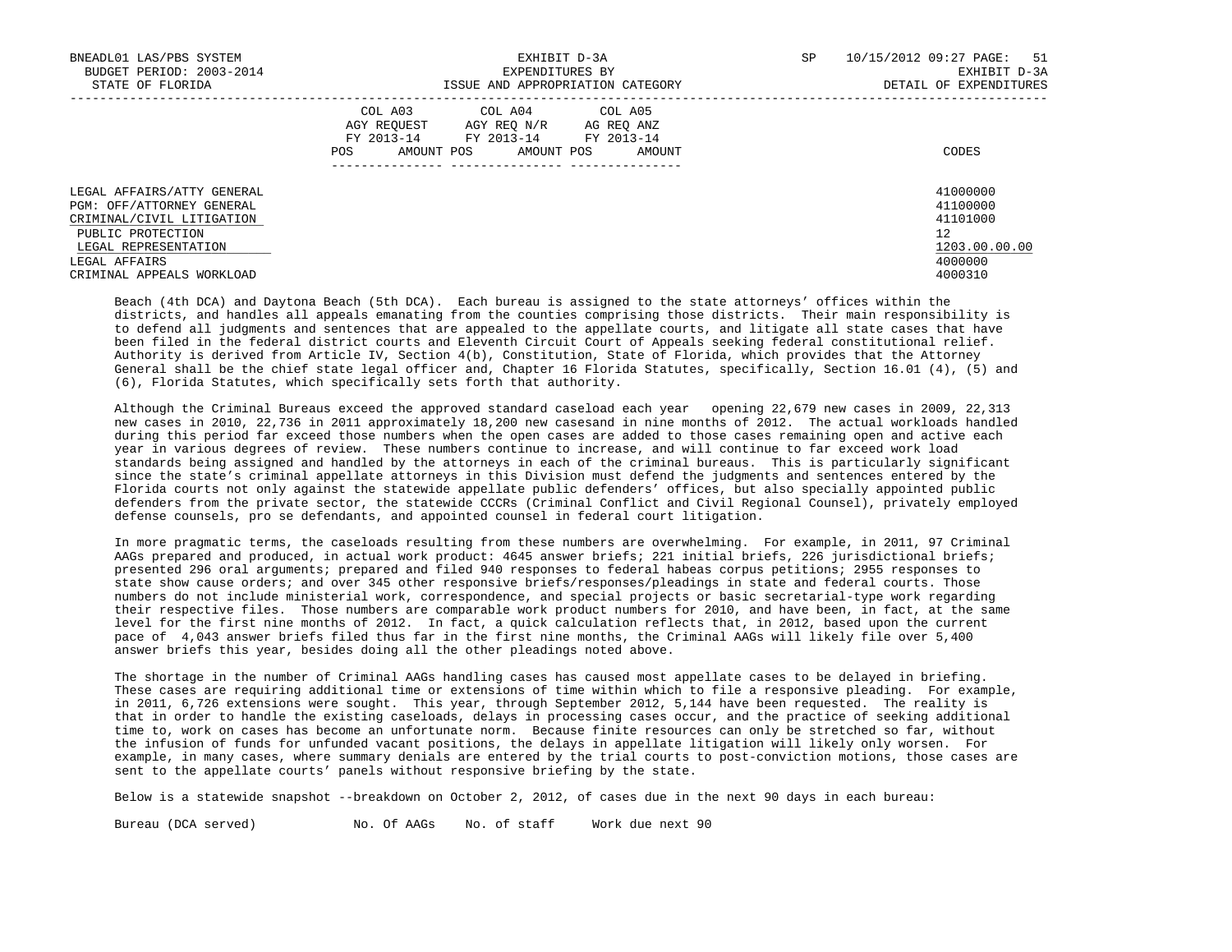| | COL A03 AGY REQUEST FY 2013-14 | | COL A04 AGY REQ N/R FY 2013-14 | | COL A05 AG REQ ANZ FY 2013-14 | | |
|---|---|---|---|---|---|---|---|
| | POS | AMOUNT | POS | AMOUNT | POS | AMOUNT | CODES |
| LEGAL AFFAIRS/ATTY GENERAL | | | | | | | 41000000 |
| PGM: OFF/ATTORNEY GENERAL | | | | | | | 41100000 |
| CRIMINAL/CIVIL LITIGATION | | | | | | | 41101000 |
| PUBLIC PROTECTION | | | | | | | 12 |
| LEGAL REPRESENTATION | | | | | | | 1203.00.00.00 |
| LEGAL AFFAIRS | | | | | | | 4000000 |
| CRIMINAL APPEALS WORKLOAD | | | | | | | 4000310 |

Beach (4th DCA) and Daytona Beach (5th DCA). Each bureau is assigned to the state attorneys' offices within the districts, and handles all appeals emanating from the counties comprising those districts. Their main responsibility is to defend all judgments and sentences that are appealed to the appellate courts, and litigate all state cases that have been filed in the federal district courts and Eleventh Circuit Court of Appeals seeking federal constitutional relief. Authority is derived from Article IV, Section 4(b), Constitution, State of Florida, which provides that the Attorney General shall be the chief state legal officer and, Chapter 16 Florida Statutes, specifically, Section 16.01 (4), (5) and (6), Florida Statutes, which specifically sets forth that authority.

Although the Criminal Bureaus exceed the approved standard caseload each year opening 22,679 new cases in 2009, 22,313 new cases in 2010, 22,736 in 2011 approximately 18,200 new casesand in nine months of 2012. The actual workloads handled during this period far exceed those numbers when the open cases are added to those cases remaining open and active each year in various degrees of review. These numbers continue to increase, and will continue to far exceed work load standards being assigned and handled by the attorneys in each of the criminal bureaus. This is particularly significant since the state's criminal appellate attorneys in this Division must defend the judgments and sentences entered by the Florida courts not only against the statewide appellate public defenders' offices, but also specially appointed public defenders from the private sector, the statewide CCCRs (Criminal Conflict and Civil Regional Counsel), privately employed defense counsels, pro se defendants, and appointed counsel in federal court litigation.

In more pragmatic terms, the caseloads resulting from these numbers are overwhelming. For example, in 2011, 97 Criminal AAGs prepared and produced, in actual work product: 4645 answer briefs; 221 initial briefs, 226 jurisdictional briefs; presented 296 oral arguments; prepared and filed 940 responses to federal habeas corpus petitions; 2955 responses to state show cause orders; and over 345 other responsive briefs/responses/pleadings in state and federal courts. Those numbers do not include ministerial work, correspondence, and special projects or basic secretarial-type work regarding their respective files. Those numbers are comparable work product numbers for 2010, and have been, in fact, at the same level for the first nine months of 2012. In fact, a quick calculation reflects that, in 2012, based upon the current pace of 4,043 answer briefs filed thus far in the first nine months, the Criminal AAGs will likely file over 5,400 answer briefs this year, besides doing all the other pleadings noted above.

The shortage in the number of Criminal AAGs handling cases has caused most appellate cases to be delayed in briefing. These cases are requiring additional time or extensions of time within which to file a responsive pleading. For example, in 2011, 6,726 extensions were sought. This year, through September 2012, 5,144 have been requested. The reality is that in order to handle the existing caseloads, delays in processing cases occur, and the practice of seeking additional time to, work on cases has become an unfortunate norm. Because finite resources can only be stretched so far, without the infusion of funds for unfunded vacant positions, the delays in appellate litigation will likely only worsen. For example, in many cases, where summary denials are entered by the trial courts to post-conviction motions, those cases are sent to the appellate courts' panels without responsive briefing by the state.

Below is a statewide snapshot --breakdown on October 2, 2012, of cases due in the next 90 days in each bureau:

| Bureau (DCA served) | No. Of AAGs | No. of staff | Work due next 90 |
|---|---|---|---|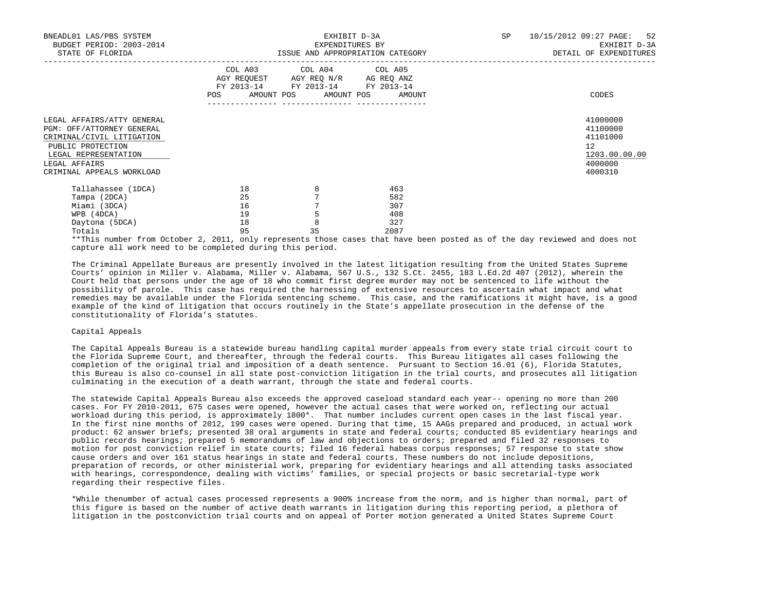| | COL A03 AGY REQUEST FY 2013-14 POS AMOUNT | COL A04 AGY REQ N/R FY 2013-14 POS AMOUNT | COL A05 AG REQ ANZ FY 2013-14 POS AMOUNT | CODES |
|---|---|---|---|---|
| LEGAL AFFAIRS/ATTY GENERAL | | | | 41000000 |
| PGM: OFF/ATTORNEY GENERAL | | | | 41100000 |
| CRIMINAL/CIVIL LITIGATION | | | | 41101000 |
| PUBLIC PROTECTION | | | | 12 |
| LEGAL REPRESENTATION | | | | 1203.00.00.00 |
| LEGAL AFFAIRS | | | | 4000000 |
| CRIMINAL APPEALS WORKLOAD | | | | 4000310 |

| | | | |
|---|---|---|---|
| Tallahassee (1DCA) | 18 | 8 | 463 |
| Tampa (2DCA) | 25 | 7 | 582 |
| Miami (3DCA) | 16 | 7 | 307 |
| WPB (4DCA) | 19 | 5 | 408 |
| Daytona (5DCA) | 18 | 8 | 327 |
| Totals | 95 | 35 | 2087 |

**This number from October 2, 2011, only represents those cases that have been posted as of the day reviewed and does not capture all work need to be completed during this period.

The Criminal Appellate Bureaus are presently involved in the latest litigation resulting from the United States Supreme Courts' opinion in Miller v. Alabama, Miller v. Alabama, 567 U.S., 132 S.Ct. 2455, 183 L.Ed.2d 407 (2012), wherein the Court held that persons under the age of 18 who commit first degree murder may not be sentenced to life without the possibility of parole. This case has required the harnessing of extensive resources to ascertain what impact and what remedies may be available under the Florida sentencing scheme. This case, and the ramifications it might have, is a good example of the kind of litigation that occurs routinely in the State's appellate prosecution in the defense of the constitutionality of Florida's statutes.

Capital Appeals

The Capital Appeals Bureau is a statewide bureau handling capital murder appeals from every state trial circuit court to the Florida Supreme Court, and thereafter, through the federal courts. This Bureau litigates all cases following the completion of the original trial and imposition of a death sentence. Pursuant to Section 16.01 (6), Florida Statutes, this Bureau is also co-counsel in all state post-conviction litigation in the trial courts, and prosecutes all litigation culminating in the execution of a death warrant, through the state and federal courts.

The statewide Capital Appeals Bureau also exceeds the approved caseload standard each year-- opening no more than 200 cases. For FY 2010-2011, 675 cases were opened, however the actual cases that were worked on, reflecting our actual workload during this period, is approximately 1800*. That number includes current open cases in the last fiscal year. In the first nine months of 2012, 199 cases were opened. During that time, 15 AAGs prepared and produced, in actual work product: 62 answer briefs; presented 38 oral arguments in state and federal courts; conducted 85 evidentiary hearings and public records hearings; prepared 5 memorandums of law and objections to orders; prepared and filed 32 responses to motion for post conviction relief in state courts; filed 16 federal habeas corpus responses; 57 response to state show cause orders and over 161 status hearings in state and federal courts. These numbers do not include depositions, preparation of records, or other ministerial work, preparing for evidentiary hearings and all attending tasks associated with hearings, correspondence, dealing with victims' families, or special projects or basic secretarial-type work regarding their respective files.

*While thenumber of actual cases processed represents a 900% increase from the norm, and is higher than normal, part of this figure is based on the number of active death warrants in litigation during this reporting period, a plethora of litigation in the postconviction trial courts and on appeal of Porter motion generated a United States Supreme Court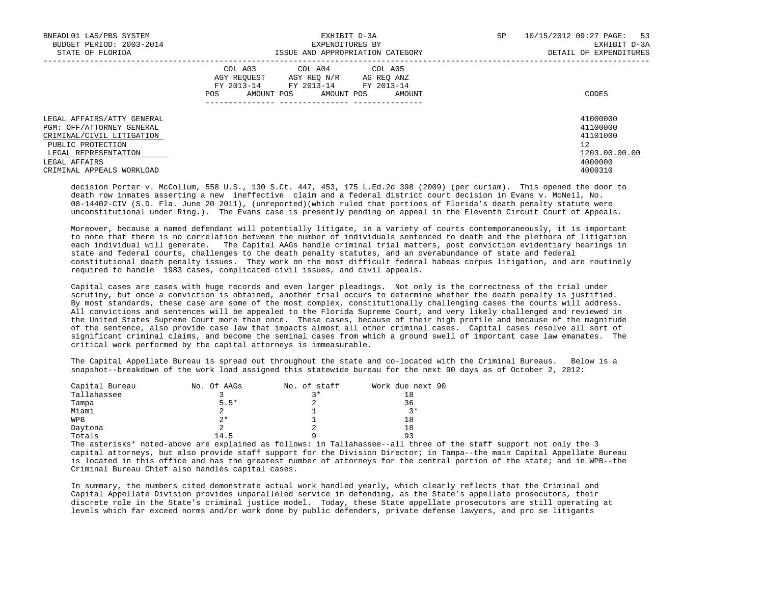| | COL A03 AGY REQUEST FY 2013-14 | | COL A04 AGY REQ N/R FY 2013-14 | | COL A05 AG REQ ANZ FY 2013-14 | | |
|---|---|---|---|---|---|---|---|
| | POS | AMOUNT | POS | AMOUNT | POS | AMOUNT | CODES |
| LEGAL AFFAIRS/ATTY GENERAL | | | | | | | 41000000 |
| PGM: OFF/ATTORNEY GENERAL | | | | | | | 41100000 |
| CRIMINAL/CIVIL LITIGATION | | | | | | | 41101000 |
| PUBLIC PROTECTION | | | | | | | 12 |
| LEGAL REPRESENTATION | | | | | | | 1203.00.00.00 |
| LEGAL AFFAIRS | | | | | | | 4000000 |
| CRIMINAL APPEALS WORKLOAD | | | | | | | 4000310 |

decision Porter v. McCollum, 558 U.S., 130 S.Ct. 447, 453, 175 L.Ed.2d 398 (2009) (per curiam). This opened the door to death row inmates asserting a new ineffective claim and a federal district court decision in Evans v. McNeil, No. 08-14402-CIV (S.D. Fla. June 20 2011), (unreported)(which ruled that portions of Florida's death penalty statute were unconstitutional under Ring.). The Evans case is presently pending on appeal in the Eleventh Circuit Court of Appeals.

Moreover, because a named defendant will potentially litigate, in a variety of courts contemporaneously, it is important to note that there is no correlation between the number of individuals sentenced to death and the plethora of litigation each individual will generate. The Capital AAGs handle criminal trial matters, post conviction evidentiary hearings in state and federal courts, challenges to the death penalty statutes, and an overabundance of state and federal constitutional death penalty issues. They work on the most difficult federal habeas corpus litigation, and are routinely required to handle 1983 cases, complicated civil issues, and civil appeals.

Capital cases are cases with huge records and even larger pleadings. Not only is the correctness of the trial under scrutiny, but once a conviction is obtained, another trial occurs to determine whether the death penalty is justified. By most standards, these case are some of the most complex, constitutionally challenging cases the courts will address. All convictions and sentences will be appealed to the Florida Supreme Court, and very likely challenged and reviewed in the United States Supreme Court more than once. These cases, because of their high profile and because of the magnitude of the sentence, also provide case law that impacts almost all other criminal cases. Capital cases resolve all sort of significant criminal claims, and become the seminal cases from which a ground swell of important case law emanates. The critical work performed by the capital attorneys is immeasurable.

The Capital Appellate Bureau is spread out throughout the state and co-located with the Criminal Bureaus. Below is a snapshot--breakdown of the work load assigned this statewide bureau for the next 90 days as of October 2, 2012:

| Capital Bureau | No. Of AAGs | No. of staff | Work due next 90 |
|---|---|---|---|
| Tallahassee | 3 | 3* | 18 |
| Tampa | 5.5* | 2 | 36 |
| Miami | 2 | 1 | 3* |
| WPB | 2* | 1 | 18 |
| Daytona | 2 | 2 | 18 |
| Totals | 14.5 | 9 | 93 |

The asterisks* noted-above are explained as follows: in Tallahassee--all three of the staff support not only the 3 capital attorneys, but also provide staff support for the Division Director; in Tampa--the main Capital Appellate Bureau is located in this office and has the greatest number of attorneys for the central portion of the state; and in WPB--the Criminal Bureau Chief also handles capital cases.

In summary, the numbers cited demonstrate actual work handled yearly, which clearly reflects that the Criminal and Capital Appellate Division provides unparalleled service in defending, as the State's appellate prosecutors, their discrete role in the State's criminal justice model. Today, these State appellate prosecutors are still operating at levels which far exceed norms and/or work done by public defenders, private defense lawyers, and pro se litigants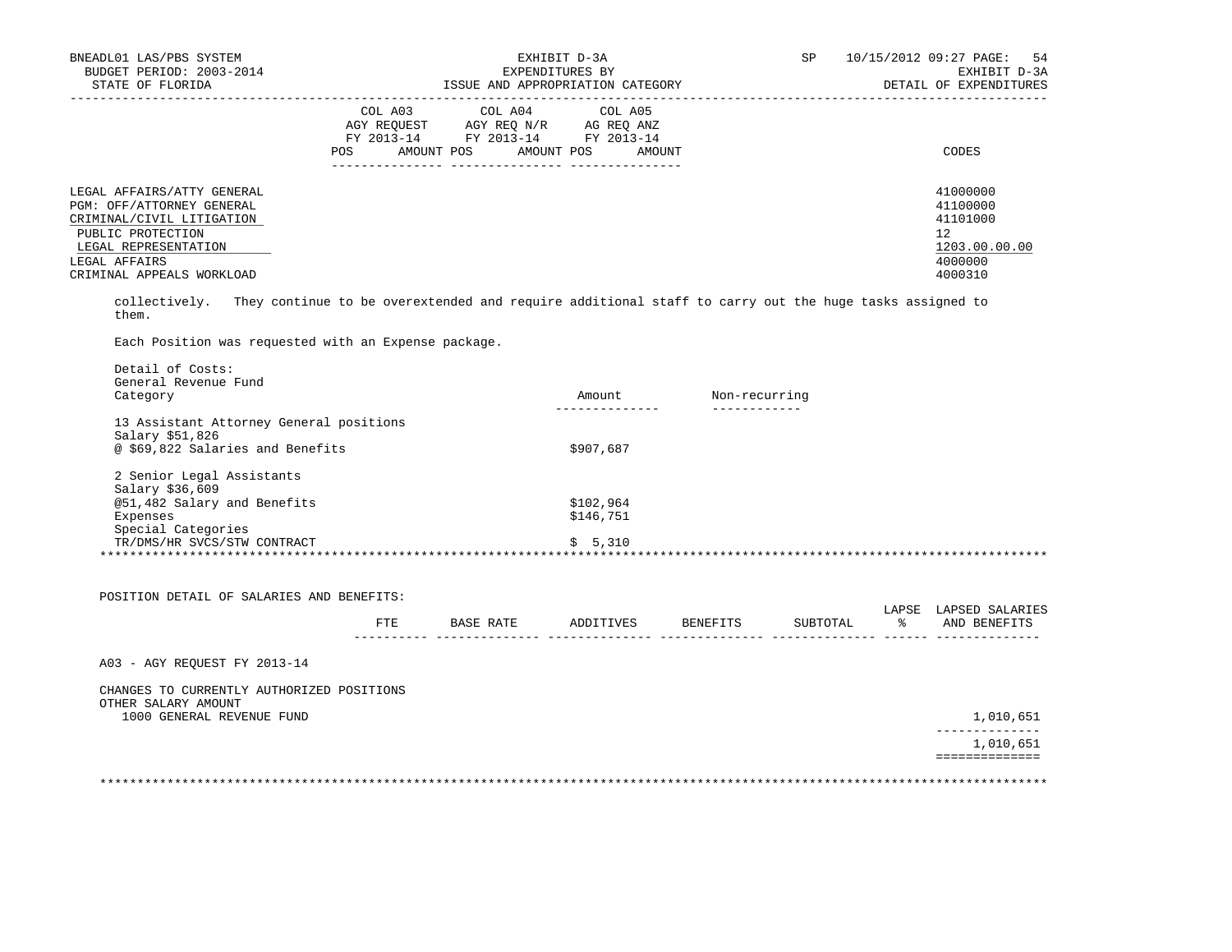BNEADL01 LAS/PBS SYSTEM — EXHIBIT D-3A — SP 10/15/2012 09:27

BUDGET PERIOD: 2003-2014 — EXPENDITURES BY — EXHIBIT D-3A

STATE OF FLORIDA — ISSUE AND APPROPRIATION CATEGORY — DETAIL OF EXPENDITURES

| | COL A03 AGY REQUEST FY 2013-14 | | COL A04 AGY REQ N/R FY 2013-14 | | COL A05 AG REQ ANZ FY 2013-14 | | |
|---|---|---|---|---|---|---|---|
| | POS | AMOUNT | POS | AMOUNT | POS | AMOUNT | CODES |
| LEGAL AFFAIRS/ATTY GENERAL | | | | | | | 41000000 |
| PGM: OFF/ATTORNEY GENERAL | | | | | | | 41100000 |
| CRIMINAL/CIVIL LITIGATION | | | | | | | 41101000 |
| PUBLIC PROTECTION | | | | | | | 12 |
| LEGAL REPRESENTATION | | | | | | | 1203.00.00.00 |
| LEGAL AFFAIRS | | | | | | | 4000000 |
| CRIMINAL APPEALS WORKLOAD | | | | | | | 4000310 |

collectively. They continue to be overextended and require additional staff to carry out the huge tasks assigned to them.

Each Position was requested with an Expense package.

Detail of Costs:
General Revenue Fund

| Category | Amount | Non-recurring |
|---|---|---|
| 13 Assistant Attorney General positions<br>Salary $51,826<br>@ $69,822 Salaries and Benefits | $907,687 | |
| 2 Senior Legal Assistants<br>Salary $36,609<br>@51,482 Salary and Benefits | $102,964 | |
| Expenses | $146,751 | |
| Special Categories<br>TR/DMS/HR SVCS/STW CONTRACT | $ 5,310 | |

***

POSITION DETAIL OF SALARIES AND BENEFITS:

| | FTE | BASE RATE | ADDITIVES | BENEFITS | SUBTOTAL | LAPSE % | LAPSED SALARIES AND BENEFITS |
|---|---|---|---|---|---|---|---|
| A03 - AGY REQUEST FY 2013-14 | | | | | | | |
| CHANGES TO CURRENTLY AUTHORIZED POSITIONS | | | | | | | |
| OTHER SALARY AMOUNT | | | | | | | |
| 1000 GENERAL REVENUE FUND | | | | | | | 1,010,651 |
| | | | | | | | 1,010,651 |

***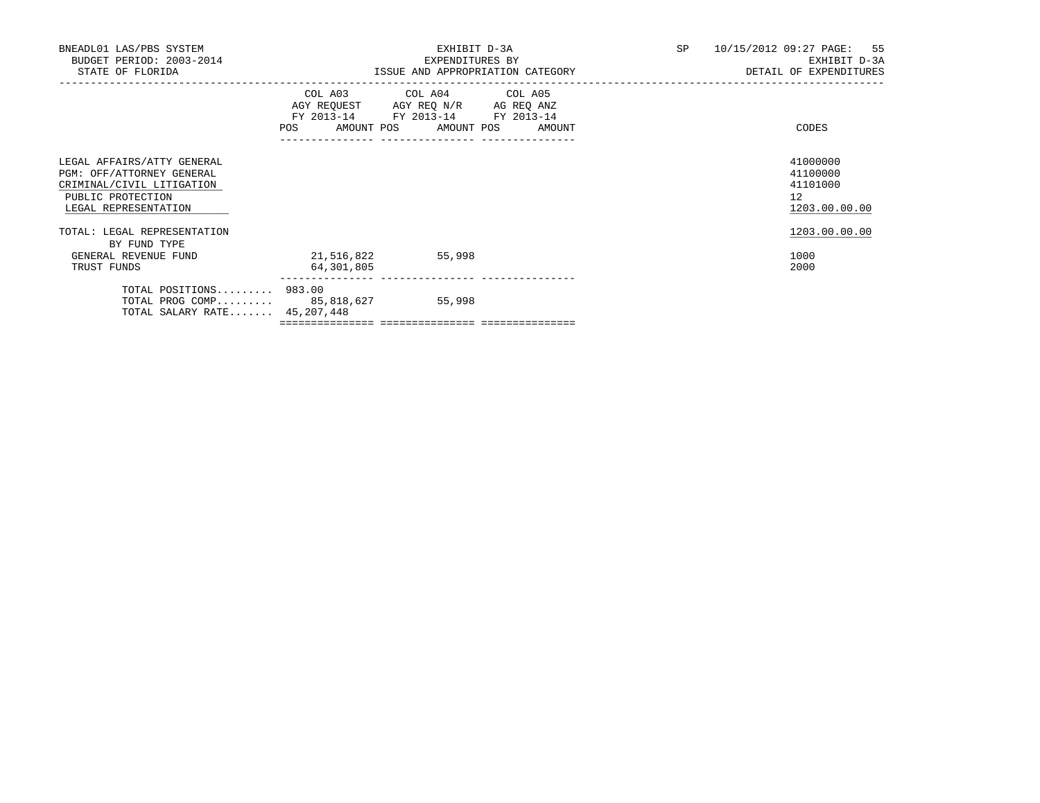BNEADL01 LAS/PBS SYSTEM
BUDGET PERIOD: 2003-2014
STATE OF FLORIDA

EXHIBIT D-3A
EXPENDITURES BY
ISSUE AND APPROPRIATION CATEGORY

SP 10/15/2012 09:27 PAGE: 55
EXHIBIT D-3A
DETAIL OF EXPENDITURES

| | COL A03 AGY REQUEST FY 2013-14 POS | AMOUNT | COL A04 AGY REQ N/R FY 2013-14 POS | AMOUNT | COL A05 AG REQ ANZ FY 2013-14 POS | AMOUNT | CODES |
|---|---|---|---|---|---|---|---|
| LEGAL AFFAIRS/ATTY GENERAL | | | | | | | 41000000 |
| PGM: OFF/ATTORNEY GENERAL | | | | | | | 41100000 |
| CRIMINAL/CIVIL LITIGATION | | | | | | | 41101000 |
| PUBLIC PROTECTION | | | | | | | 12 |
| LEGAL REPRESENTATION | | | | | | | 1203.00.00.00 |
| TOTAL: LEGAL REPRESENTATION | | | | | | | 1203.00.00.00 |
| BY FUND TYPE | | | | | | | |
| GENERAL REVENUE FUND | | 21,516,822 | | 55,998 | | | 1000 |
| TRUST FUNDS | | 64,301,805 | | | | | 2000 |
| TOTAL POSITIONS......... | 983.00 | | | | | | |
| TOTAL PROG COMP......... | | 85,818,627 | | 55,998 | | | |
| TOTAL SALARY RATE....... | | 45,207,448 | | | | | |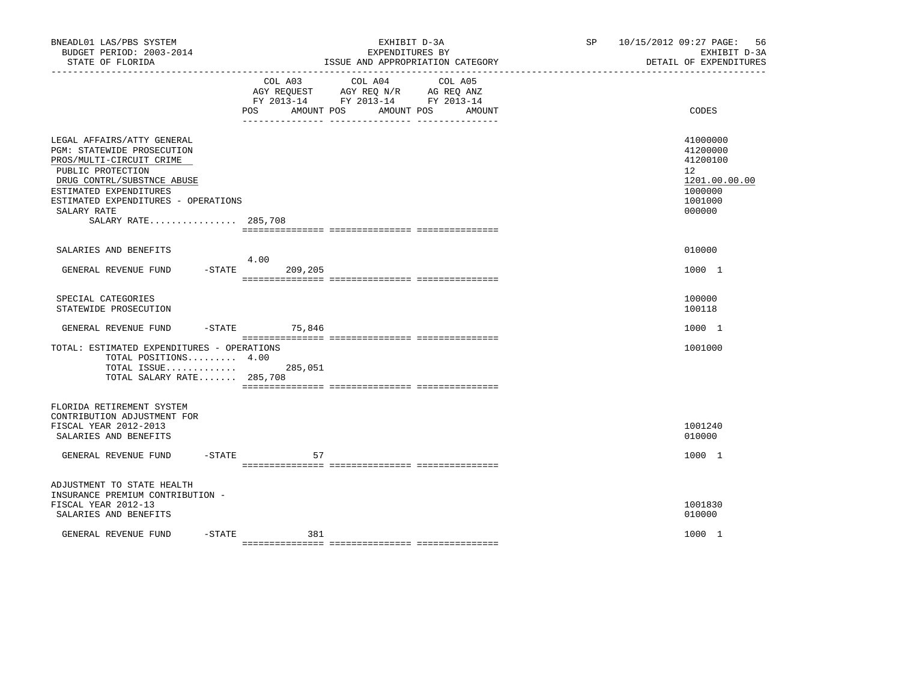BNEADL01 LAS/PBS SYSTEM
BUDGET PERIOD: 2003-2014
STATE OF FLORIDA

EXHIBIT D-3A
EXPENDITURES BY
ISSUE AND APPROPRIATION CATEGORY

SP 10/15/2012 09:27
EXHIBIT D-3A
DETAIL OF EXPENDITURES

| | COL A03 AGY REQUEST FY 2013-14 POS | AMOUNT | COL A04 AGY REQ N/R FY 2013-14 POS | AMOUNT | COL A05 AG REQ ANZ FY 2013-14 POS | AMOUNT | CODES |
|---|---|---|---|---|---|---|---|
| LEGAL AFFAIRS/ATTY GENERAL | | | | | | | 41000000 |
| PGM: STATEWIDE PROSECUTION | | | | | | | 41200000 |
| PROS/MULTI-CIRCUIT CRIME | | | | | | | 41200100 |
| PUBLIC PROTECTION | | | | | | | 12 |
| DRUG CONTRL/SUBSTNCE ABUSE | | | | | | | 1201.00.00.00 |
| ESTIMATED EXPENDITURES | | | | | | | 1000000 |
| ESTIMATED EXPENDITURES - OPERATIONS | | | | | | | 1001000 |
| SALARY RATE | | | | | | | 000000 |
| SALARY RATE................ 285,708 | | | | | | | |
| SALARIES AND BENEFITS | | | | | | | 010000 |
| GENERAL REVENUE FUND -STATE | 4.00 | 209,205 | | | | | 1000 1 |
| SPECIAL CATEGORIES | | | | | | | 100000 |
| STATEWIDE PROSECUTION | | | | | | | 100118 |
| GENERAL REVENUE FUND -STATE | | 75,846 | | | | | 1000 1 |
| TOTAL: ESTIMATED EXPENDITURES - OPERATIONS | | | | | | | 1001000 |
| TOTAL POSITIONS......... | 4.00 | | | | | | |
| TOTAL ISSUE............. | | 285,051 | | | | | |
| TOTAL SALARY RATE....... 285,708 | | | | | | | |
| FLORIDA RETIREMENT SYSTEM CONTRIBUTION ADJUSTMENT FOR FISCAL YEAR 2012-2013 | | | | | | | 1001240 |
| SALARIES AND BENEFITS | | | | | | | 010000 |
| GENERAL REVENUE FUND -STATE | | 57 | | | | | 1000 1 |
| ADJUSTMENT TO STATE HEALTH INSURANCE PREMIUM CONTRIBUTION - FISCAL YEAR 2012-13 | | | | | | | 1001830 |
| SALARIES AND BENEFITS | | | | | | | 010000 |
| GENERAL REVENUE FUND -STATE | | 381 | | | | | 1000 1 |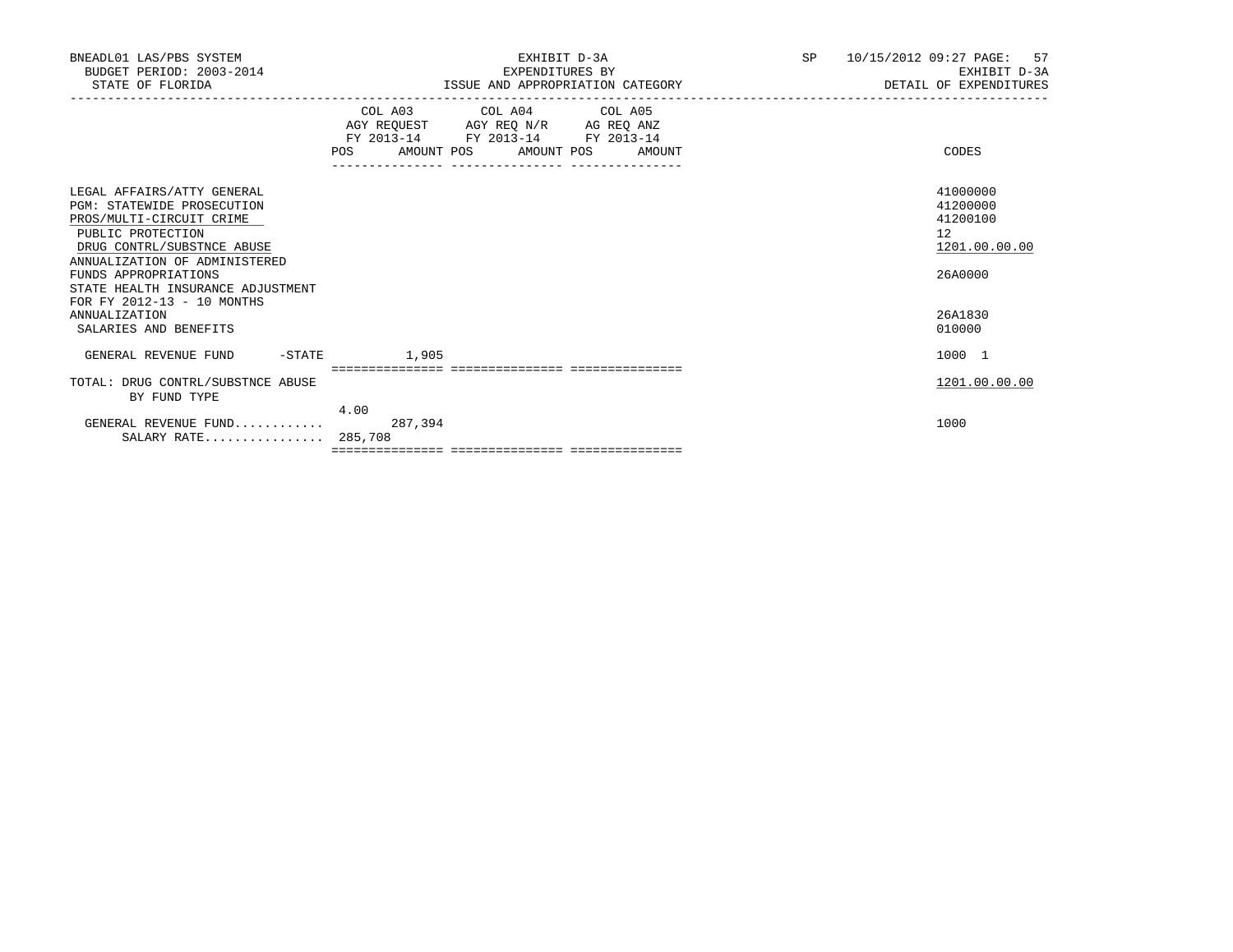BNEADL01 LAS/PBS SYSTEM | EXHIBIT D-3A | SP 10/15/2012 09:27 PAGE: 57
BUDGET PERIOD: 2003-2014 | EXPENDITURES BY | EXHIBIT D-3A
STATE OF FLORIDA | ISSUE AND APPROPRIATION CATEGORY | DETAIL OF EXPENDITURES

| | COL A03 AGY REQUEST FY 2013-14 POS | AMOUNT | COL A04 AGY REQ N/R FY 2013-14 POS | AMOUNT | COL A05 AG REQ ANZ FY 2013-14 POS | AMOUNT | CODES |
|---|---|---|---|---|---|---|---|
| LEGAL AFFAIRS/ATTY GENERAL | | | | | | | 41000000 |
| PGM: STATEWIDE PROSECUTION | | | | | | | 41200000 |
| PROS/MULTI-CIRCUIT CRIME | | | | | | | 41200100 |
| PUBLIC PROTECTION | | | | | | | 12 |
| DRUG CONTRL/SUBSTNCE ABUSE | | | | | | | 1201.00.00.00 |
| ANNUALIZATION OF ADMINISTERED FUNDS APPROPRIATIONS | | | | | | | 26A0000 |
| STATE HEALTH INSURANCE ADJUSTMENT FOR FY 2012-13 - 10 MONTHS ANNUALIZATION | | | | | | | 26A1830 |
| SALARIES AND BENEFITS | | | | | | | 010000 |
| GENERAL REVENUE FUND -STATE | | 1,905 | | | | | 1000 1 |
| TOTAL: DRUG CONTRL/SUBSTNCE ABUSE BY FUND TYPE | | | | | | | 1201.00.00.00 |
| GENERAL REVENUE FUND............ | 4.00 | 287,394 | | | | | 1000 |
| SALARY RATE................ | 285,708 | | | | | | |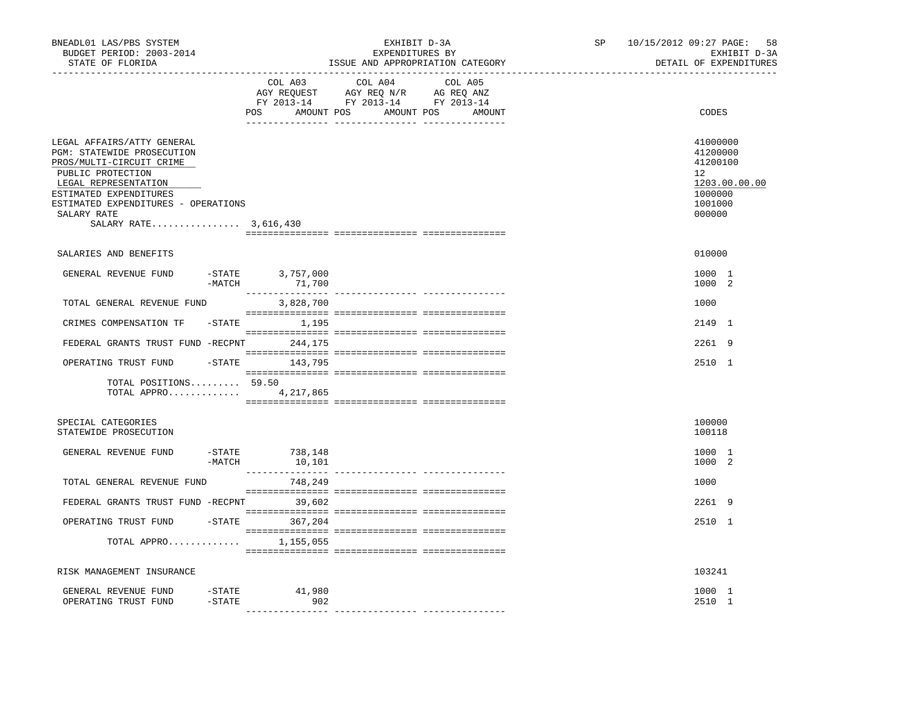BNEADL01 LAS/PBS SYSTEM
BUDGET PERIOD: 2003-2014
STATE OF FLORIDA

EXHIBIT D-3A
EXPENDITURES BY
ISSUE AND APPROPRIATION CATEGORY

SP 10/15/2012 09:27
EXHIBIT D-3A
DETAIL OF EXPENDITURES

| | COL A03 AGY REQUEST FY 2013-14 POS AMOUNT | COL A04 AGY REQ N/R FY 2013-14 POS AMOUNT | COL A05 AG REQ ANZ FY 2013-14 POS AMOUNT | CODES |
|---|---|---|---|---|
| LEGAL AFFAIRS/ATTY GENERAL | | | | 41000000 |
| PGM: STATEWIDE PROSECUTION | | | | 41200000 |
| PROS/MULTI-CIRCUIT CRIME | | | | 41200100 |
| PUBLIC PROTECTION | | | | 12 |
| LEGAL REPRESENTATION | | | | 1203.00.00.00 |
| ESTIMATED EXPENDITURES | | | | 1000000 |
| ESTIMATED EXPENDITURES - OPERATIONS | | | | 1001000 |
| SALARY RATE | | | | 000000 |
| SALARY RATE................ 3,616,430 | | | | |
| SALARIES AND BENEFITS | | | | 010000 |
| GENERAL REVENUE FUND -STATE | 3,757,000 | | | 1000 1 |
| -MATCH | 71,700 | | | 1000 2 |
| TOTAL GENERAL REVENUE FUND | 3,828,700 | | | 1000 |
| CRIMES COMPENSATION TF -STATE | 1,195 | | | 2149 1 |
| FEDERAL GRANTS TRUST FUND -RECPNT | 244,175 | | | 2261 9 |
| OPERATING TRUST FUND -STATE | 143,795 | | | 2510 1 |
| TOTAL POSITIONS......... | 59.50 | | | |
| TOTAL APPRO............. | 4,217,865 | | | |
| SPECIAL CATEGORIES | | | | 100000 |
| STATEWIDE PROSECUTION | | | | 100118 |
| GENERAL REVENUE FUND -STATE | 738,148 | | | 1000 1 |
| -MATCH | 10,101 | | | 1000 2 |
| TOTAL GENERAL REVENUE FUND | 748,249 | | | 1000 |
| FEDERAL GRANTS TRUST FUND -RECPNT | 39,602 | | | 2261 9 |
| OPERATING TRUST FUND -STATE | 367,204 | | | 2510 1 |
| TOTAL APPRO............. | 1,155,055 | | | |
| RISK MANAGEMENT INSURANCE | | | | 103241 |
| GENERAL REVENUE FUND -STATE | 41,980 | | | 1000 1 |
| OPERATING TRUST FUND -STATE | 902 | | | 2510 1 |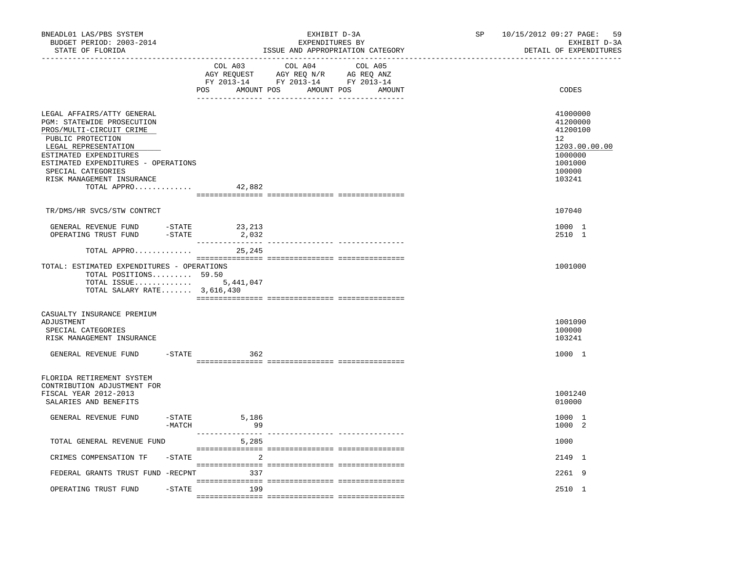BNEADL01 LAS/PBS SYSTEM — EXHIBIT D-3A — SP 10/15/2012 09:27

BUDGET PERIOD: 2003-2014 — EXPENDITURES BY — EXHIBIT D-3A

STATE OF FLORIDA — ISSUE AND APPROPRIATION CATEGORY — DETAIL OF EXPENDITURES

| | COL A03 AGY REQUEST FY 2013-14 POS AMOUNT | COL A04 AGY REQ N/R FY 2013-14 POS AMOUNT | COL A05 AG REQ ANZ FY 2013-14 POS AMOUNT | CODES |
|---|---|---|---|---|
| LEGAL AFFAIRS/ATTY GENERAL | | | | 41000000 |
| PGM: STATEWIDE PROSECUTION | | | | 41200000 |
| PROS/MULTI-CIRCUIT CRIME | | | | 41200100 |
| PUBLIC PROTECTION | | | | 12 |
| LEGAL REPRESENTATION | | | | 1203.00.00.00 |
| ESTIMATED EXPENDITURES | | | | 1000000 |
| ESTIMATED EXPENDITURES - OPERATIONS | | | | 1001000 |
| SPECIAL CATEGORIES | | | | 100000 |
| RISK MANAGEMENT INSURANCE | | | | 103241 |
| TOTAL APPRO............. | 42,882 | | | |
| TR/DMS/HR SVCS/STW CONTRCT | | | | 107040 |
| GENERAL REVENUE FUND -STATE | 23,213 | | | 1000 1 |
| OPERATING TRUST FUND -STATE | 2,032 | | | 2510 1 |
| TOTAL APPRO............. | 25,245 | | | |
| TOTAL: ESTIMATED EXPENDITURES - OPERATIONS | | | | 1001000 |
| TOTAL POSITIONS......... | 59.50 | | | |
| TOTAL ISSUE............. | 5,441,047 | | | |
| TOTAL SALARY RATE....... | 3,616,430 | | | |
| CASUALTY INSURANCE PREMIUM ADJUSTMENT | | | | 1001090 |
| SPECIAL CATEGORIES | | | | 100000 |
| RISK MANAGEMENT INSURANCE | | | | 103241 |
| GENERAL REVENUE FUND -STATE | 362 | | | 1000 1 |
| FLORIDA RETIREMENT SYSTEM CONTRIBUTION ADJUSTMENT FOR FISCAL YEAR 2012-2013 | | | | 1001240 |
| SALARIES AND BENEFITS | | | | 010000 |
| GENERAL REVENUE FUND -STATE | 5,186 | | | 1000 1 |
| -MATCH | 99 | | | 1000 2 |
| TOTAL GENERAL REVENUE FUND | 5,285 | | | 1000 |
| CRIMES COMPENSATION TF -STATE | 2 | | | 2149 1 |
| FEDERAL GRANTS TRUST FUND -RECPNT | 337 | | | 2261 9 |
| OPERATING TRUST FUND -STATE | 199 | | | 2510 1 |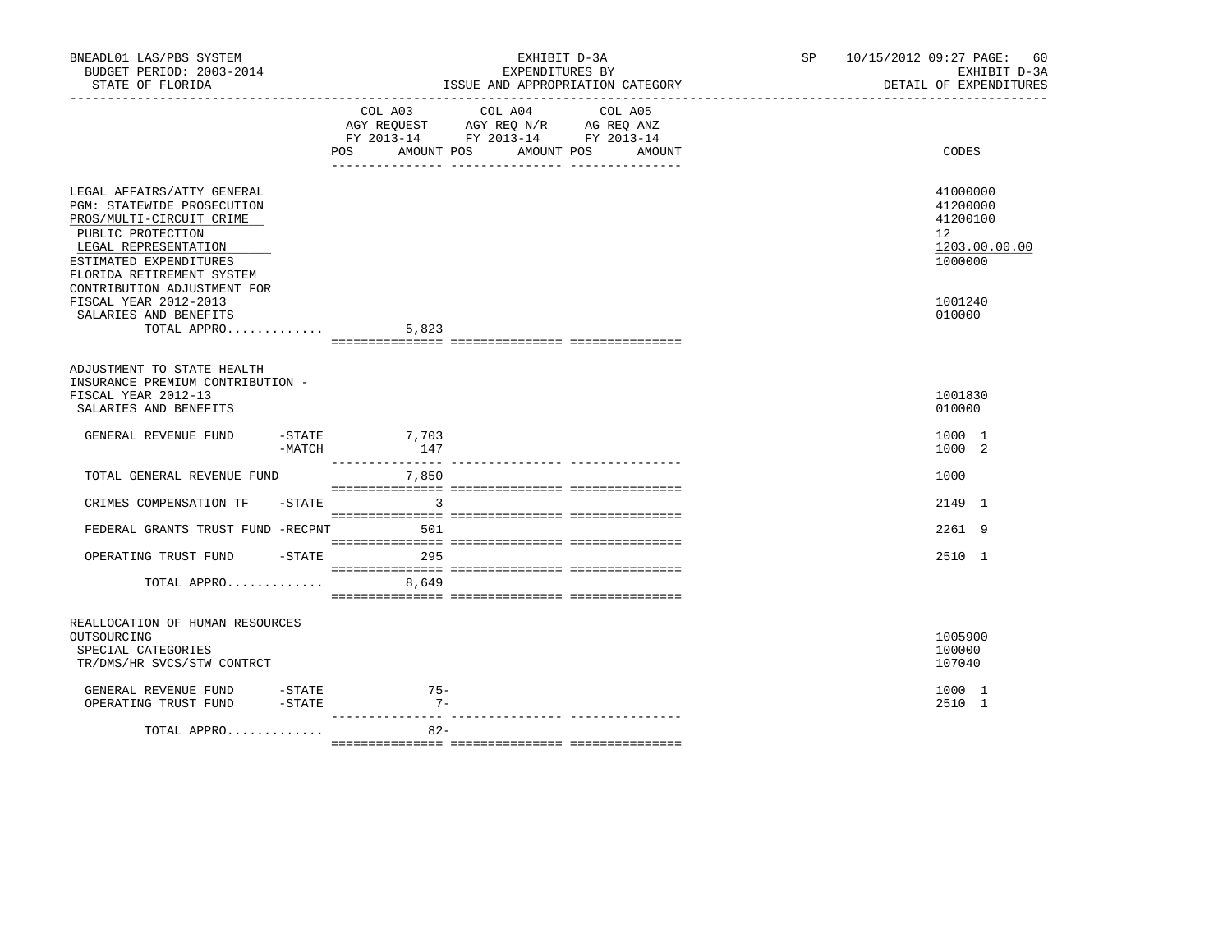BNEADL01 LAS/PBS SYSTEM
BUDGET PERIOD: 2003-2014
STATE OF FLORIDA

EXHIBIT D-3A
EXPENDITURES BY
ISSUE AND APPROPRIATION CATEGORY

SP 10/15/2012 09:27 PAGE: 60
EXHIBIT D-3A
DETAIL OF EXPENDITURES

| | COL A03 AGY REQUEST FY 2013-14 POS AMOUNT | COL A04 AGY REQ N/R FY 2013-14 POS AMOUNT | COL A05 AG REQ ANZ FY 2013-14 POS AMOUNT | CODES |
|---|---|---|---|---|
| LEGAL AFFAIRS/ATTY GENERAL | | | | 41000000 |
| PGM: STATEWIDE PROSECUTION | | | | 41200000 |
| PROS/MULTI-CIRCUIT CRIME | | | | 41200100 |
| PUBLIC PROTECTION | | | | 12 |
| LEGAL REPRESENTATION | | | | 1203.00.00.00 |
| ESTIMATED EXPENDITURES | | | | 1000000 |
| FLORIDA RETIREMENT SYSTEM CONTRIBUTION ADJUSTMENT FOR FISCAL YEAR 2012-2013 | | | | 1001240 |
| SALARIES AND BENEFITS | | | | 010000 |
| TOTAL APPRO............. | 5,823 | | | |
| ADJUSTMENT TO STATE HEALTH INSURANCE PREMIUM CONTRIBUTION - FISCAL YEAR 2012-13 | | | | 1001830 |
| SALARIES AND BENEFITS | | | | 010000 |
| GENERAL REVENUE FUND -STATE | 7,703 | | | 1000 1 |
| -MATCH | 147 | | | 1000 2 |
| TOTAL GENERAL REVENUE FUND | 7,850 | | | 1000 |
| CRIMES COMPENSATION TF -STATE | 3 | | | 2149 1 |
| FEDERAL GRANTS TRUST FUND -RECPNT | 501 | | | 2261 9 |
| OPERATING TRUST FUND -STATE | 295 | | | 2510 1 |
| TOTAL APPRO............. | 8,649 | | | |
| REALLOCATION OF HUMAN RESOURCES OUTSOURCING | | | | 1005900 |
| SPECIAL CATEGORIES | | | | 100000 |
| TR/DMS/HR SVCS/STW CONTRCT | | | | 107040 |
| GENERAL REVENUE FUND -STATE | 75- | | | 1000 1 |
| OPERATING TRUST FUND -STATE | 7- | | | 2510 1 |
| TOTAL APPRO............. | 82- | | | |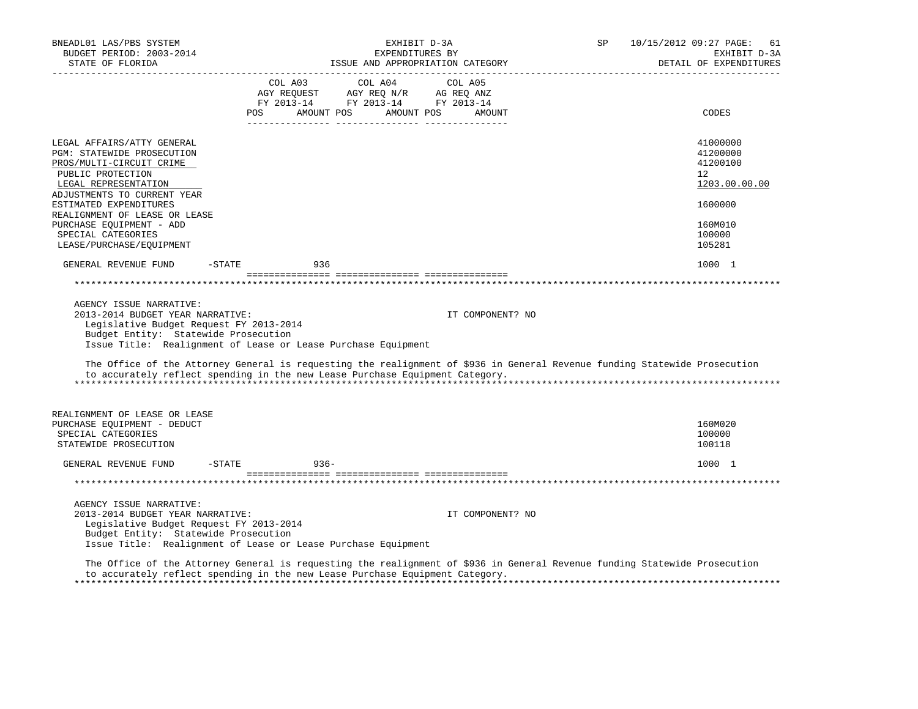BNEADL01 LAS/PBS SYSTEM — EXHIBIT D-3A — EXPENDITURES BY ISSUE AND APPROPRIATION CATEGORY — DETAIL OF EXPENDITURES
BUDGET PERIOD: 2003-2014
STATE OF FLORIDA
SP 10/15/2012 09:27

| | COL A03 AGY REQUEST FY 2013-14 POS AMOUNT | COL A04 AGY REQ N/R FY 2013-14 POS AMOUNT | COL A05 AG REQ ANZ FY 2013-14 POS AMOUNT | CODES |
|---|---|---|---|---|
| LEGAL AFFAIRS/ATTY GENERAL | | | | 41000000 |
| PGM: STATEWIDE PROSECUTION | | | | 41200000 |
| PROS/MULTI-CIRCUIT CRIME | | | | 41200100 |
| PUBLIC PROTECTION | | | | 12 |
| LEGAL REPRESENTATION | | | | 1203.00.00.00 |
| ADJUSTMENTS TO CURRENT YEAR ESTIMATED EXPENDITURES | | | | 1600000 |
| REALIGNMENT OF LEASE OR LEASE PURCHASE EQUIPMENT - ADD | | | | 160M010 |
| SPECIAL CATEGORIES | | | | 100000 |
| LEASE/PURCHASE/EQUIPMENT | | | | 105281 |
| GENERAL REVENUE FUND -STATE | 936 | | | 1000 1 |

AGENCY ISSUE NARRATIVE:
2013-2014 BUDGET YEAR NARRATIVE: IT COMPONENT? NO
Legislative Budget Request FY 2013-2014
Budget Entity: Statewide Prosecution
Issue Title: Realignment of Lease or Lease Purchase Equipment

The Office of the Attorney General is requesting the realignment of $936 in General Revenue funding Statewide Prosecution to accurately reflect spending in the new Lease Purchase Equipment Category.

| | COL A03 | COL A04 | COL A05 | CODES |
|---|---|---|---|---|
| REALIGNMENT OF LEASE OR LEASE PURCHASE EQUIPMENT - DEDUCT | | | | 160M020 |
| SPECIAL CATEGORIES | | | | 100000 |
| STATEWIDE PROSECUTION | | | | 100118 |
| GENERAL REVENUE FUND -STATE | 936- | | | 1000 1 |

AGENCY ISSUE NARRATIVE:
2013-2014 BUDGET YEAR NARRATIVE: IT COMPONENT? NO
Legislative Budget Request FY 2013-2014
Budget Entity: Statewide Prosecution
Issue Title: Realignment of Lease or Lease Purchase Equipment

The Office of the Attorney General is requesting the realignment of $936 in General Revenue funding Statewide Prosecution to accurately reflect spending in the new Lease Purchase Equipment Category.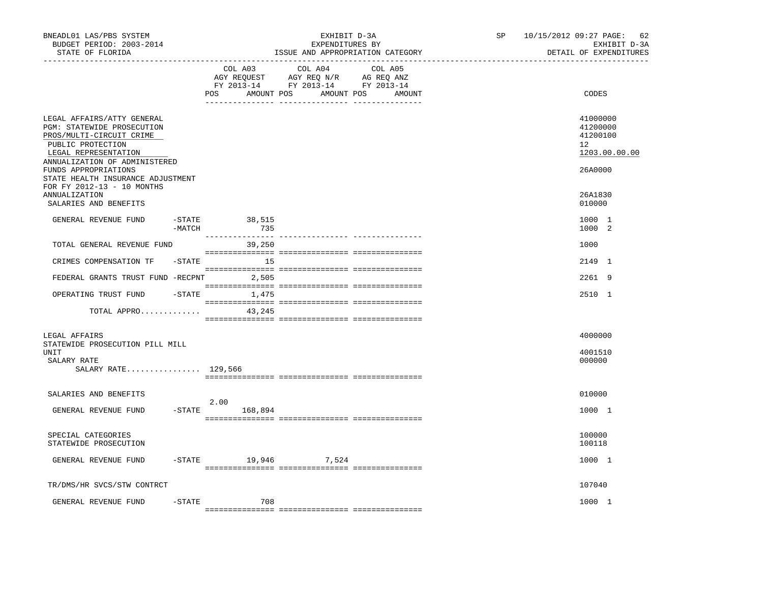BNEADL01 LAS/PBS SYSTEM | EXHIBIT D-3A | SP 10/15/2012 09:27 PAGE: 62
BUDGET PERIOD: 2003-2014 | EXPENDITURES BY | EXHIBIT D-3A
STATE OF FLORIDA | ISSUE AND APPROPRIATION CATEGORY | DETAIL OF EXPENDITURES

| | COL A03 AGY REQUEST FY 2013-14 POS AMOUNT | COL A04 AGY REQ N/R FY 2013-14 POS AMOUNT | COL A05 AG REQ ANZ FY 2013-14 POS AMOUNT | CODES |
|---|---|---|---|---|
| LEGAL AFFAIRS/ATTY GENERAL | | | | 41000000 |
| PGM: STATEWIDE PROSECUTION | | | | 41200000 |
| PROS/MULTI-CIRCUIT CRIME | | | | 41200100 |
| PUBLIC PROTECTION | | | | 12 |
| LEGAL REPRESENTATION | | | | 1203.00.00.00 |
| ANNUALIZATION OF ADMINISTERED FUNDS APPROPRIATIONS | | | | 26A0000 |
| STATE HEALTH INSURANCE ADJUSTMENT FOR FY 2012-13 - 10 MONTHS ANNUALIZATION | | | | 26A1830 |
| SALARIES AND BENEFITS | | | | 010000 |
| GENERAL REVENUE FUND -STATE | 38,515 | | | 1000 1 |
| -MATCH | 735 | | | 1000 2 |
| TOTAL GENERAL REVENUE FUND | 39,250 | | | 1000 |
| CRIMES COMPENSATION TF -STATE | 15 | | | 2149 1 |
| FEDERAL GRANTS TRUST FUND -RECPNT | 2,505 | | | 2261 9 |
| OPERATING TRUST FUND -STATE | 1,475 | | | 2510 1 |
| TOTAL APPRO............. | 43,245 | | | |
| LEGAL AFFAIRS | | | | 4000000 |
| STATEWIDE PROSECUTION PILL MILL UNIT | | | | 4001510 |
| SALARY RATE | | | | 000000 |
| SALARY RATE................ | 129,566 | | | |
| SALARIES AND BENEFITS | | | | 010000 |
| GENERAL REVENUE FUND -STATE | 2.00 168,894 | | | 1000 1 |
| SPECIAL CATEGORIES | | | | 100000 |
| STATEWIDE PROSECUTION | | | | 100118 |
| GENERAL REVENUE FUND -STATE | 19,946 | 7,524 | | 1000 1 |
| TR/DMS/HR SVCS/STW CONTRCT | | | | 107040 |
| GENERAL REVENUE FUND -STATE | 708 | | | 1000 1 |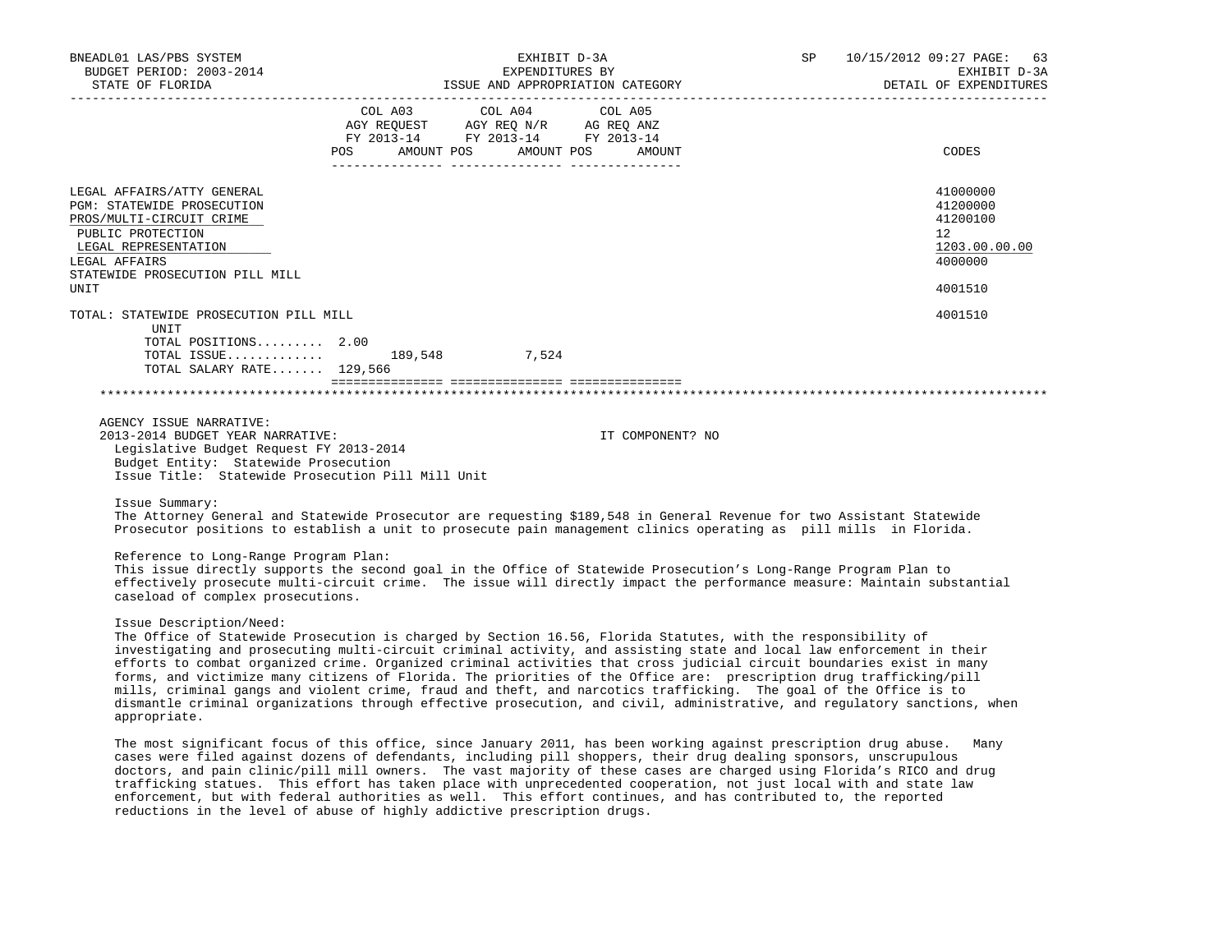BNEADL01 LAS/PBS SYSTEM
BUDGET PERIOD: 2003-2014
STATE OF FLORIDA

EXHIBIT D-3A
EXPENDITURES BY
ISSUE AND APPROPRIATION CATEGORY

SP 10/15/2012 09:27
EXHIBIT D-3A
DETAIL OF EXPENDITURES

| | COL A03 AGY REQUEST FY 2013-14 POS | AMOUNT | COL A04 AGY REQ N/R FY 2013-14 POS | AMOUNT | COL A05 AG REQ ANZ FY 2013-14 POS | AMOUNT | CODES |
|---|---|---|---|---|---|---|---|
| LEGAL AFFAIRS/ATTY GENERAL | | | | | | | 41000000 |
| PGM: STATEWIDE PROSECUTION | | | | | | | 41200000 |
| PROS/MULTI-CIRCUIT CRIME | | | | | | | 41200100 |
| PUBLIC PROTECTION | | | | | | | 12 |
| LEGAL REPRESENTATION | | | | | | | 1203.00.00.00 |
| LEGAL AFFAIRS | | | | | | | 4000000 |
| STATEWIDE PROSECUTION PILL MILL UNIT | | | | | | | 4001510 |
| TOTAL: STATEWIDE PROSECUTION PILL MILL UNIT | | | | | | | 4001510 |
| TOTAL POSITIONS......... | 2.00 | | | | | | |
| TOTAL ISSUE............ | | 189,548 | | 7,524 | | | |
| TOTAL SALARY RATE....... | | 129,566 | | | | | |

AGENCY ISSUE NARRATIVE:
2013-2014 BUDGET YEAR NARRATIVE: IT COMPONENT? NO

Legislative Budget Request FY 2013-2014
Budget Entity: Statewide Prosecution
Issue Title: Statewide Prosecution Pill Mill Unit

Issue Summary:
The Attorney General and Statewide Prosecutor are requesting $189,548 in General Revenue for two Assistant Statewide Prosecutor positions to establish a unit to prosecute pain management clinics operating as pill mills in Florida.

Reference to Long-Range Program Plan:
This issue directly supports the second goal in the Office of Statewide Prosecution's Long-Range Program Plan to effectively prosecute multi-circuit crime. The issue will directly impact the performance measure: Maintain substantial caseload of complex prosecutions.

Issue Description/Need:
The Office of Statewide Prosecution is charged by Section 16.56, Florida Statutes, with the responsibility of investigating and prosecuting multi-circuit criminal activity, and assisting state and local law enforcement in their efforts to combat organized crime. Organized criminal activities that cross judicial circuit boundaries exist in many forms, and victimize many citizens of Florida. The priorities of the Office are: prescription drug trafficking/pill mills, criminal gangs and violent crime, fraud and theft, and narcotics trafficking. The goal of the Office is to dismantle criminal organizations through effective prosecution, and civil, administrative, and regulatory sanctions, when appropriate.

The most significant focus of this office, since January 2011, has been working against prescription drug abuse. Many cases were filed against dozens of defendants, including pill shoppers, their drug dealing sponsors, unscrupulous doctors, and pain clinic/pill mill owners. The vast majority of these cases are charged using Florida's RICO and drug trafficking statues. This effort has taken place with unprecedented cooperation, not just local with and state law enforcement, but with federal authorities as well. This effort continues, and has contributed to, the reported reductions in the level of abuse of highly addictive prescription drugs.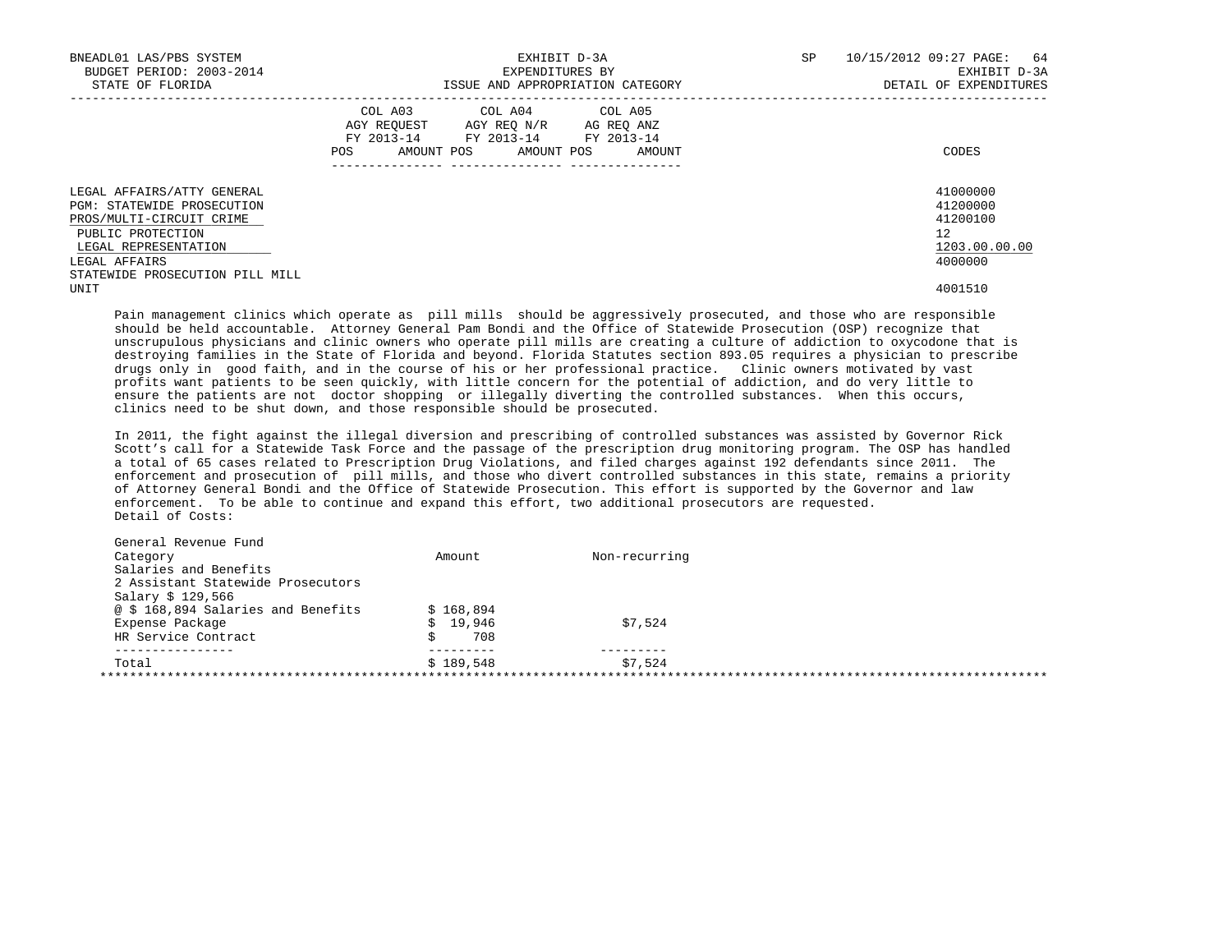| | COL A03 AGY REQUEST FY 2013-14 | | COL A04 AGY REQ N/R FY 2013-14 | | COL A05 AG REQ ANZ FY 2013-14 | | |
|---|---|---|---|---|---|---|---|
| | POS | AMOUNT | POS | AMOUNT | POS | AMOUNT | CODES |
| LEGAL AFFAIRS/ATTY GENERAL | | | | | | | 41000000 |
| PGM: STATEWIDE PROSECUTION | | | | | | | 41200000 |
| PROS/MULTI-CIRCUIT CRIME | | | | | | | 41200100 |
| PUBLIC PROTECTION | | | | | | | 12 |
| LEGAL REPRESENTATION | | | | | | | 1203.00.00.00 |
| LEGAL AFFAIRS | | | | | | | 4000000 |
| STATEWIDE PROSECUTION PILL MILL UNIT | | | | | | | 4001510 |

Pain management clinics which operate as pill mills should be aggressively prosecuted, and those who are responsible should be held accountable. Attorney General Pam Bondi and the Office of Statewide Prosecution (OSP) recognize that unscrupulous physicians and clinic owners who operate pill mills are creating a culture of addiction to oxycodone that is destroying families in the State of Florida and beyond. Florida Statutes section 893.05 requires a physician to prescribe drugs only in good faith, and in the course of his or her professional practice. Clinic owners motivated by vast profits want patients to be seen quickly, with little concern for the potential of addiction, and do very little to ensure the patients are not doctor shopping or illegally diverting the controlled substances. When this occurs, clinics need to be shut down, and those responsible should be prosecuted.

In 2011, the fight against the illegal diversion and prescribing of controlled substances was assisted by Governor Rick Scott's call for a Statewide Task Force and the passage of the prescription drug monitoring program. The OSP has handled a total of 65 cases related to Prescription Drug Violations, and filed charges against 192 defendants since 2011. The enforcement and prosecution of pill mills, and those who divert controlled substances in this state, remains a priority of Attorney General Bondi and the Office of Statewide Prosecution. This effort is supported by the Governor and law enforcement. To be able to continue and expand this effort, two additional prosecutors are requested.
Detail of Costs:

General Revenue Fund

| Category | Amount | Non-recurring |
|---|---|---|
| Salaries and Benefits | | |
| 2 Assistant Statewide Prosecutors | | |
| Salary $ 129,566 | | |
| @ $ 168,894 Salaries and Benefits | $ 168,894 | |
| Expense Package | $ 19,946 | $7,524 |
| HR Service Contract | $ 708 | |
| Total | $ 189,548 | $7,524 |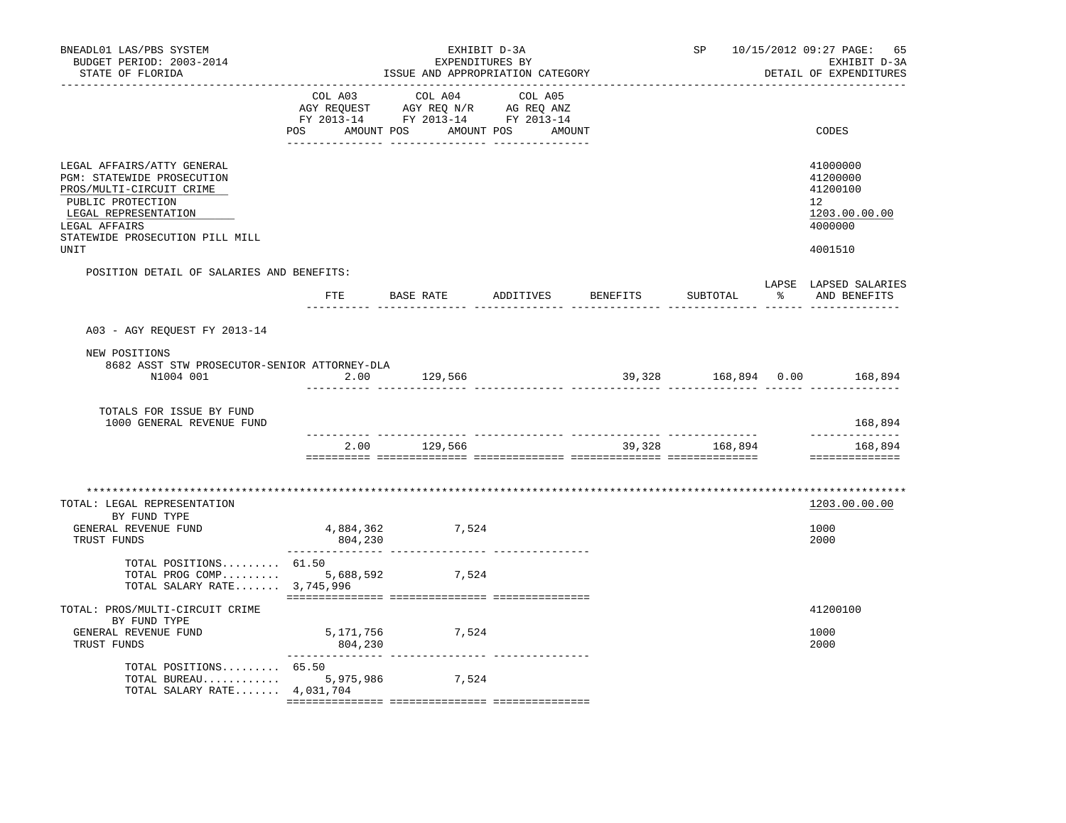BNEADL01 LAS/PBS SYSTEM — EXHIBIT D-3A — SP 10/15/2012 09:27

BUDGET PERIOD: 2003-2014 — EXPENDITURES BY — EXHIBIT D-3A

STATE OF FLORIDA — ISSUE AND APPROPRIATION CATEGORY — DETAIL OF EXPENDITURES

| | COL A03 AGY REQUEST FY 2013-14 POS AMOUNT | COL A04 AGY REQ N/R FY 2013-14 POS AMOUNT | COL A05 AG REQ ANZ FY 2013-14 POS AMOUNT | CODES |
|---|---|---|---|---|
| LEGAL AFFAIRS/ATTY GENERAL | | | | 41000000 |
| PGM: STATEWIDE PROSECUTION | | | | 41200000 |
| PROS/MULTI-CIRCUIT CRIME | | | | 41200100 |
| PUBLIC PROTECTION | | | | 12 |
| LEGAL REPRESENTATION | | | | 1203.00.00.00 |
| LEGAL AFFAIRS | | | | 4000000 |
| STATEWIDE PROSECUTION PILL MILL UNIT | | | | 4001510 |

POSITION DETAIL OF SALARIES AND BENEFITS:

| | FTE | BASE RATE | ADDITIVES | BENEFITS | SUBTOTAL | LAPSE % | LAPSED SALARIES AND BENEFITS |
|---|---|---|---|---|---|---|---|
| A03 - AGY REQUEST FY 2013-14 | | | | | | | |
| NEW POSITIONS | | | | | | | |
| 8682 ASST STW PROSECUTOR-SENIOR ATTORNEY-DLA N1004 001 | 2.00 | 129,566 | | 39,328 | 168,894 | 0.00 | 168,894 |
| TOTALS FOR ISSUE BY FUND | | | | | | | |
| 1000 GENERAL REVENUE FUND | | | | | | | 168,894 |
| | 2.00 | 129,566 | | 39,328 | 168,894 | | 168,894 |

| | COL A03 | COL A04 | COL A05 | CODES |
|---|---|---|---|---|
| TOTAL: LEGAL REPRESENTATION | | | | 1203.00.00.00 |
| BY FUND TYPE | | | | |
| GENERAL REVENUE FUND | 4,884,362 | 7,524 | | 1000 |
| TRUST FUNDS | 804,230 | | | 2000 |
| TOTAL POSITIONS......... | 61.50 | | | |
| TOTAL PROG COMP......... | 5,688,592 | 7,524 | | |
| TOTAL SALARY RATE....... | 3,745,996 | | | |
| TOTAL: PROS/MULTI-CIRCUIT CRIME | | | | 41200100 |
| BY FUND TYPE | | | | |
| GENERAL REVENUE FUND | 5,171,756 | 7,524 | | 1000 |
| TRUST FUNDS | 804,230 | | | 2000 |
| TOTAL POSITIONS......... | 65.50 | | | |
| TOTAL BUREAU............ | 5,975,986 | 7,524 | | |
| TOTAL SALARY RATE....... | 4,031,704 | | | |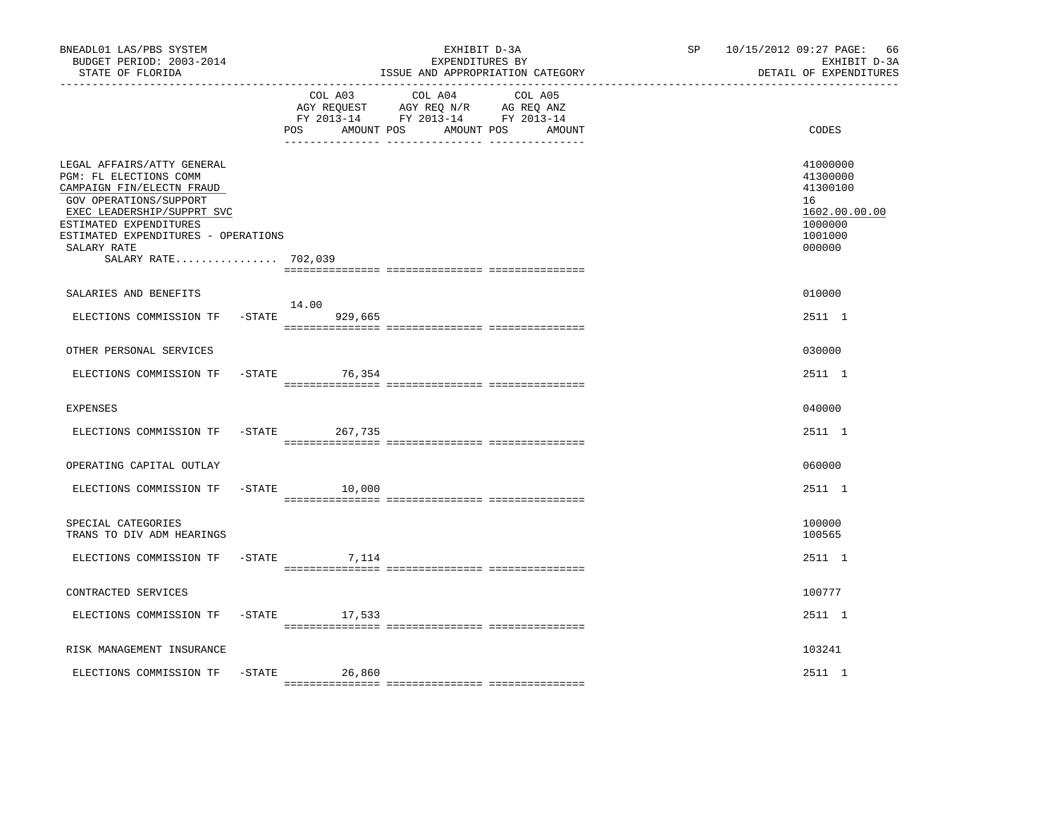BNEADL01 LAS/PBS SYSTEM — BUDGET PERIOD: 2003-2014 — STATE OF FLORIDA

EXHIBIT D-3A — EXPENDITURES BY ISSUE AND APPROPRIATION CATEGORY

SP 10/15/2012 09:27 — EXHIBIT D-3A — DETAIL OF EXPENDITURES

| | COL A03 AGY REQUEST FY 2013-14 POS | AMOUNT | COL A04 AGY REQ N/R FY 2013-14 POS | AMOUNT | COL A05 AG REQ ANZ FY 2013-14 POS | AMOUNT | CODES |
|---|---|---|---|---|---|---|---|
| LEGAL AFFAIRS/ATTY GENERAL | | | | | | | 41000000 |
| PGM: FL ELECTIONS COMM | | | | | | | 41300000 |
| CAMPAIGN FIN/ELECTN FRAUD | | | | | | | 41300100 |
| GOV OPERATIONS/SUPPORT | | | | | | | 16 |
| EXEC LEADERSHIP/SUPPRT SVC | | | | | | | 1602.00.00.00 |
| ESTIMATED EXPENDITURES | | | | | | | 1000000 |
| ESTIMATED EXPENDITURES - OPERATIONS | | | | | | | 1001000 |
| SALARY RATE | | | | | | | 000000 |
| SALARY RATE................ 702,039 | | | | | | | |
| SALARIES AND BENEFITS | | | | | | | 010000 |
| ELECTIONS COMMISSION TF -STATE | 14.00 | 929,665 | | | | | 2511 1 |
| OTHER PERSONAL SERVICES | | | | | | | 030000 |
| ELECTIONS COMMISSION TF -STATE | | 76,354 | | | | | 2511 1 |
| EXPENSES | | | | | | | 040000 |
| ELECTIONS COMMISSION TF -STATE | | 267,735 | | | | | 2511 1 |
| OPERATING CAPITAL OUTLAY | | | | | | | 060000 |
| ELECTIONS COMMISSION TF -STATE | | 10,000 | | | | | 2511 1 |
| SPECIAL CATEGORIES | | | | | | | 100000 |
| TRANS TO DIV ADM HEARINGS | | | | | | | 100565 |
| ELECTIONS COMMISSION TF -STATE | | 7,114 | | | | | 2511 1 |
| CONTRACTED SERVICES | | | | | | | 100777 |
| ELECTIONS COMMISSION TF -STATE | | 17,533 | | | | | 2511 1 |
| RISK MANAGEMENT INSURANCE | | | | | | | 103241 |
| ELECTIONS COMMISSION TF -STATE | | 26,860 | | | | | 2511 1 |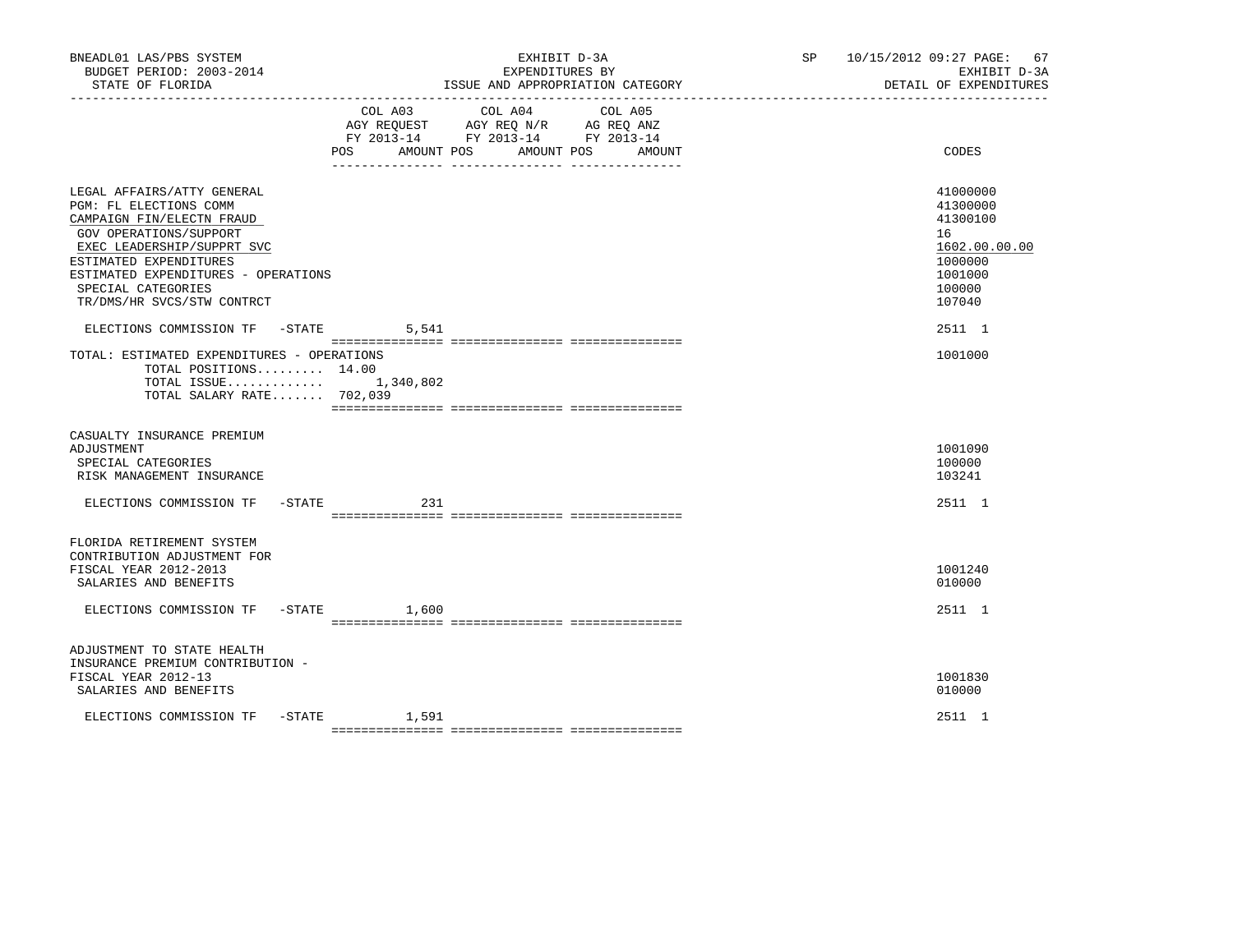BNEADL01 LAS/PBS SYSTEM — EXHIBIT D-3A — SP 10/15/2012 09:27
BUDGET PERIOD: 2003-2014 — EXPENDITURES BY — EXHIBIT D-3A
STATE OF FLORIDA — ISSUE AND APPROPRIATION CATEGORY — DETAIL OF EXPENDITURES

| | COL A03 AGY REQUEST FY 2013-14 POS | AMOUNT | COL A04 AGY REQ N/R FY 2013-14 POS | AMOUNT | COL A05 AG REQ ANZ FY 2013-14 POS | AMOUNT | CODES |
|---|---|---|---|---|---|---|---|
| LEGAL AFFAIRS/ATTY GENERAL | | | | | | | 41000000 |
| PGM: FL ELECTIONS COMM | | | | | | | 41300000 |
| CAMPAIGN FIN/ELECTN FRAUD | | | | | | | 41300100 |
| GOV OPERATIONS/SUPPORT | | | | | | | 16 |
| EXEC LEADERSHIP/SUPPRT SVC | | | | | | | 1602.00.00.00 |
| ESTIMATED EXPENDITURES | | | | | | | 1000000 |
| ESTIMATED EXPENDITURES - OPERATIONS | | | | | | | 1001000 |
| SPECIAL CATEGORIES | | | | | | | 100000 |
| TR/DMS/HR SVCS/STW CONTRCT | | | | | | | 107040 |
| ELECTIONS COMMISSION TF -STATE | | 5,541 | | | | | 2511 1 |
| TOTAL: ESTIMATED EXPENDITURES - OPERATIONS | | | | | | | 1001000 |
| TOTAL POSITIONS......... 14.00 | | | | | | | |
| TOTAL ISSUE............. | | 1,340,802 | | | | | |
| TOTAL SALARY RATE....... 702,039 | | | | | | | |
| CASUALTY INSURANCE PREMIUM ADJUSTMENT | | | | | | | 1001090 |
| SPECIAL CATEGORIES | | | | | | | 100000 |
| RISK MANAGEMENT INSURANCE | | | | | | | 103241 |
| ELECTIONS COMMISSION TF -STATE | | 231 | | | | | 2511 1 |
| FLORIDA RETIREMENT SYSTEM CONTRIBUTION ADJUSTMENT FOR FISCAL YEAR 2012-2013 | | | | | | | 1001240 |
| SALARIES AND BENEFITS | | | | | | | 010000 |
| ELECTIONS COMMISSION TF -STATE | | 1,600 | | | | | 2511 1 |
| ADJUSTMENT TO STATE HEALTH INSURANCE PREMIUM CONTRIBUTION - FISCAL YEAR 2012-13 | | | | | | | 1001830 |
| SALARIES AND BENEFITS | | | | | | | 010000 |
| ELECTIONS COMMISSION TF -STATE | | 1,591 | | | | | 2511 1 |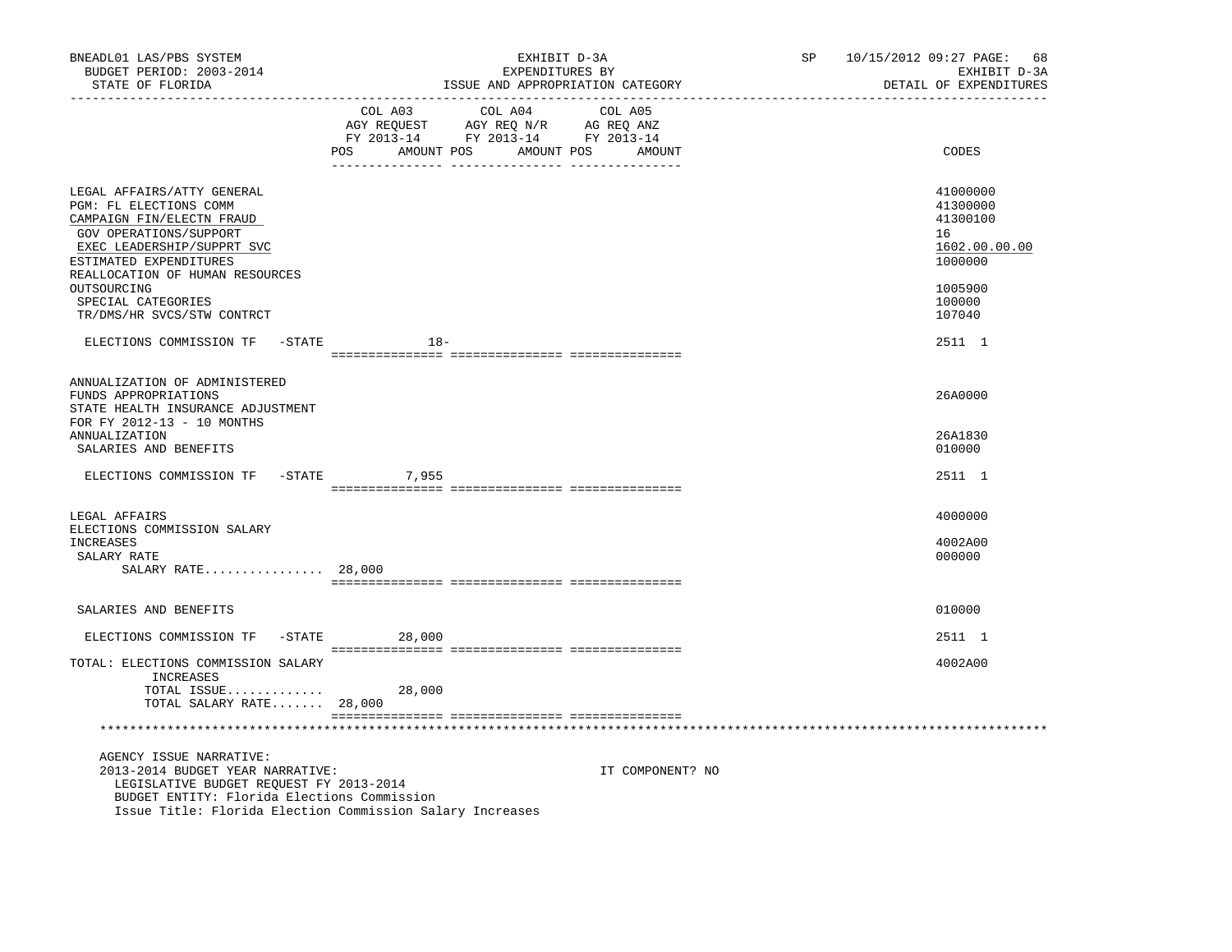BNEADL01 LAS/PBS SYSTEM — EXHIBIT D-3A — SP 10/15/2012 09:27
BUDGET PERIOD: 2003-2014 — EXPENDITURES BY — EXHIBIT D-3A
STATE OF FLORIDA — ISSUE AND APPROPRIATION CATEGORY — DETAIL OF EXPENDITURES

| | COL A03 AGY REQUEST FY 2013-14 POS | AMOUNT | COL A04 AGY REQ N/R FY 2013-14 POS | AMOUNT | COL A05 AG REQ ANZ FY 2013-14 POS | AMOUNT | CODES |
|---|---|---|---|---|---|---|---|
| LEGAL AFFAIRS/ATTY GENERAL | | | | | | | 41000000 |
| PGM: FL ELECTIONS COMM | | | | | | | 41300000 |
| CAMPAIGN FIN/ELECTN FRAUD | | | | | | | 41300100 |
| GOV OPERATIONS/SUPPORT | | | | | | | 16 |
| EXEC LEADERSHIP/SUPPRT SVC | | | | | | | 1602.00.00.00 |
| ESTIMATED EXPENDITURES | | | | | | | 1000000 |
| REALLOCATION OF HUMAN RESOURCES OUTSOURCING | | | | | | | 1005900 |
| SPECIAL CATEGORIES | | | | | | | 100000 |
| TR/DMS/HR SVCS/STW CONTRCT | | | | | | | 107040 |
| ELECTIONS COMMISSION TF -STATE | | 18- | | | | | 2511 1 |
| ANNUALIZATION OF ADMINISTERED FUNDS APPROPRIATIONS | | | | | | | 26A0000 |
| STATE HEALTH INSURANCE ADJUSTMENT FOR FY 2012-13 - 10 MONTHS ANNUALIZATION | | | | | | | 26A1830 |
| SALARIES AND BENEFITS | | | | | | | 010000 |
| ELECTIONS COMMISSION TF -STATE | | 7,955 | | | | | 2511 1 |
| LEGAL AFFAIRS | | | | | | | 4000000 |
| ELECTIONS COMMISSION SALARY INCREASES | | | | | | | 4002A00 |
| SALARY RATE | | | | | | | 000000 |
| SALARY RATE................ | 28,000 | | | | | | |
| SALARIES AND BENEFITS | | | | | | | 010000 |
| ELECTIONS COMMISSION TF -STATE | | 28,000 | | | | | 2511 1 |
| TOTAL: ELECTIONS COMMISSION SALARY INCREASES | | | | | | | 4002A00 |
| TOTAL ISSUE............. | | 28,000 | | | | | |
| TOTAL SALARY RATE....... | 28,000 | | | | | | |

AGENCY ISSUE NARRATIVE:
2013-2014 BUDGET YEAR NARRATIVE: IT COMPONENT? NO
LEGISLATIVE BUDGET REQUEST FY 2013-2014
BUDGET ENTITY: Florida Elections Commission
Issue Title: Florida Election Commission Salary Increases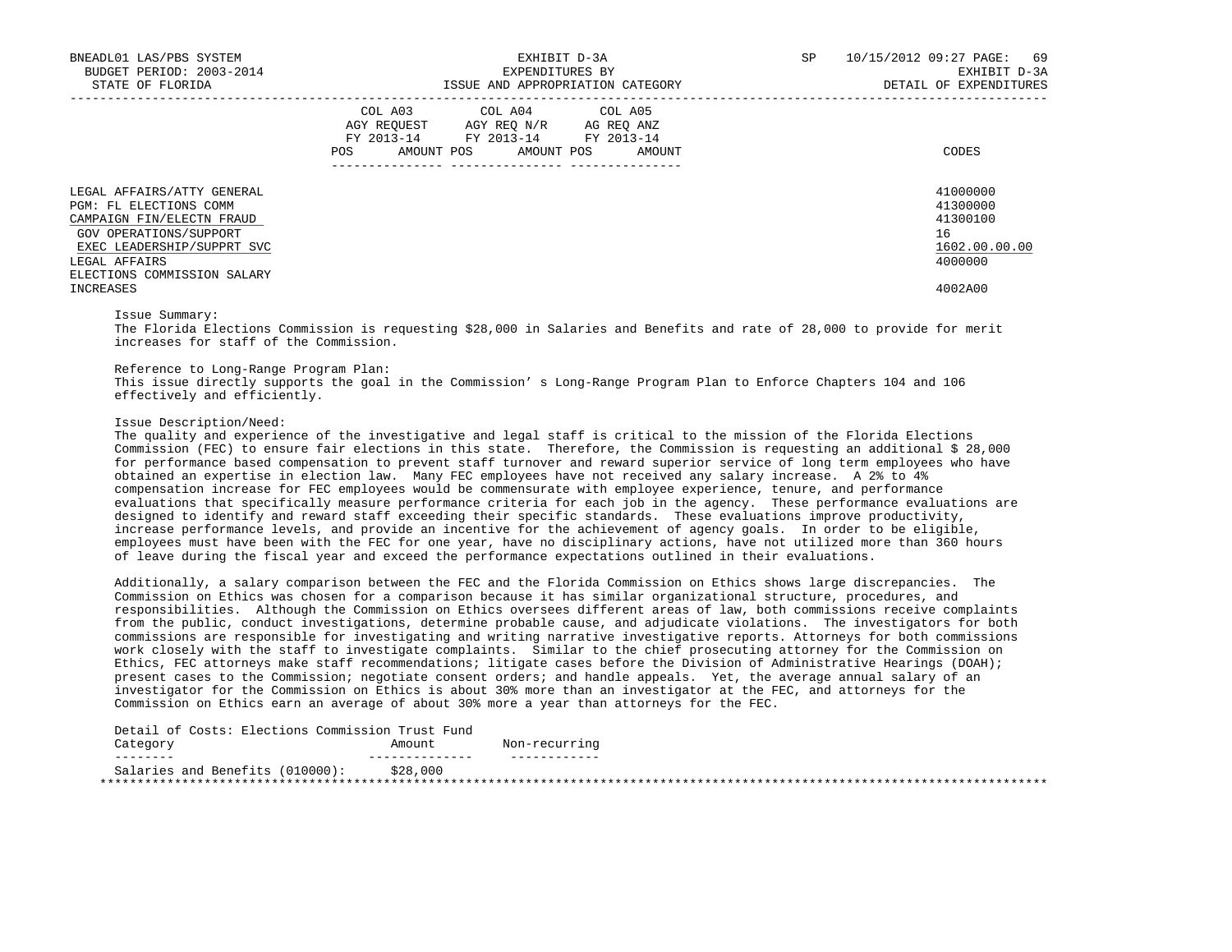| | COL A03 AGY REQUEST FY 2013-14 | | COL A04 AGY REQ N/R FY 2013-14 | | COL A05 AG REQ ANZ FY 2013-14 | | |
|---|---|---|---|---|---|---|---|
| | POS | AMOUNT | POS | AMOUNT | POS | AMOUNT | CODES |
| LEGAL AFFAIRS/ATTY GENERAL | | | | | | | 41000000 |
| PGM: FL ELECTIONS COMM | | | | | | | 41300000 |
| CAMPAIGN FIN/ELECTN FRAUD | | | | | | | 41300100 |
| GOV OPERATIONS/SUPPORT | | | | | | | 16 |
| EXEC LEADERSHIP/SUPPRT SVC | | | | | | | 1602.00.00.00 |
| LEGAL AFFAIRS | | | | | | | 4000000 |
| ELECTIONS COMMISSION SALARY INCREASES | | | | | | | 4002A00 |

Issue Summary:
The Florida Elections Commission is requesting $28,000 in Salaries and Benefits and rate of 28,000 to provide for merit increases for staff of the Commission.

Reference to Long-Range Program Plan:
This issue directly supports the goal in the Commission' s Long-Range Program Plan to Enforce Chapters 104 and 106 effectively and efficiently.

Issue Description/Need:
The quality and experience of the investigative and legal staff is critical to the mission of the Florida Elections Commission (FEC) to ensure fair elections in this state. Therefore, the Commission is requesting an additional $ 28,000 for performance based compensation to prevent staff turnover and reward superior service of long term employees who have obtained an expertise in election law. Many FEC employees have not received any salary increase. A 2% to 4% compensation increase for FEC employees would be commensurate with employee experience, tenure, and performance evaluations that specifically measure performance criteria for each job in the agency. These performance evaluations are designed to identify and reward staff exceeding their specific standards. These evaluations improve productivity, increase performance levels, and provide an incentive for the achievement of agency goals. In order to be eligible, employees must have been with the FEC for one year, have no disciplinary actions, have not utilized more than 360 hours of leave during the fiscal year and exceed the performance expectations outlined in their evaluations.

Additionally, a salary comparison between the FEC and the Florida Commission on Ethics shows large discrepancies. The Commission on Ethics was chosen for a comparison because it has similar organizational structure, procedures, and responsibilities. Although the Commission on Ethics oversees different areas of law, both commissions receive complaints from the public, conduct investigations, determine probable cause, and adjudicate violations. The investigators for both commissions are responsible for investigating and writing narrative investigative reports. Attorneys for both commissions work closely with the staff to investigate complaints. Similar to the chief prosecuting attorney for the Commission on Ethics, FEC attorneys make staff recommendations; litigate cases before the Division of Administrative Hearings (DOAH); present cases to the Commission; negotiate consent orders; and handle appeals. Yet, the average annual salary of an investigator for the Commission on Ethics is about 30% more than an investigator at the FEC, and attorneys for the Commission on Ethics earn an average of about 30% more a year than attorneys for the FEC.

Detail of Costs: Elections Commission Trust Fund

| Category | Amount | Non-recurring |
|---|---|---|
| Salaries and Benefits (010000): | $28,000 | |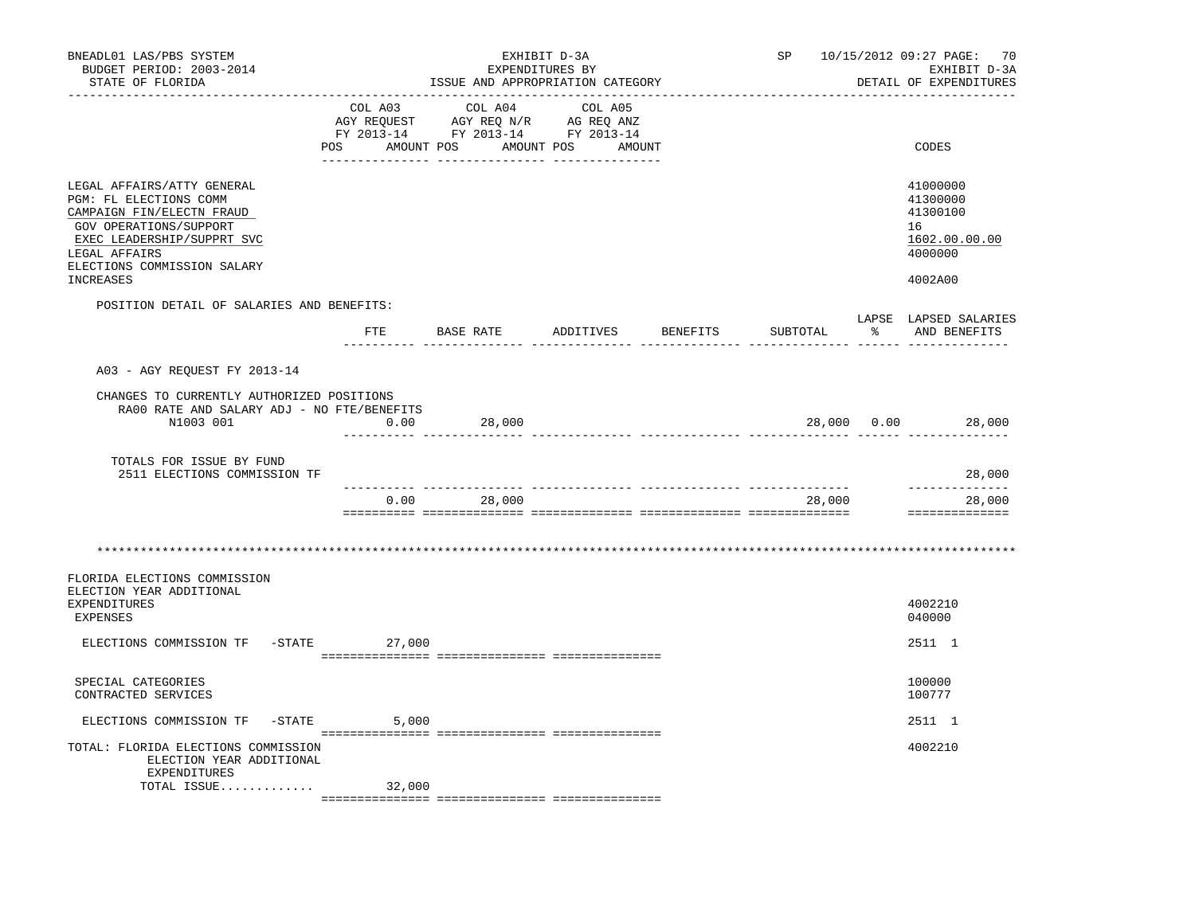BNEADL01 LAS/PBS SYSTEM | EXHIBIT D-3A | SP 10/15/2012 09:27
BUDGET PERIOD: 2003-2014 | EXPENDITURES BY | EXHIBIT D-3A
STATE OF FLORIDA | ISSUE AND APPROPRIATION CATEGORY | DETAIL OF EXPENDITURES

| | COL A03 AGY REQUEST FY 2013-14 POS AMOUNT | COL A04 AGY REQ N/R FY 2013-14 POS AMOUNT | COL A05 AG REQ ANZ FY 2013-14 POS AMOUNT | CODES |
|---|---|---|---|---|
| LEGAL AFFAIRS/ATTY GENERAL | | | | 41000000 |
| PGM: FL ELECTIONS COMM | | | | 41300000 |
| CAMPAIGN FIN/ELECTN FRAUD | | | | 41300100 |
| GOV OPERATIONS/SUPPORT | | | | 16 |
| EXEC LEADERSHIP/SUPPRT SVC | | | | 1602.00.00.00 |
| LEGAL AFFAIRS | | | | 4000000 |
| ELECTIONS COMMISSION SALARY INCREASES | | | | 4002A00 |

POSITION DETAIL OF SALARIES AND BENEFITS:

| | FTE | BASE RATE | ADDITIVES | BENEFITS | SUBTOTAL | LAPSE % | LAPSED SALARIES AND BENEFITS |
|---|---|---|---|---|---|---|---|
| A03 - AGY REQUEST FY 2013-14 | | | | | | | |
| CHANGES TO CURRENTLY AUTHORIZED POSITIONS | | | | | | | |
| RA00 RATE AND SALARY ADJ - NO FTE/BENEFITS | | | | | | | |
| N1003 001 | 0.00 | 28,000 | | | 28,000 | 0.00 | 28,000 |
| TOTALS FOR ISSUE BY FUND | | | | | | | |
| 2511 ELECTIONS COMMISSION TF | | | | | | | 28,000 |
| | 0.00 | 28,000 | | | 28,000 | | 28,000 |

*******************************************************************************************************************

| | COL A03 | COL A04 | COL A05 | CODES |
|---|---|---|---|---|
| FLORIDA ELECTIONS COMMISSION ELECTION YEAR ADDITIONAL EXPENDITURES | | | | 4002210 |
| EXPENSES | | | | 040000 |
| ELECTIONS COMMISSION TF -STATE | 27,000 | | | 2511 1 |
| SPECIAL CATEGORIES | | | | 100000 |
| CONTRACTED SERVICES | | | | 100777 |
| ELECTIONS COMMISSION TF -STATE | 5,000 | | | 2511 1 |
| TOTAL: FLORIDA ELECTIONS COMMISSION ELECTION YEAR ADDITIONAL EXPENDITURES | | | | 4002210 |
| TOTAL ISSUE............. | 32,000 | | | |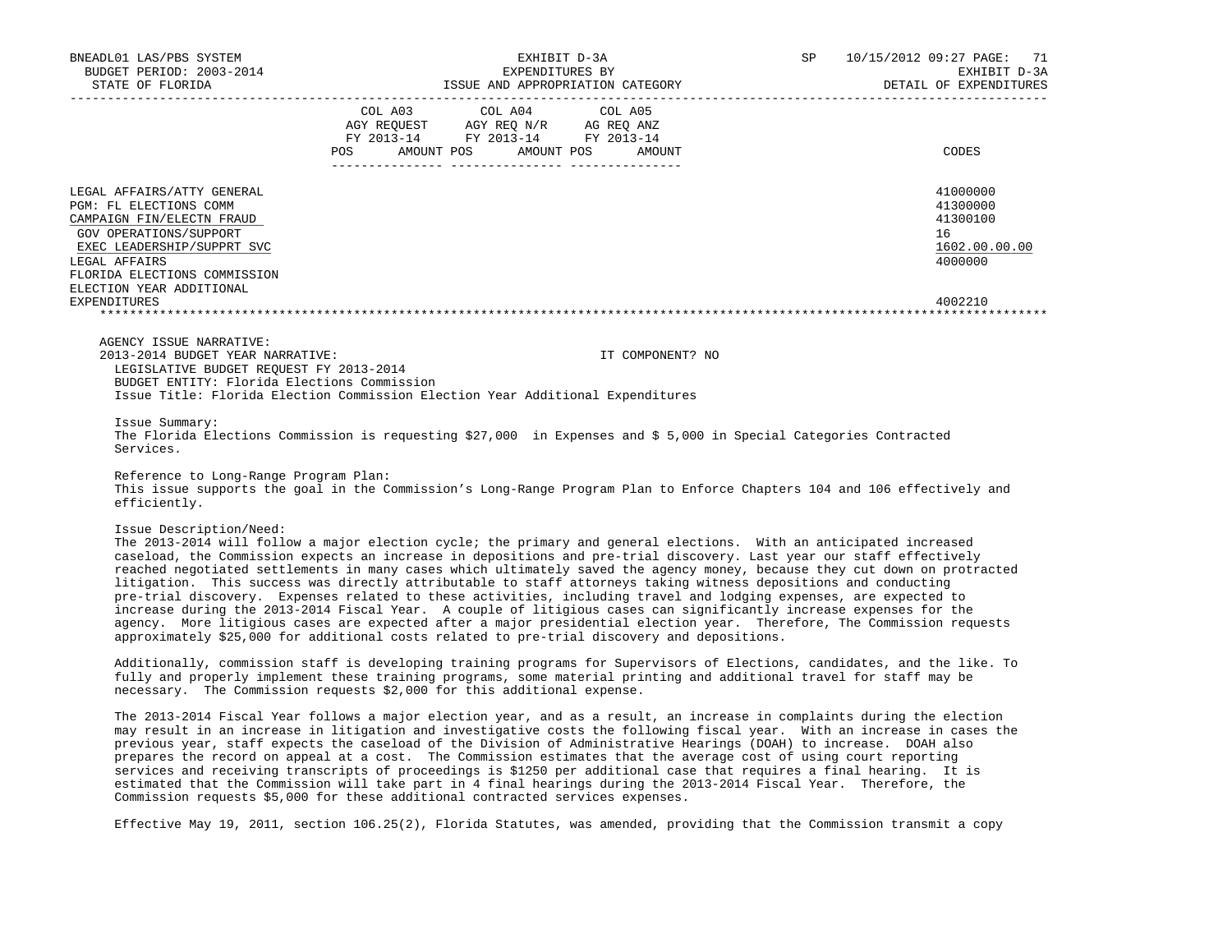| | COL A03 AGY REQUEST FY 2013-14 POS AMOUNT | COL A04 AGY REQ N/R FY 2013-14 POS AMOUNT | COL A05 AG REQ ANZ FY 2013-14 POS AMOUNT | CODES |
|---|---|---|---|---|
| LEGAL AFFAIRS/ATTY GENERAL | | | | 41000000 |
| PGM: FL ELECTIONS COMM | | | | 41300000 |
| CAMPAIGN FIN/ELECTN FRAUD | | | | 41300100 |
| GOV OPERATIONS/SUPPORT | | | | 16 |
| EXEC LEADERSHIP/SUPPRT SVC | | | | 1602.00.00.00 |
| LEGAL AFFAIRS | | | | 4000000 |
| FLORIDA ELECTIONS COMMISSION | | | | |
| ELECTION YEAR ADDITIONAL EXPENDITURES | | | | 4002210 |

AGENCY ISSUE NARRATIVE:
2013-2014 BUDGET YEAR NARRATIVE: IT COMPONENT? NO
LEGISLATIVE BUDGET REQUEST FY 2013-2014
BUDGET ENTITY: Florida Elections Commission
Issue Title: Florida Election Commission Election Year Additional Expenditures

Issue Summary:
The Florida Elections Commission is requesting $27,000 in Expenses and $ 5,000 in Special Categories Contracted Services.

Reference to Long-Range Program Plan:
This issue supports the goal in the Commission's Long-Range Program Plan to Enforce Chapters 104 and 106 effectively and efficiently.

Issue Description/Need:
The 2013-2014 will follow a major election cycle; the primary and general elections. With an anticipated increased caseload, the Commission expects an increase in depositions and pre-trial discovery. Last year our staff effectively reached negotiated settlements in many cases which ultimately saved the agency money, because they cut down on protracted litigation. This success was directly attributable to staff attorneys taking witness depositions and conducting pre-trial discovery. Expenses related to these activities, including travel and lodging expenses, are expected to increase during the 2013-2014 Fiscal Year. A couple of litigious cases can significantly increase expenses for the agency. More litigious cases are expected after a major presidential election year. Therefore, The Commission requests approximately $25,000 for additional costs related to pre-trial discovery and depositions.

Additionally, commission staff is developing training programs for Supervisors of Elections, candidates, and the like. To fully and properly implement these training programs, some material printing and additional travel for staff may be necessary. The Commission requests $2,000 for this additional expense.

The 2013-2014 Fiscal Year follows a major election year, and as a result, an increase in complaints during the election may result in an increase in litigation and investigative costs the following fiscal year. With an increase in cases the previous year, staff expects the caseload of the Division of Administrative Hearings (DOAH) to increase. DOAH also prepares the record on appeal at a cost. The Commission estimates that the average cost of using court reporting services and receiving transcripts of proceedings is $1250 per additional case that requires a final hearing. It is estimated that the Commission will take part in 4 final hearings during the 2013-2014 Fiscal Year. Therefore, the Commission requests $5,000 for these additional contracted services expenses.

Effective May 19, 2011, section 106.25(2), Florida Statutes, was amended, providing that the Commission transmit a copy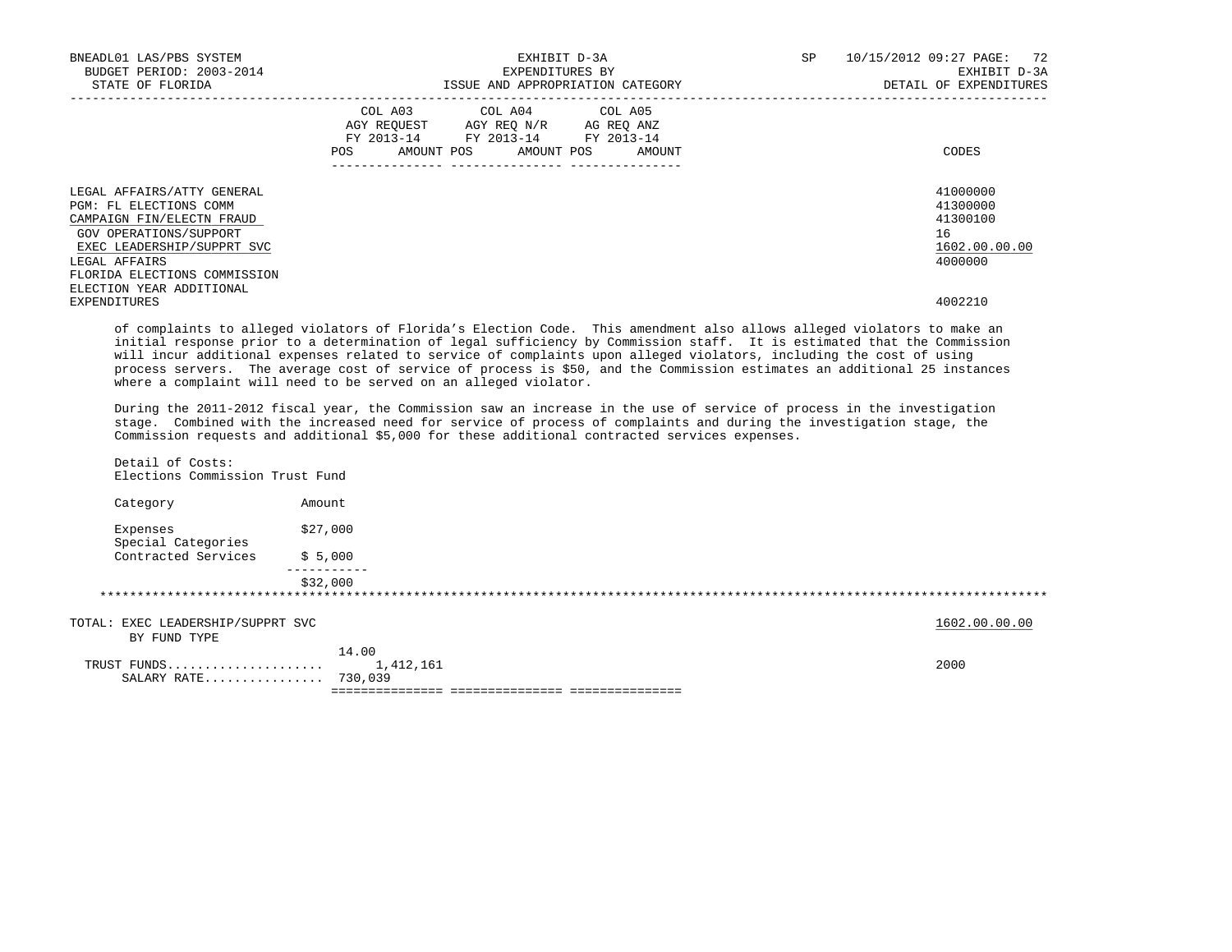| | COL A03 AGY REQUEST FY 2013-14 POS AMOUNT | COL A04 AGY REQ N/R FY 2013-14 POS AMOUNT | COL A05 AG REQ ANZ FY 2013-14 POS AMOUNT | CODES |
|---|---|---|---|---|
| LEGAL AFFAIRS/ATTY GENERAL | | | | 41000000 |
| PGM: FL ELECTIONS COMM | | | | 41300000 |
| CAMPAIGN FIN/ELECTN FRAUD | | | | 41300100 |
| GOV OPERATIONS/SUPPORT | | | | 16 |
| EXEC LEADERSHIP/SUPPRT SVC | | | | 1602.00.00.00 |
| LEGAL AFFAIRS | | | | 4000000 |
| FLORIDA ELECTIONS COMMISSION | | | | |
| ELECTION YEAR ADDITIONAL EXPENDITURES | | | | 4002210 |

of complaints to alleged violators of Florida's Election Code. This amendment also allows alleged violators to make an initial response prior to a determination of legal sufficiency by Commission staff. It is estimated that the Commission will incur additional expenses related to service of complaints upon alleged violators, including the cost of using process servers. The average cost of service of process is $50, and the Commission estimates an additional 25 instances where a complaint will need to be served on an alleged violator.

During the 2011-2012 fiscal year, the Commission saw an increase in the use of service of process in the investigation stage. Combined with the increased need for service of process of complaints and during the investigation stage, the Commission requests and additional $5,000 for these additional contracted services expenses.

Detail of Costs:
Elections Commission Trust Fund

| Category | Amount |
|---|---|
| Expenses | $27,000 |
| Special Categories Contracted Services | $ 5,000 |
| | $32,000 |

*******************************************************************************************************************************

| | COL A03 POS | COL A03 AMOUNT | COL A04 | COL A05 | CODES |
|---|---|---|---|---|---|
| TOTAL: EXEC LEADERSHIP/SUPPRT SVC | | | | | 1602.00.00.00 |
| BY FUND TYPE | | | | | |
| TRUST FUNDS | 14.00 | 1,412,161 | | | 2000 |
| SALARY RATE | | 730,039 | | | |